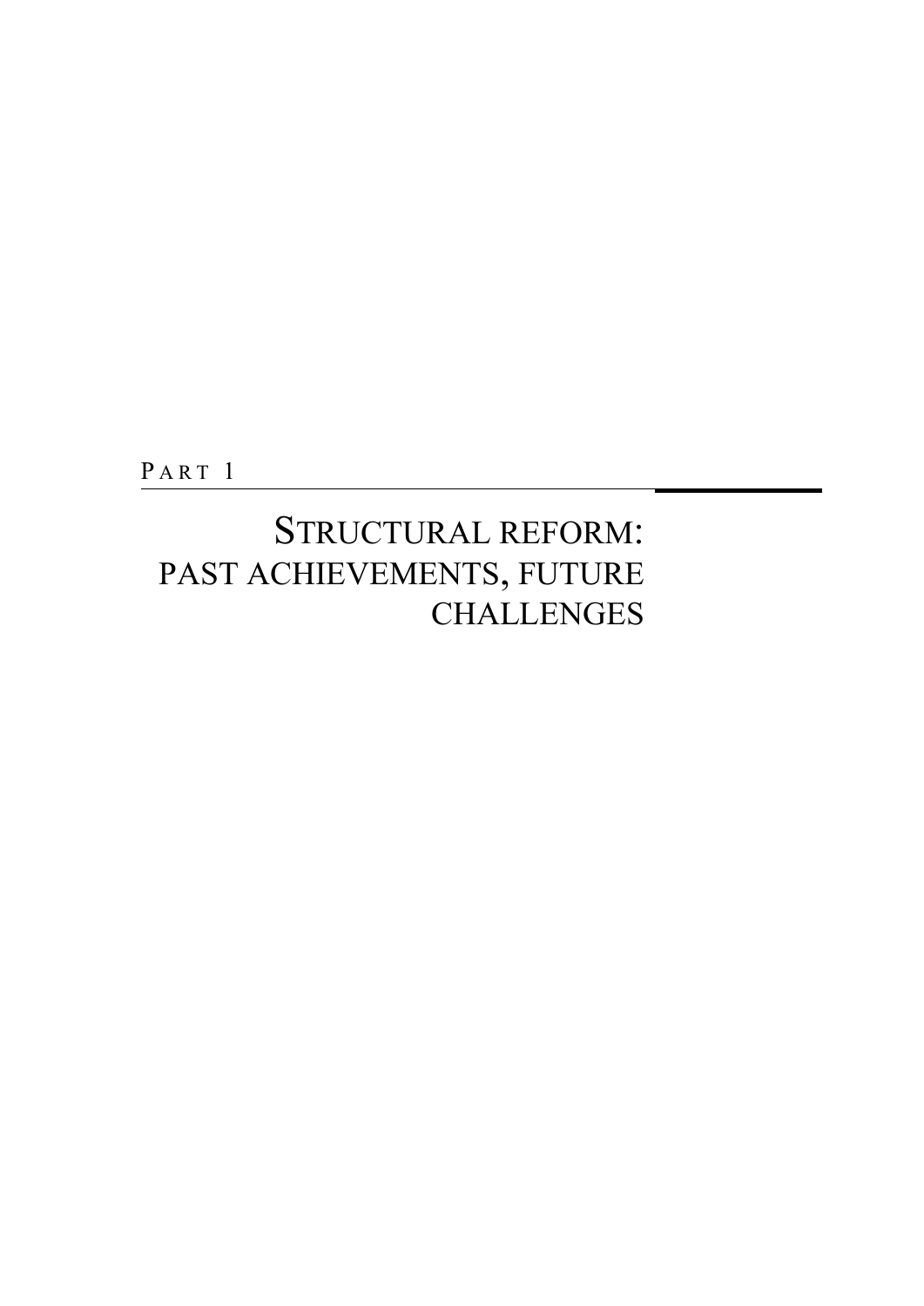PART 1

# STRUCTURAL REFORM: PAST ACHIEVEMENTS, FUTURE CHALLENGES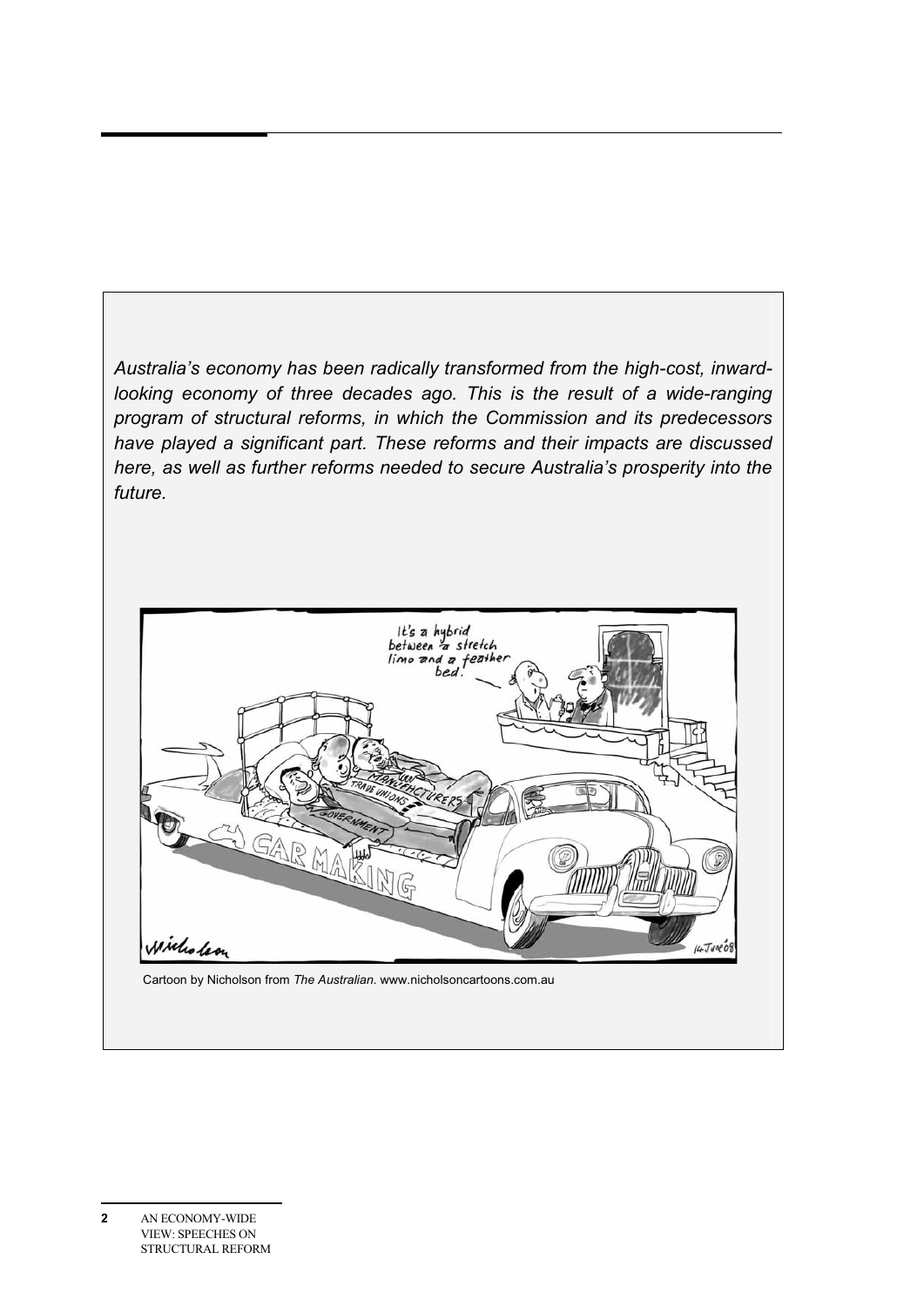*Australia's economy has been radically transformed from the high-cost, inward-looking economy of three decades ago. This is the result of a wide-ranging program of structural reforms, in which the Commission and its predecessors have played a significant part. These reforms and their impacts are discussed here, as well as further reforms needed to secure Australia's prosperity into the future.*

Cartoon by Nicholson from *The Australian*. www.nicholsoncartoons.com.au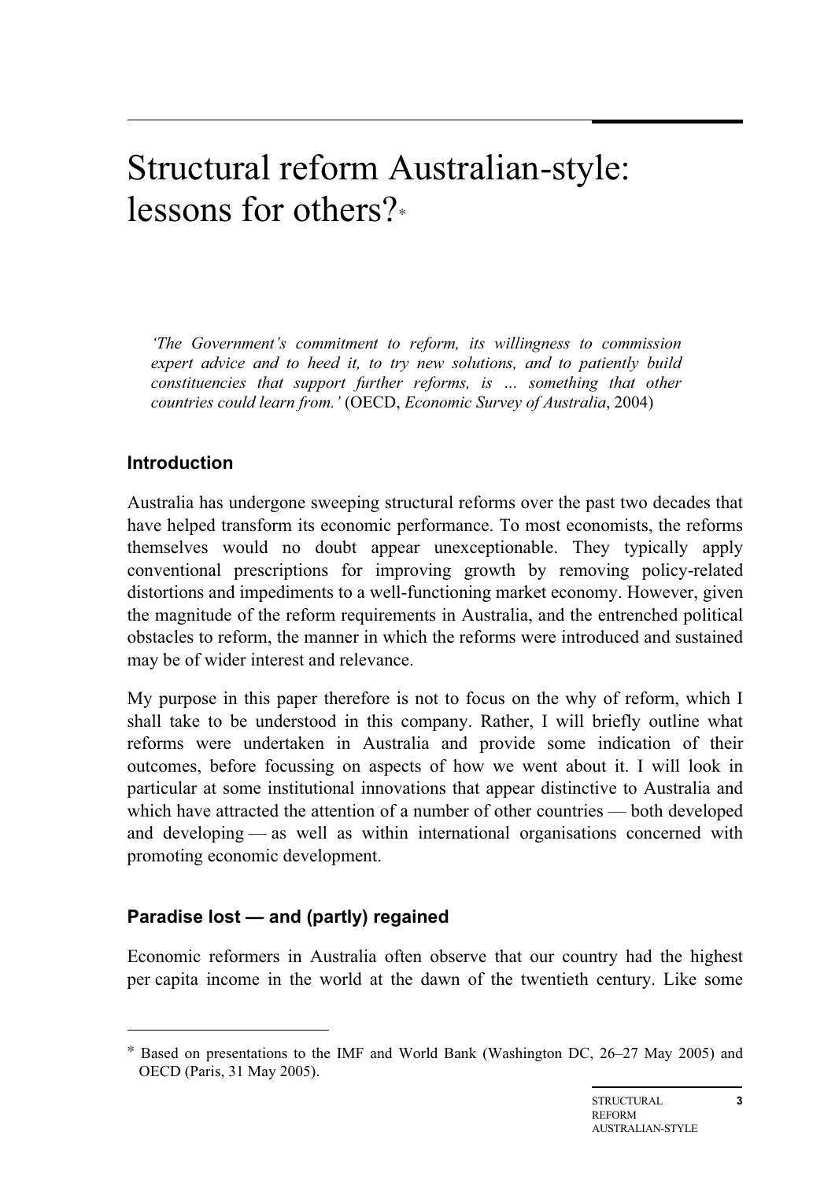# Structural reform Australian-style: lessons for others?*

*'The Government's commitment to reform, its willingness to commission expert advice and to heed it, to try new solutions, and to patiently build constituencies that support further reforms, is … something that other countries could learn from.'* (OECD, *Economic Survey of Australia*, 2004)

## Introduction

Australia has undergone sweeping structural reforms over the past two decades that have helped transform its economic performance. To most economists, the reforms themselves would no doubt appear unexceptionable. They typically apply conventional prescriptions for improving growth by removing policy-related distortions and impediments to a well-functioning market economy. However, given the magnitude of the reform requirements in Australia, and the entrenched political obstacles to reform, the manner in which the reforms were introduced and sustained may be of wider interest and relevance.

My purpose in this paper therefore is not to focus on the why of reform, which I shall take to be understood in this company. Rather, I will briefly outline what reforms were undertaken in Australia and provide some indication of their outcomes, before focussing on aspects of how we went about it. I will look in particular at some institutional innovations that appear distinctive to Australia and which have attracted the attention of a number of other countries — both developed and developing — as well as within international organisations concerned with promoting economic development.

## Paradise lost — and (partly) regained

Economic reformers in Australia often observe that our country had the highest per capita income in the world at the dawn of the twentieth century. Like some

---

* Based on presentations to the IMF and World Bank (Washington DC, 26–27 May 2005) and OECD (Paris, 31 May 2005).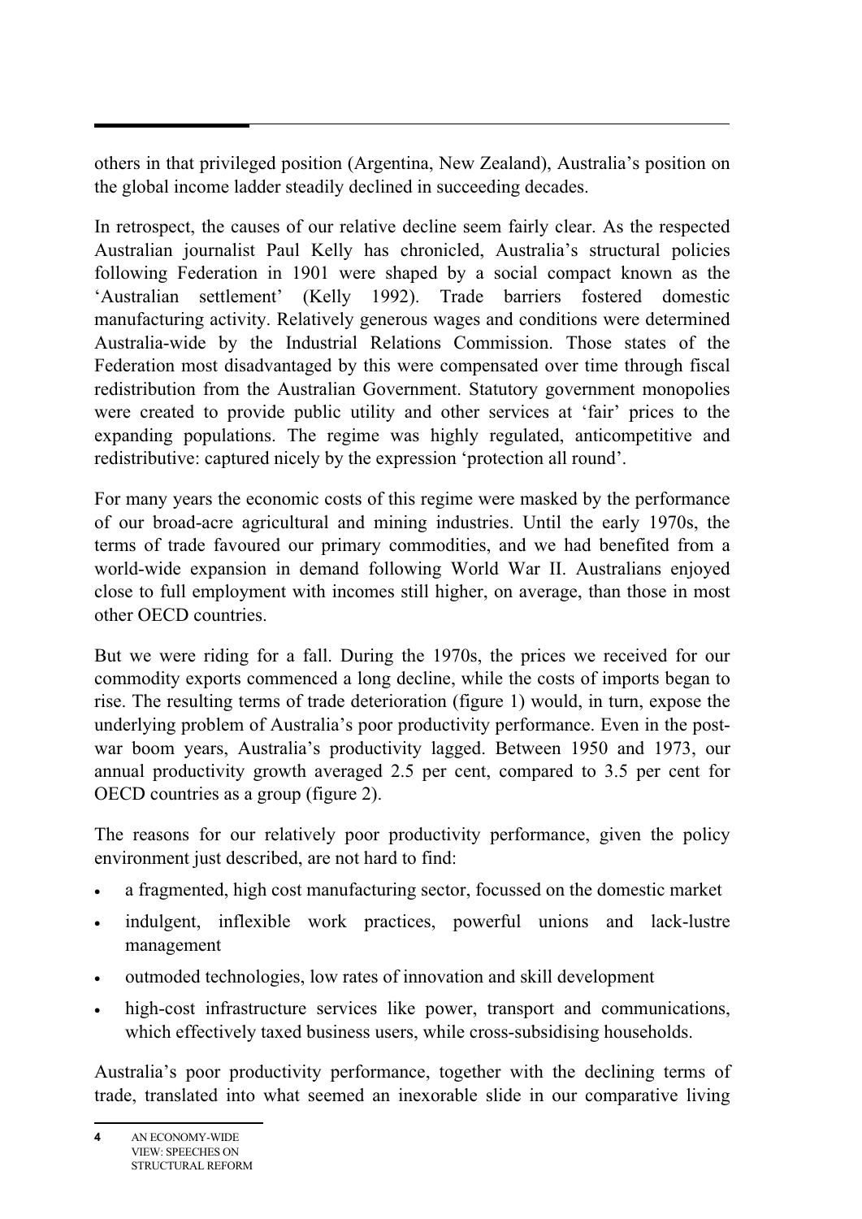others in that privileged position (Argentina, New Zealand), Australia's position on the global income ladder steadily declined in succeeding decades.

In retrospect, the causes of our relative decline seem fairly clear. As the respected Australian journalist Paul Kelly has chronicled, Australia's structural policies following Federation in 1901 were shaped by a social compact known as the 'Australian settlement' (Kelly 1992). Trade barriers fostered domestic manufacturing activity. Relatively generous wages and conditions were determined Australia-wide by the Industrial Relations Commission. Those states of the Federation most disadvantaged by this were compensated over time through fiscal redistribution from the Australian Government. Statutory government monopolies were created to provide public utility and other services at 'fair' prices to the expanding populations. The regime was highly regulated, anticompetitive and redistributive: captured nicely by the expression 'protection all round'.

For many years the economic costs of this regime were masked by the performance of our broad-acre agricultural and mining industries. Until the early 1970s, the terms of trade favoured our primary commodities, and we had benefited from a world-wide expansion in demand following World War II. Australians enjoyed close to full employment with incomes still higher, on average, than those in most other OECD countries.

But we were riding for a fall. During the 1970s, the prices we received for our commodity exports commenced a long decline, while the costs of imports began to rise. The resulting terms of trade deterioration (figure 1) would, in turn, expose the underlying problem of Australia's poor productivity performance. Even in the post-war boom years, Australia's productivity lagged. Between 1950 and 1973, our annual productivity growth averaged 2.5 per cent, compared to 3.5 per cent for OECD countries as a group (figure 2).

The reasons for our relatively poor productivity performance, given the policy environment just described, are not hard to find:

- a fragmented, high cost manufacturing sector, focussed on the domestic market
- indulgent, inflexible work practices, powerful unions and lack-lustre management
- outmoded technologies, low rates of innovation and skill development
- high-cost infrastructure services like power, transport and communications, which effectively taxed business users, while cross-subsidising households.

Australia's poor productivity performance, together with the declining terms of trade, translated into what seemed an inexorable slide in our comparative living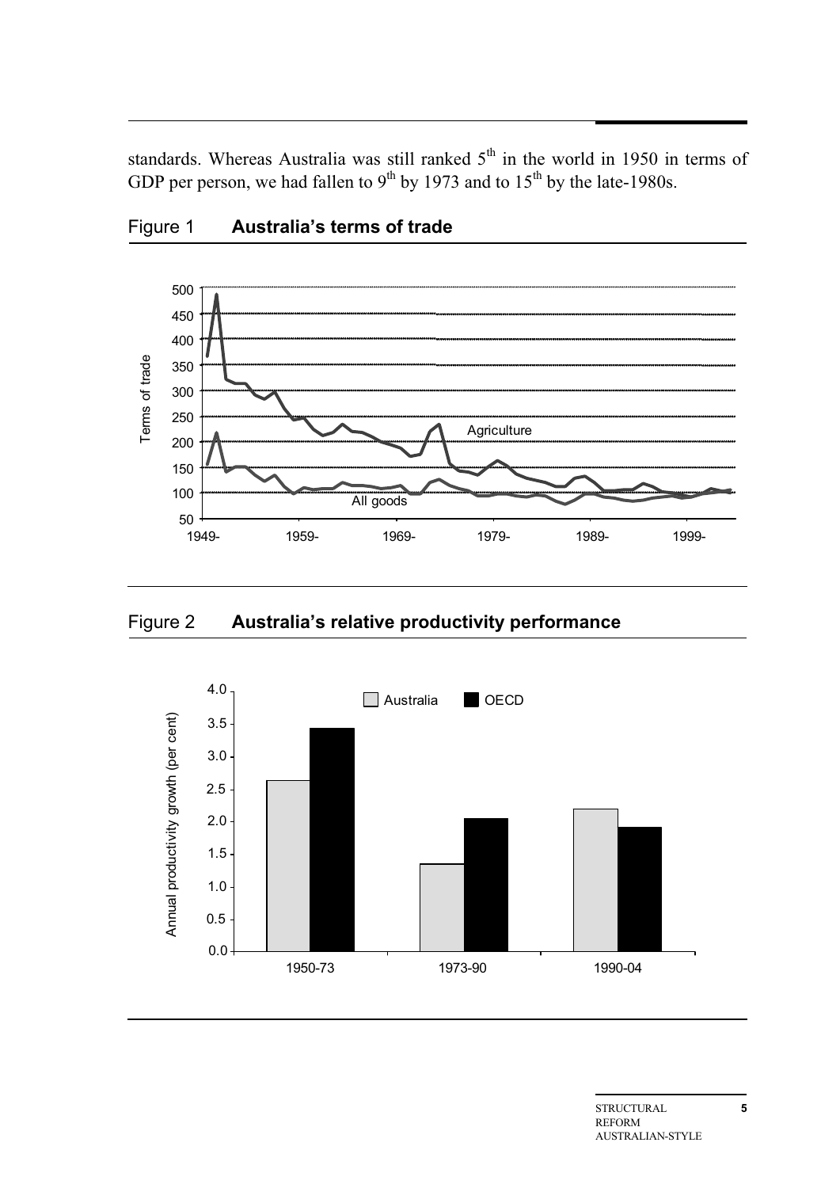standards. Whereas Australia was still ranked 5th in the world in 1950 in terms of GDP per person, we had fallen to 9th by 1973 and to 15th by the late-1980s.

Figure 1 **Australia's terms of trade**

Figure 2 **Australia's relative productivity performance**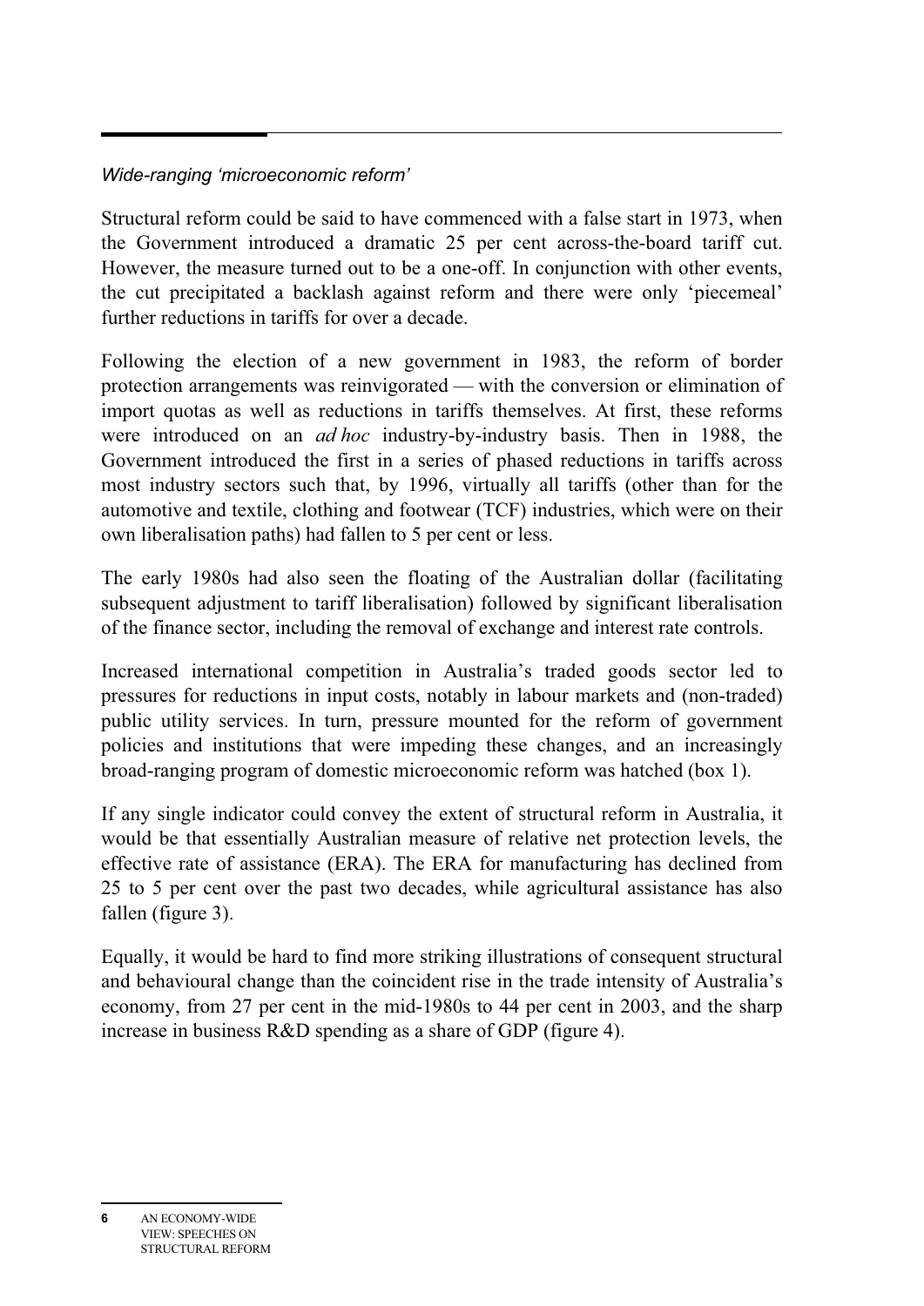*Wide-ranging 'microeconomic reform'*

Structural reform could be said to have commenced with a false start in 1973, when the Government introduced a dramatic 25 per cent across-the-board tariff cut. However, the measure turned out to be a one-off. In conjunction with other events, the cut precipitated a backlash against reform and there were only 'piecemeal' further reductions in tariffs for over a decade.

Following the election of a new government in 1983, the reform of border protection arrangements was reinvigorated — with the conversion or elimination of import quotas as well as reductions in tariffs themselves. At first, these reforms were introduced on an *ad hoc* industry-by-industry basis. Then in 1988, the Government introduced the first in a series of phased reductions in tariffs across most industry sectors such that, by 1996, virtually all tariffs (other than for the automotive and textile, clothing and footwear (TCF) industries, which were on their own liberalisation paths) had fallen to 5 per cent or less.

The early 1980s had also seen the floating of the Australian dollar (facilitating subsequent adjustment to tariff liberalisation) followed by significant liberalisation of the finance sector, including the removal of exchange and interest rate controls.

Increased international competition in Australia's traded goods sector led to pressures for reductions in input costs, notably in labour markets and (non-traded) public utility services. In turn, pressure mounted for the reform of government policies and institutions that were impeding these changes, and an increasingly broad-ranging program of domestic microeconomic reform was hatched (box 1).

If any single indicator could convey the extent of structural reform in Australia, it would be that essentially Australian measure of relative net protection levels, the effective rate of assistance (ERA). The ERA for manufacturing has declined from 25 to 5 per cent over the past two decades, while agricultural assistance has also fallen (figure 3).

Equally, it would be hard to find more striking illustrations of consequent structural and behavioural change than the coincident rise in the trade intensity of Australia's economy, from 27 per cent in the mid-1980s to 44 per cent in 2003, and the sharp increase in business R&D spending as a share of GDP (figure 4).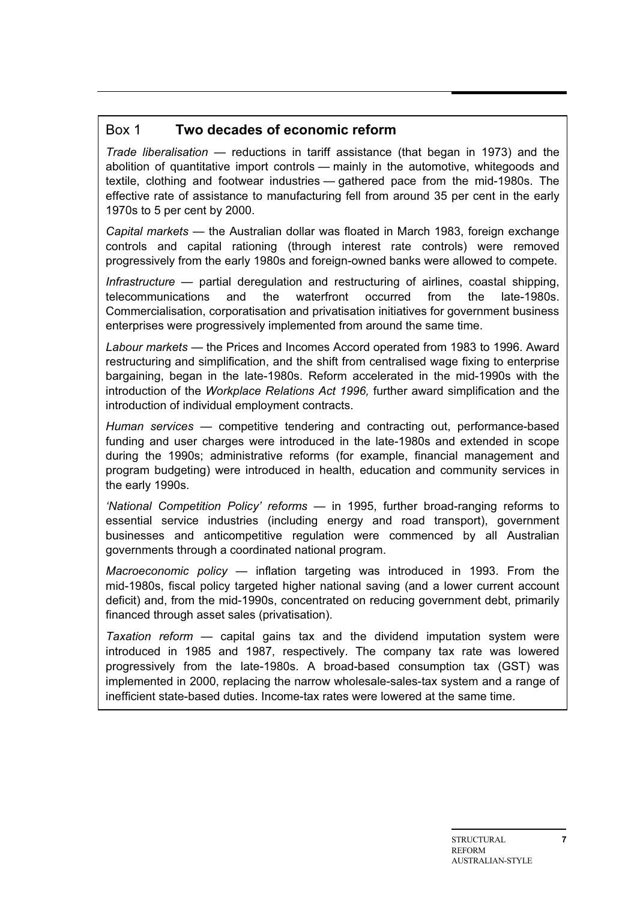## Box 1 **Two decades of economic reform**

*Trade liberalisation* — reductions in tariff assistance (that began in 1973) and the abolition of quantitative import controls — mainly in the automotive, whitegoods and textile, clothing and footwear industries — gathered pace from the mid-1980s. The effective rate of assistance to manufacturing fell from around 35 per cent in the early 1970s to 5 per cent by 2000.

*Capital markets* — the Australian dollar was floated in March 1983, foreign exchange controls and capital rationing (through interest rate controls) were removed progressively from the early 1980s and foreign-owned banks were allowed to compete.

*Infrastructure* — partial deregulation and restructuring of airlines, coastal shipping, telecommunications and the waterfront occurred from the late-1980s. Commercialisation, corporatisation and privatisation initiatives for government business enterprises were progressively implemented from around the same time.

*Labour markets* — the Prices and Incomes Accord operated from 1983 to 1996. Award restructuring and simplification, and the shift from centralised wage fixing to enterprise bargaining, began in the late-1980s. Reform accelerated in the mid-1990s with the introduction of the *Workplace Relations Act 1996,* further award simplification and the introduction of individual employment contracts.

*Human services* — competitive tendering and contracting out, performance-based funding and user charges were introduced in the late-1980s and extended in scope during the 1990s; administrative reforms (for example, financial management and program budgeting) were introduced in health, education and community services in the early 1990s.

*'National Competition Policy' reforms* — in 1995, further broad-ranging reforms to essential service industries (including energy and road transport), government businesses and anticompetitive regulation were commenced by all Australian governments through a coordinated national program.

*Macroeconomic policy* — inflation targeting was introduced in 1993. From the mid-1980s, fiscal policy targeted higher national saving (and a lower current account deficit) and, from the mid-1990s, concentrated on reducing government debt, primarily financed through asset sales (privatisation).

*Taxation reform* — capital gains tax and the dividend imputation system were introduced in 1985 and 1987, respectively. The company tax rate was lowered progressively from the late-1980s. A broad-based consumption tax (GST) was implemented in 2000, replacing the narrow wholesale-sales-tax system and a range of inefficient state-based duties. Income-tax rates were lowered at the same time.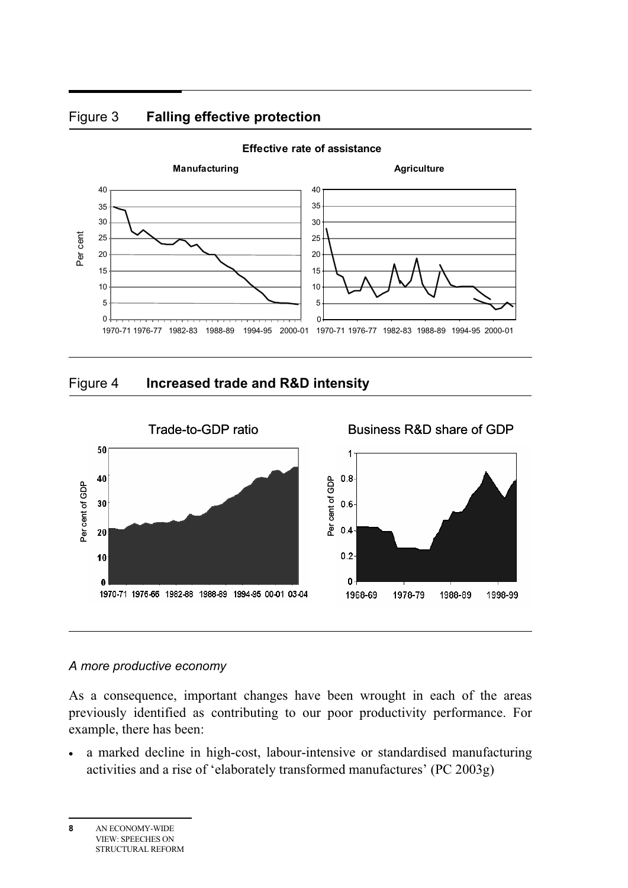## Figure 3 **Falling effective protection**

## Figure 4 **Increased trade and R&D intensity**

*A more productive economy*

As a consequence, important changes have been wrought in each of the areas previously identified as contributing to our poor productivity performance. For example, there has been:

- a marked decline in high-cost, labour-intensive or standardised manufacturing activities and a rise of 'elaborately transformed manufactures' (PC 2003g)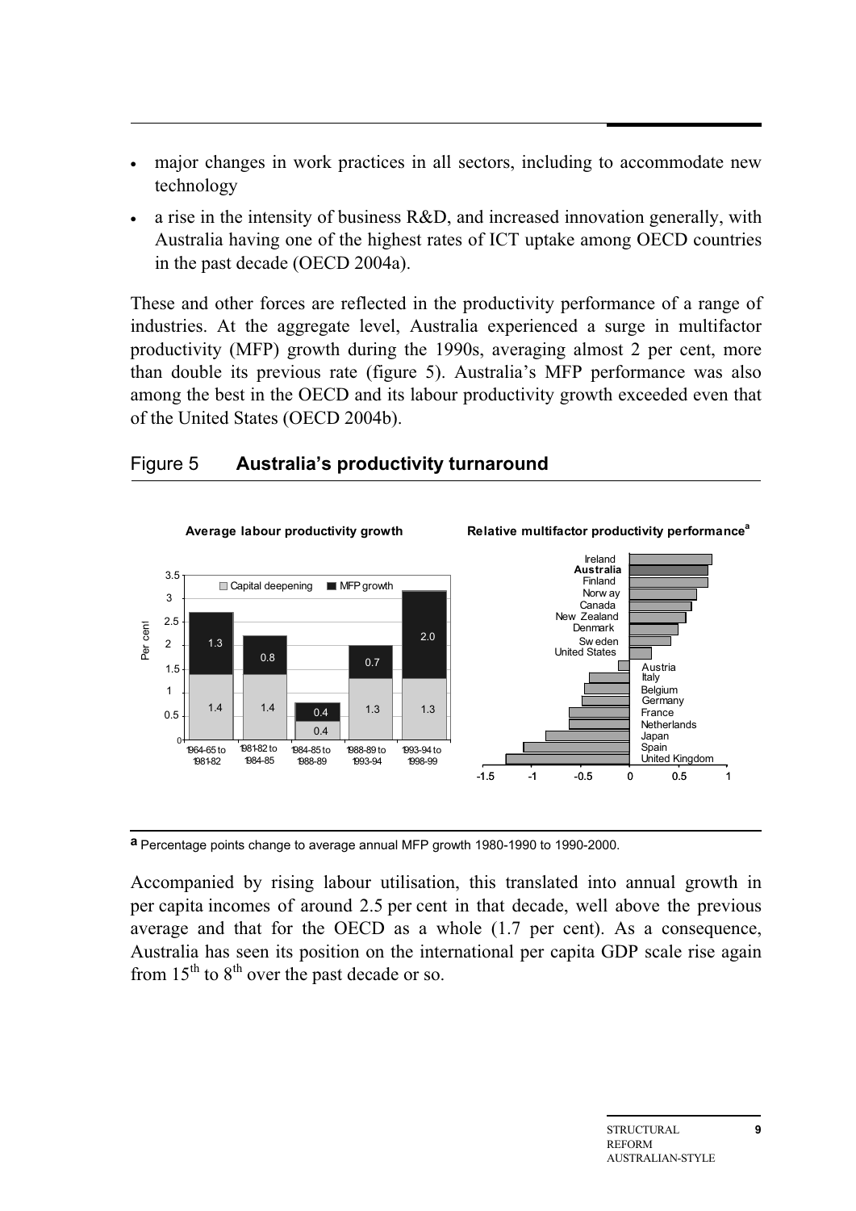- major changes in work practices in all sectors, including to accommodate new technology
- a rise in the intensity of business R&D, and increased innovation generally, with Australia having one of the highest rates of ICT uptake among OECD countries in the past decade (OECD 2004a).

These and other forces are reflected in the productivity performance of a range of industries. At the aggregate level, Australia experienced a surge in multifactor productivity (MFP) growth during the 1990s, averaging almost 2 per cent, more than double its previous rate (figure 5). Australia's MFP performance was also among the best in the OECD and its labour productivity growth exceeded even that of the United States (OECD 2004b).

### Figure 5 **Australia's productivity turnaround**

**Average labour productivity growth**

| Period | Capital deepening (per cent) | MFP growth (per cent) |
|---|---|---|
| 1964-65 to 1981-82 | 1.4 | 1.3 |
| 1981-82 to 1984-85 | 1.4 | 0.8 |
| 1984-85 to 1988-89 | 0.4 | 0.4 |
| 1988-89 to 1993-94 | 1.3 | 0.7 |
| 1993-94 to 1998-99 | 1.3 | 2.0 |

**Relative multifactor productivity performance[a]**

Countries shown (in descending order): Ireland, **Australia**, Finland, Norway, Canada, New Zealand, Denmark, Sweden, United States, Austria, Italy, Belgium, Germany, France, Netherlands, Japan, Spain, United Kingdom (scale -1.5 to 1).

**a** Percentage points change to average annual MFP growth 1980-1990 to 1990-2000.

Accompanied by rising labour utilisation, this translated into annual growth in per capita incomes of around 2.5 per cent in that decade, well above the previous average and that for the OECD as a whole (1.7 per cent). As a consequence, Australia has seen its position on the international per capita GDP scale rise again from 15[th] to 8[th] over the past decade or so.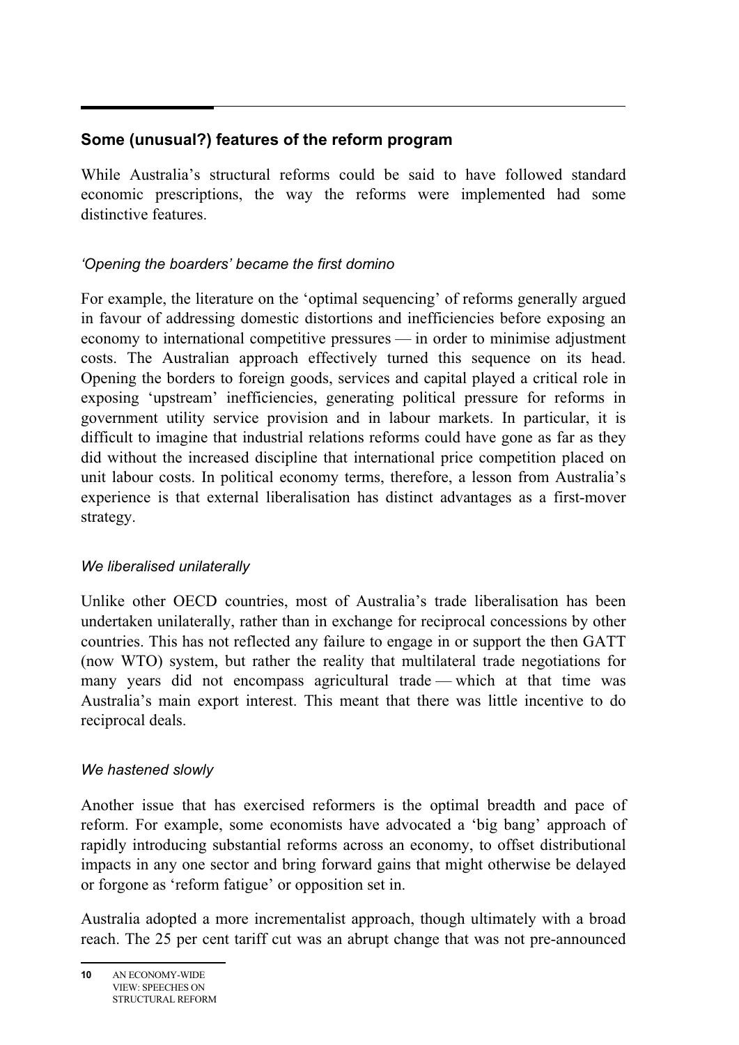## Some (unusual?) features of the reform program

While Australia's structural reforms could be said to have followed standard economic prescriptions, the way the reforms were implemented had some distinctive features.

### *'Opening the boarders' became the first domino*

For example, the literature on the 'optimal sequencing' of reforms generally argued in favour of addressing domestic distortions and inefficiencies before exposing an economy to international competitive pressures — in order to minimise adjustment costs. The Australian approach effectively turned this sequence on its head. Opening the borders to foreign goods, services and capital played a critical role in exposing 'upstream' inefficiencies, generating political pressure for reforms in government utility service provision and in labour markets. In particular, it is difficult to imagine that industrial relations reforms could have gone as far as they did without the increased discipline that international price competition placed on unit labour costs. In political economy terms, therefore, a lesson from Australia's experience is that external liberalisation has distinct advantages as a first-mover strategy.

### *We liberalised unilaterally*

Unlike other OECD countries, most of Australia's trade liberalisation has been undertaken unilaterally, rather than in exchange for reciprocal concessions by other countries. This has not reflected any failure to engage in or support the then GATT (now WTO) system, but rather the reality that multilateral trade negotiations for many years did not encompass agricultural trade — which at that time was Australia's main export interest. This meant that there was little incentive to do reciprocal deals.

### *We hastened slowly*

Another issue that has exercised reformers is the optimal breadth and pace of reform. For example, some economists have advocated a 'big bang' approach of rapidly introducing substantial reforms across an economy, to offset distributional impacts in any one sector and bring forward gains that might otherwise be delayed or forgone as 'reform fatigue' or opposition set in.

Australia adopted a more incrementalist approach, though ultimately with a broad reach. The 25 per cent tariff cut was an abrupt change that was not pre-announced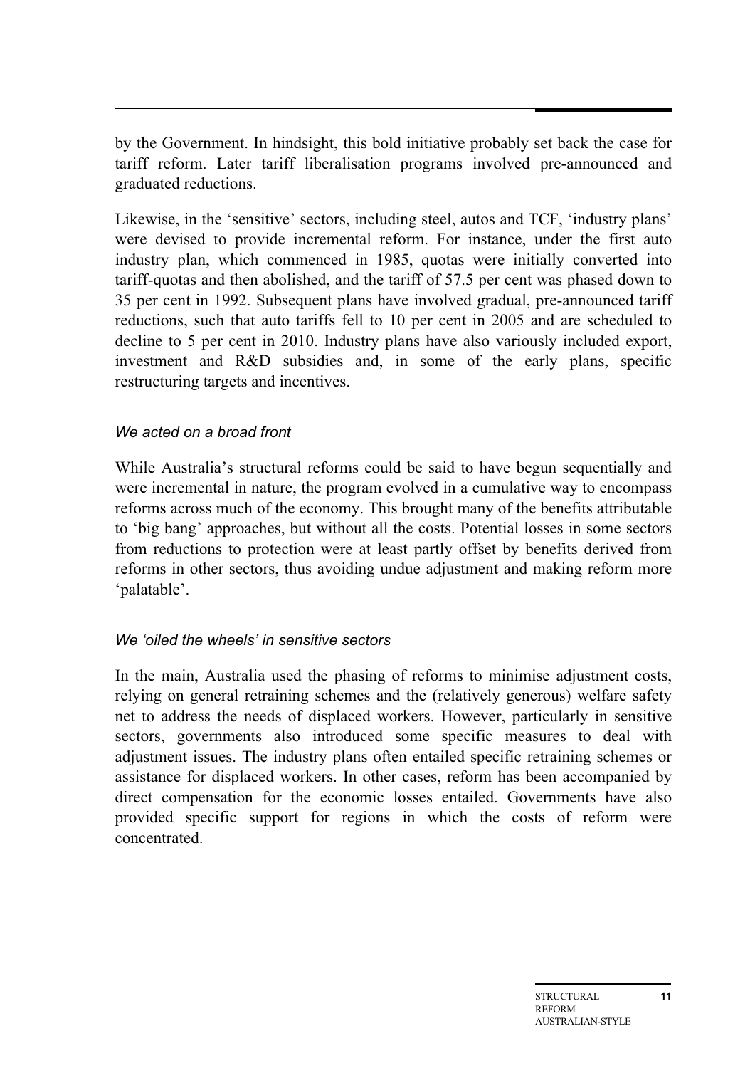by the Government. In hindsight, this bold initiative probably set back the case for tariff reform. Later tariff liberalisation programs involved pre-announced and graduated reductions.

Likewise, in the 'sensitive' sectors, including steel, autos and TCF, 'industry plans' were devised to provide incremental reform. For instance, under the first auto industry plan, which commenced in 1985, quotas were initially converted into tariff-quotas and then abolished, and the tariff of 57.5 per cent was phased down to 35 per cent in 1992. Subsequent plans have involved gradual, pre-announced tariff reductions, such that auto tariffs fell to 10 per cent in 2005 and are scheduled to decline to 5 per cent in 2010. Industry plans have also variously included export, investment and R&D subsidies and, in some of the early plans, specific restructuring targets and incentives.

### *We acted on a broad front*

While Australia's structural reforms could be said to have begun sequentially and were incremental in nature, the program evolved in a cumulative way to encompass reforms across much of the economy. This brought many of the benefits attributable to 'big bang' approaches, but without all the costs. Potential losses in some sectors from reductions to protection were at least partly offset by benefits derived from reforms in other sectors, thus avoiding undue adjustment and making reform more 'palatable'.

### *We 'oiled the wheels' in sensitive sectors*

In the main, Australia used the phasing of reforms to minimise adjustment costs, relying on general retraining schemes and the (relatively generous) welfare safety net to address the needs of displaced workers. However, particularly in sensitive sectors, governments also introduced some specific measures to deal with adjustment issues. The industry plans often entailed specific retraining schemes or assistance for displaced workers. In other cases, reform has been accompanied by direct compensation for the economic losses entailed. Governments have also provided specific support for regions in which the costs of reform were concentrated.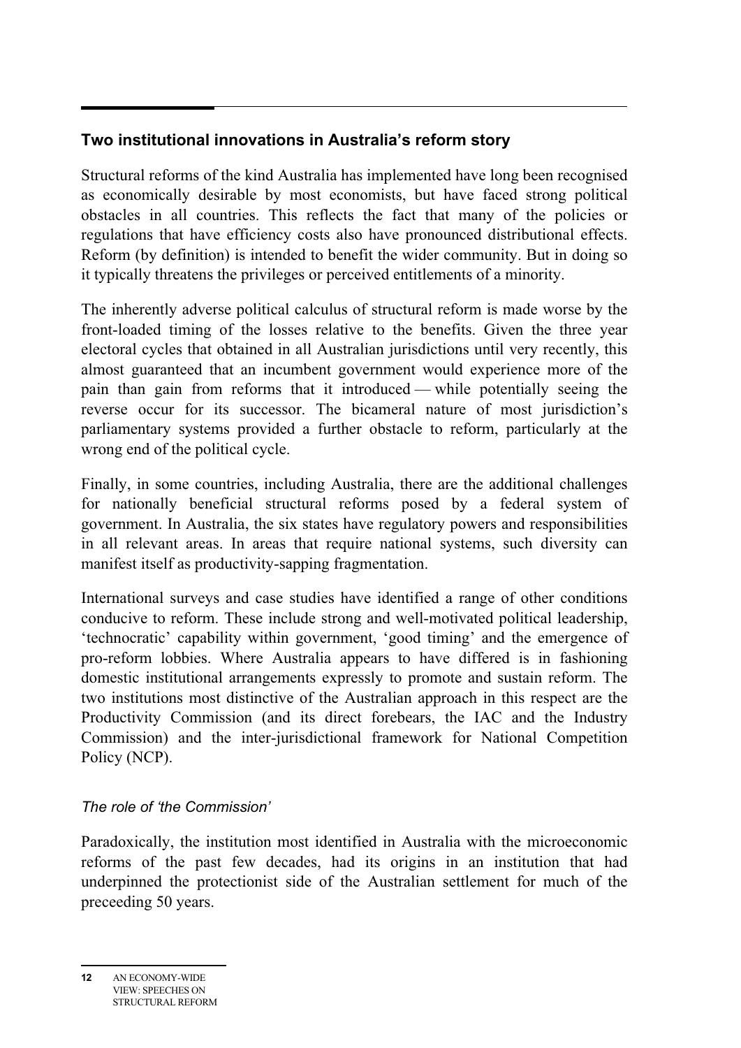## Two institutional innovations in Australia's reform story

Structural reforms of the kind Australia has implemented have long been recognised as economically desirable by most economists, but have faced strong political obstacles in all countries. This reflects the fact that many of the policies or regulations that have efficiency costs also have pronounced distributional effects. Reform (by definition) is intended to benefit the wider community. But in doing so it typically threatens the privileges or perceived entitlements of a minority.

The inherently adverse political calculus of structural reform is made worse by the front-loaded timing of the losses relative to the benefits. Given the three year electoral cycles that obtained in all Australian jurisdictions until very recently, this almost guaranteed that an incumbent government would experience more of the pain than gain from reforms that it introduced — while potentially seeing the reverse occur for its successor. The bicameral nature of most jurisdiction's parliamentary systems provided a further obstacle to reform, particularly at the wrong end of the political cycle.

Finally, in some countries, including Australia, there are the additional challenges for nationally beneficial structural reforms posed by a federal system of government. In Australia, the six states have regulatory powers and responsibilities in all relevant areas. In areas that require national systems, such diversity can manifest itself as productivity-sapping fragmentation.

International surveys and case studies have identified a range of other conditions conducive to reform. These include strong and well-motivated political leadership, 'technocratic' capability within government, 'good timing' and the emergence of pro-reform lobbies. Where Australia appears to have differed is in fashioning domestic institutional arrangements expressly to promote and sustain reform. The two institutions most distinctive of the Australian approach in this respect are the Productivity Commission (and its direct forebears, the IAC and the Industry Commission) and the inter-jurisdictional framework for National Competition Policy (NCP).

### *The role of 'the Commission'*

Paradoxically, the institution most identified in Australia with the microeconomic reforms of the past few decades, had its origins in an institution that had underpinned the protectionist side of the Australian settlement for much of the preceeding 50 years.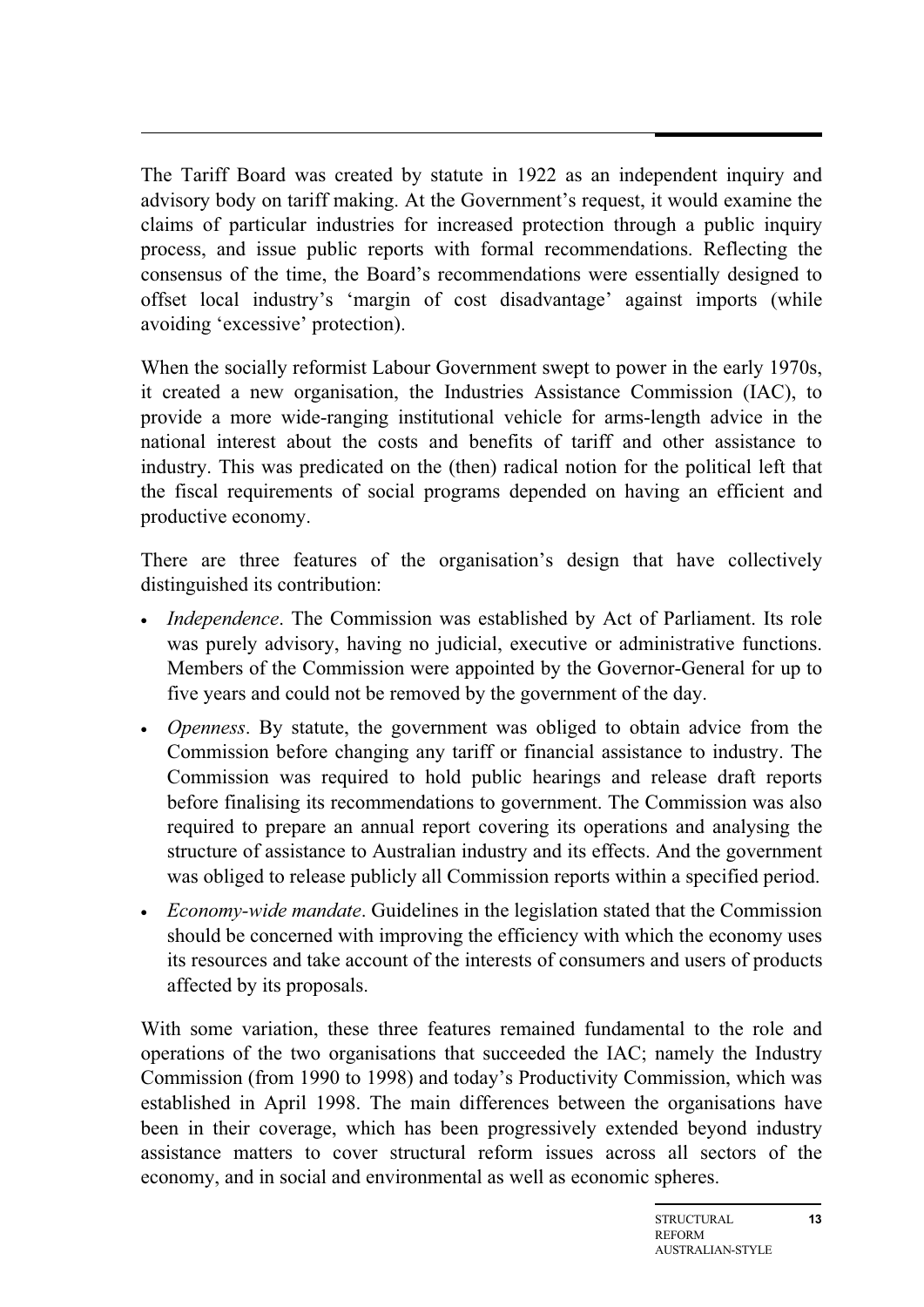The Tariff Board was created by statute in 1922 as an independent inquiry and advisory body on tariff making. At the Government's request, it would examine the claims of particular industries for increased protection through a public inquiry process, and issue public reports with formal recommendations. Reflecting the consensus of the time, the Board's recommendations were essentially designed to offset local industry's 'margin of cost disadvantage' against imports (while avoiding 'excessive' protection).

When the socially reformist Labour Government swept to power in the early 1970s, it created a new organisation, the Industries Assistance Commission (IAC), to provide a more wide-ranging institutional vehicle for arms-length advice in the national interest about the costs and benefits of tariff and other assistance to industry. This was predicated on the (then) radical notion for the political left that the fiscal requirements of social programs depended on having an efficient and productive economy.

There are three features of the organisation's design that have collectively distinguished its contribution:

- *Independence*. The Commission was established by Act of Parliament. Its role was purely advisory, having no judicial, executive or administrative functions. Members of the Commission were appointed by the Governor-General for up to five years and could not be removed by the government of the day.
- *Openness*. By statute, the government was obliged to obtain advice from the Commission before changing any tariff or financial assistance to industry. The Commission was required to hold public hearings and release draft reports before finalising its recommendations to government. The Commission was also required to prepare an annual report covering its operations and analysing the structure of assistance to Australian industry and its effects. And the government was obliged to release publicly all Commission reports within a specified period.
- *Economy-wide mandate*. Guidelines in the legislation stated that the Commission should be concerned with improving the efficiency with which the economy uses its resources and take account of the interests of consumers and users of products affected by its proposals.

With some variation, these three features remained fundamental to the role and operations of the two organisations that succeeded the IAC; namely the Industry Commission (from 1990 to 1998) and today's Productivity Commission, which was established in April 1998. The main differences between the organisations have been in their coverage, which has been progressively extended beyond industry assistance matters to cover structural reform issues across all sectors of the economy, and in social and environmental as well as economic spheres.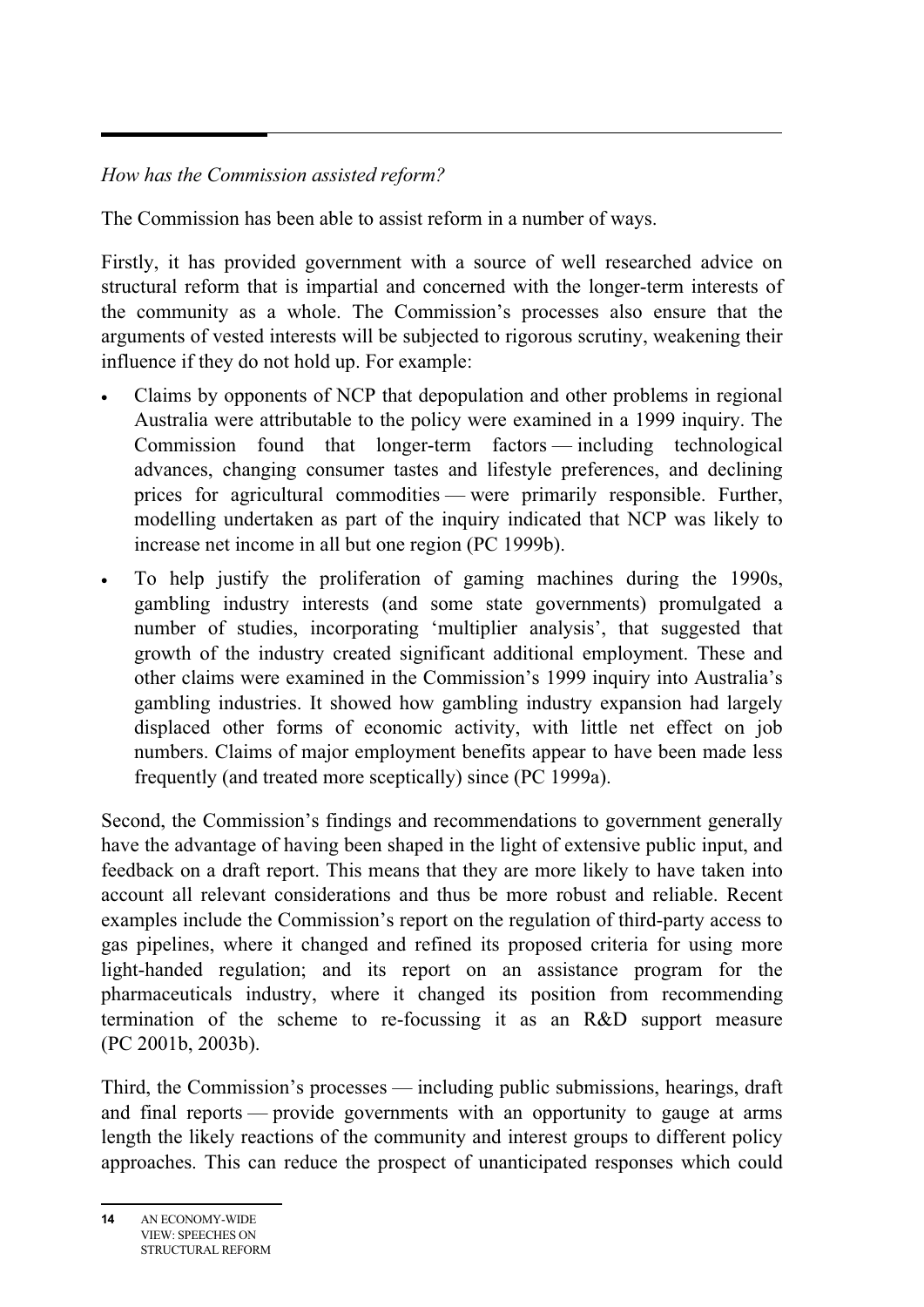*How has the Commission assisted reform?*

The Commission has been able to assist reform in a number of ways.

Firstly, it has provided government with a source of well researched advice on structural reform that is impartial and concerned with the longer-term interests of the community as a whole. The Commission's processes also ensure that the arguments of vested interests will be subjected to rigorous scrutiny, weakening their influence if they do not hold up. For example:

- Claims by opponents of NCP that depopulation and other problems in regional Australia were attributable to the policy were examined in a 1999 inquiry. The Commission found that longer-term factors — including technological advances, changing consumer tastes and lifestyle preferences, and declining prices for agricultural commodities — were primarily responsible. Further, modelling undertaken as part of the inquiry indicated that NCP was likely to increase net income in all but one region (PC 1999b).
- To help justify the proliferation of gaming machines during the 1990s, gambling industry interests (and some state governments) promulgated a number of studies, incorporating 'multiplier analysis', that suggested that growth of the industry created significant additional employment. These and other claims were examined in the Commission's 1999 inquiry into Australia's gambling industries. It showed how gambling industry expansion had largely displaced other forms of economic activity, with little net effect on job numbers. Claims of major employment benefits appear to have been made less frequently (and treated more sceptically) since (PC 1999a).

Second, the Commission's findings and recommendations to government generally have the advantage of having been shaped in the light of extensive public input, and feedback on a draft report. This means that they are more likely to have taken into account all relevant considerations and thus be more robust and reliable. Recent examples include the Commission's report on the regulation of third-party access to gas pipelines, where it changed and refined its proposed criteria for using more light-handed regulation; and its report on an assistance program for the pharmaceuticals industry, where it changed its position from recommending termination of the scheme to re-focussing it as an R&D support measure (PC 2001b, 2003b).

Third, the Commission's processes — including public submissions, hearings, draft and final reports — provide governments with an opportunity to gauge at arms length the likely reactions of the community and interest groups to different policy approaches. This can reduce the prospect of unanticipated responses which could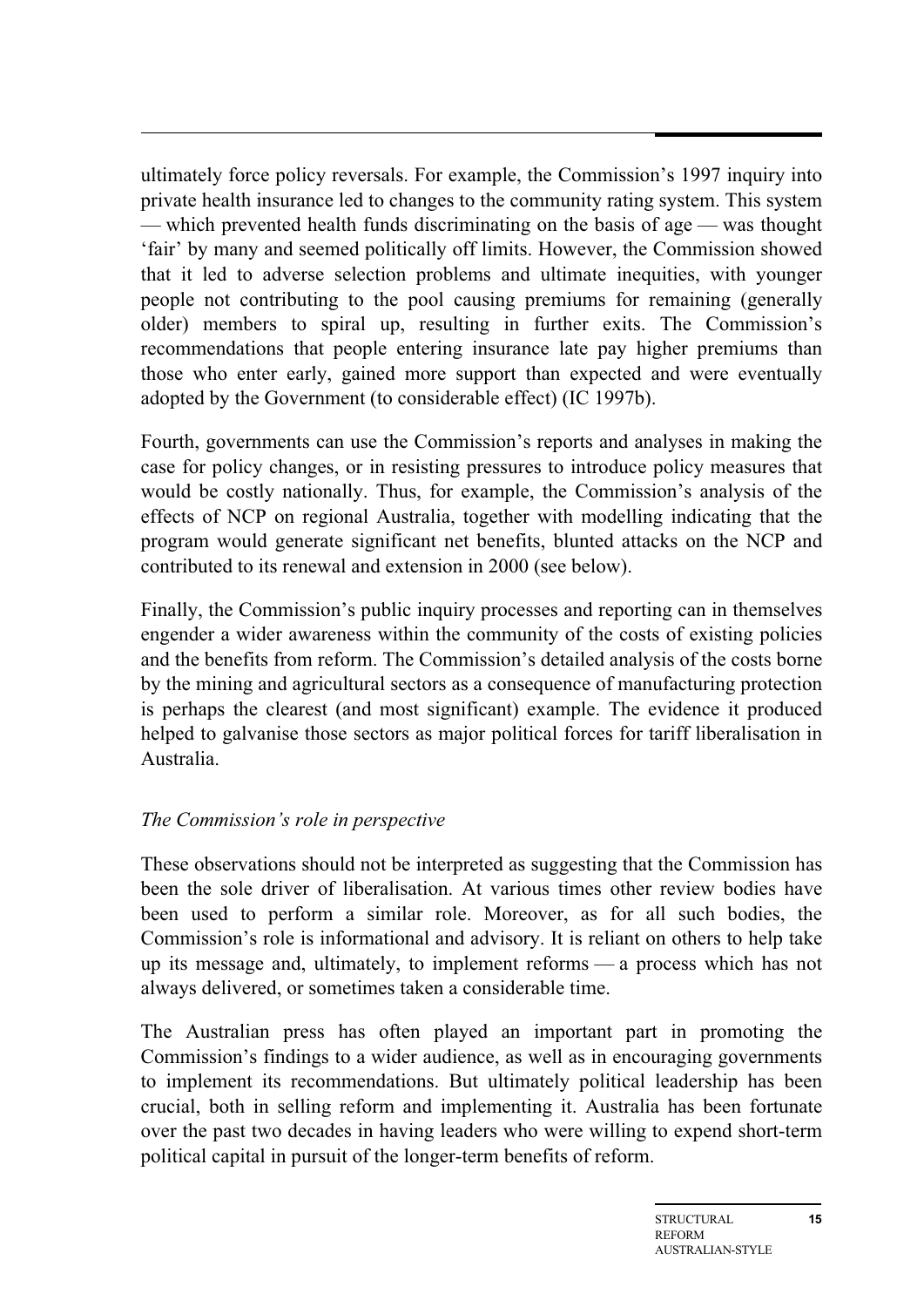ultimately force policy reversals. For example, the Commission's 1997 inquiry into private health insurance led to changes to the community rating system. This system — which prevented health funds discriminating on the basis of age — was thought 'fair' by many and seemed politically off limits. However, the Commission showed that it led to adverse selection problems and ultimate inequities, with younger people not contributing to the pool causing premiums for remaining (generally older) members to spiral up, resulting in further exits. The Commission's recommendations that people entering insurance late pay higher premiums than those who enter early, gained more support than expected and were eventually adopted by the Government (to considerable effect) (IC 1997b).

Fourth, governments can use the Commission's reports and analyses in making the case for policy changes, or in resisting pressures to introduce policy measures that would be costly nationally. Thus, for example, the Commission's analysis of the effects of NCP on regional Australia, together with modelling indicating that the program would generate significant net benefits, blunted attacks on the NCP and contributed to its renewal and extension in 2000 (see below).

Finally, the Commission's public inquiry processes and reporting can in themselves engender a wider awareness within the community of the costs of existing policies and the benefits from reform. The Commission's detailed analysis of the costs borne by the mining and agricultural sectors as a consequence of manufacturing protection is perhaps the clearest (and most significant) example. The evidence it produced helped to galvanise those sectors as major political forces for tariff liberalisation in Australia.

### *The Commission's role in perspective*

These observations should not be interpreted as suggesting that the Commission has been the sole driver of liberalisation. At various times other review bodies have been used to perform a similar role. Moreover, as for all such bodies, the Commission's role is informational and advisory. It is reliant on others to help take up its message and, ultimately, to implement reforms — a process which has not always delivered, or sometimes taken a considerable time.

The Australian press has often played an important part in promoting the Commission's findings to a wider audience, as well as in encouraging governments to implement its recommendations. But ultimately political leadership has been crucial, both in selling reform and implementing it. Australia has been fortunate over the past two decades in having leaders who were willing to expend short-term political capital in pursuit of the longer-term benefits of reform.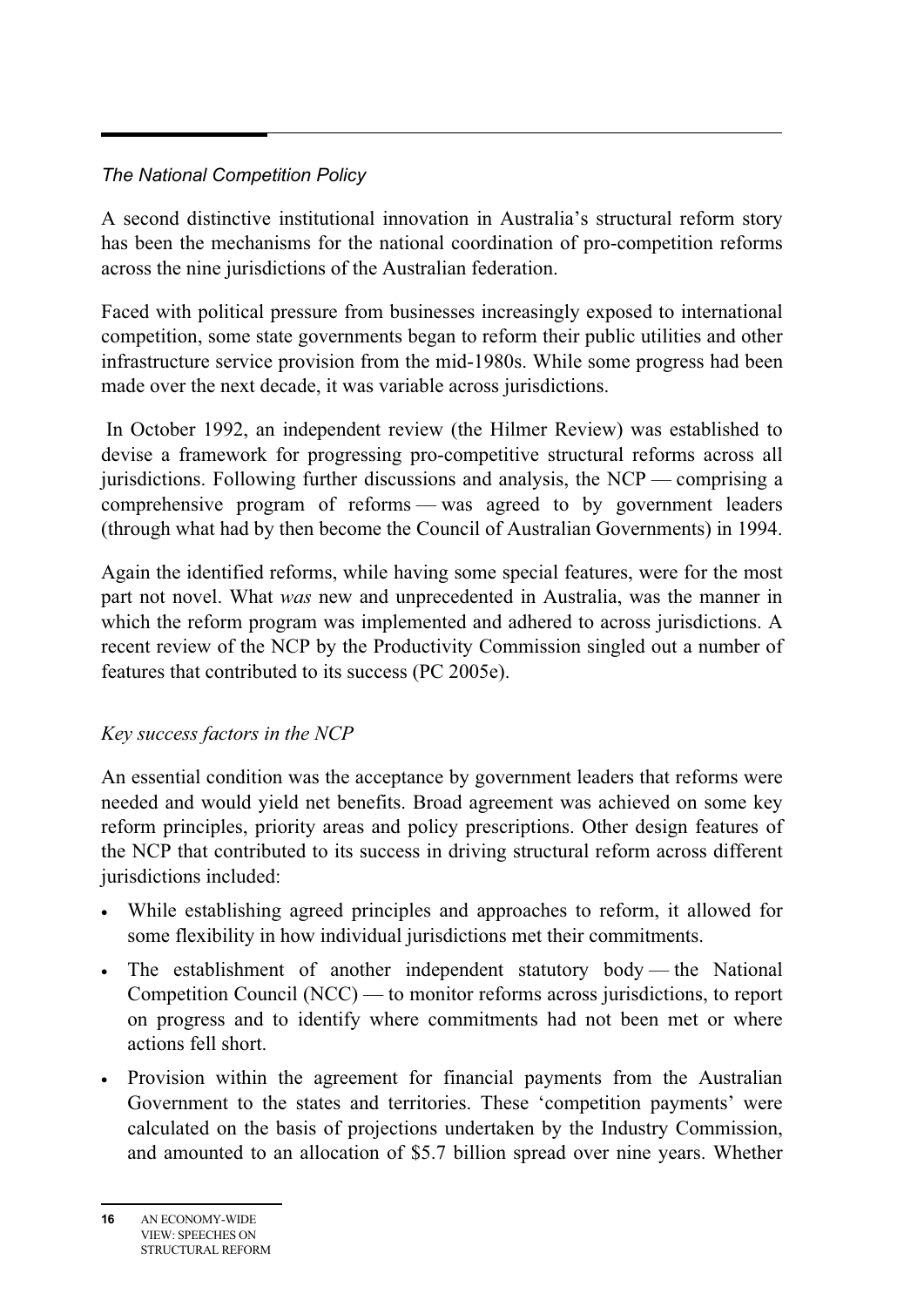*The National Competition Policy*

A second distinctive institutional innovation in Australia's structural reform story has been the mechanisms for the national coordination of pro-competition reforms across the nine jurisdictions of the Australian federation.

Faced with political pressure from businesses increasingly exposed to international competition, some state governments began to reform their public utilities and other infrastructure service provision from the mid-1980s. While some progress had been made over the next decade, it was variable across jurisdictions.

In October 1992, an independent review (the Hilmer Review) was established to devise a framework for progressing pro-competitive structural reforms across all jurisdictions. Following further discussions and analysis, the NCP — comprising a comprehensive program of reforms — was agreed to by government leaders (through what had by then become the Council of Australian Governments) in 1994.

Again the identified reforms, while having some special features, were for the most part not novel. What *was* new and unprecedented in Australia, was the manner in which the reform program was implemented and adhered to across jurisdictions. A recent review of the NCP by the Productivity Commission singled out a number of features that contributed to its success (PC 2005e).

*Key success factors in the NCP*

An essential condition was the acceptance by government leaders that reforms were needed and would yield net benefits. Broad agreement was achieved on some key reform principles, priority areas and policy prescriptions. Other design features of the NCP that contributed to its success in driving structural reform across different jurisdictions included:

- While establishing agreed principles and approaches to reform, it allowed for some flexibility in how individual jurisdictions met their commitments.
- The establishment of another independent statutory body — the National Competition Council (NCC) — to monitor reforms across jurisdictions, to report on progress and to identify where commitments had not been met or where actions fell short.
- Provision within the agreement for financial payments from the Australian Government to the states and territories. These 'competition payments' were calculated on the basis of projections undertaken by the Industry Commission, and amounted to an allocation of $5.7 billion spread over nine years. Whether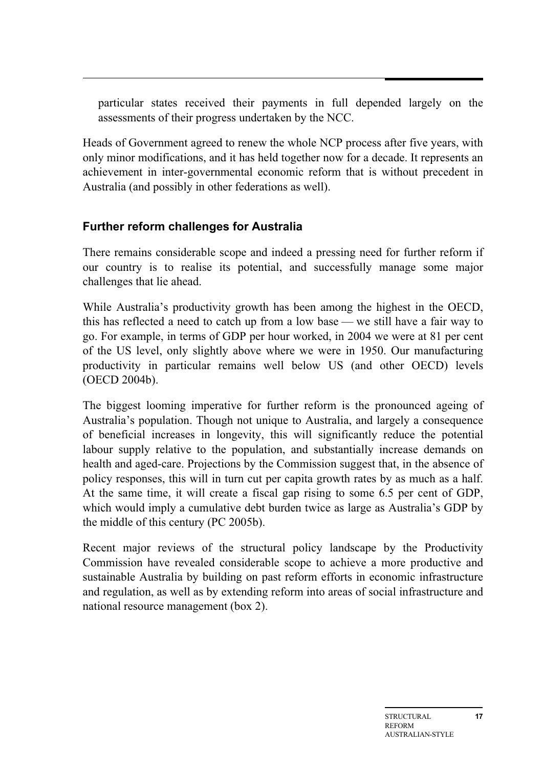particular states received their payments in full depended largely on the assessments of their progress undertaken by the NCC.

Heads of Government agreed to renew the whole NCP process after five years, with only minor modifications, and it has held together now for a decade. It represents an achievement in inter-governmental economic reform that is without precedent in Australia (and possibly in other federations as well).

### Further reform challenges for Australia

There remains considerable scope and indeed a pressing need for further reform if our country is to realise its potential, and successfully manage some major challenges that lie ahead.

While Australia's productivity growth has been among the highest in the OECD, this has reflected a need to catch up from a low base — we still have a fair way to go. For example, in terms of GDP per hour worked, in 2004 we were at 81 per cent of the US level, only slightly above where we were in 1950. Our manufacturing productivity in particular remains well below US (and other OECD) levels (OECD 2004b).

The biggest looming imperative for further reform is the pronounced ageing of Australia's population. Though not unique to Australia, and largely a consequence of beneficial increases in longevity, this will significantly reduce the potential labour supply relative to the population, and substantially increase demands on health and aged-care. Projections by the Commission suggest that, in the absence of policy responses, this will in turn cut per capita growth rates by as much as a half. At the same time, it will create a fiscal gap rising to some 6.5 per cent of GDP, which would imply a cumulative debt burden twice as large as Australia's GDP by the middle of this century (PC 2005b).

Recent major reviews of the structural policy landscape by the Productivity Commission have revealed considerable scope to achieve a more productive and sustainable Australia by building on past reform efforts in economic infrastructure and regulation, as well as by extending reform into areas of social infrastructure and national resource management (box 2).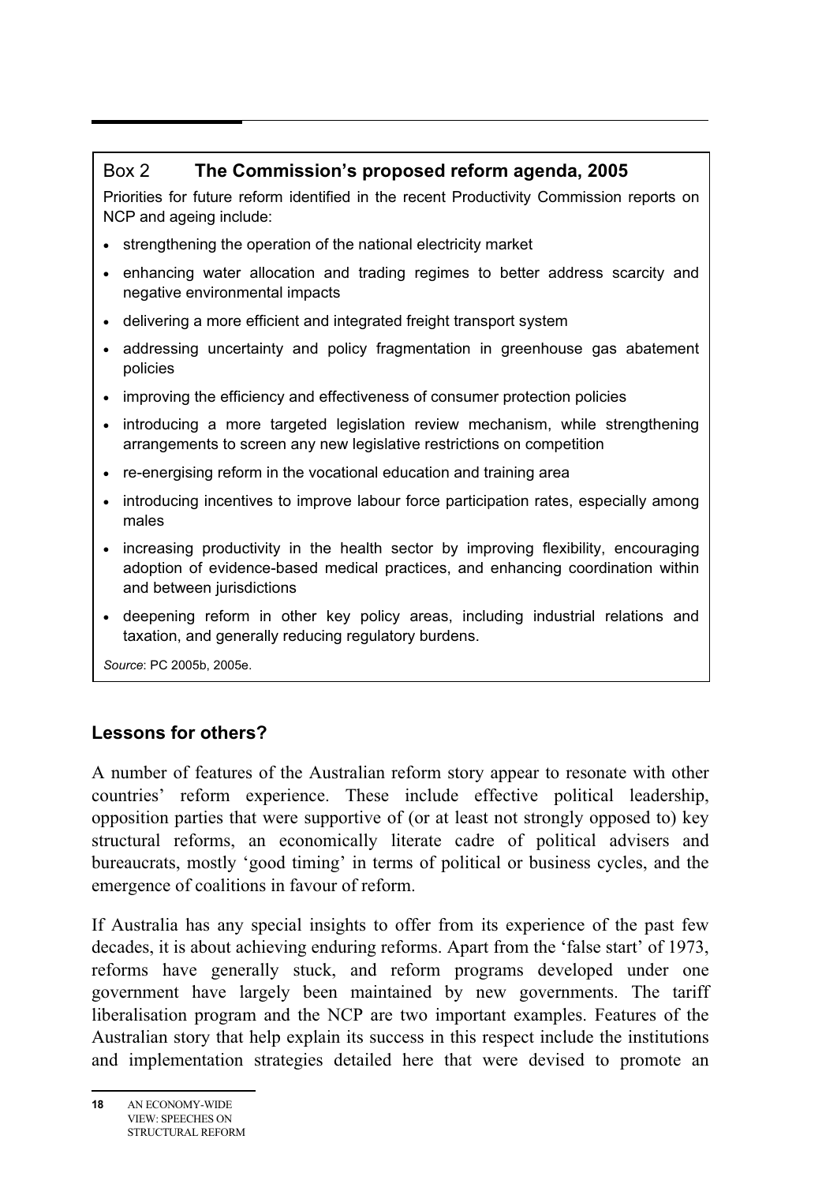**Box 2 The Commission's proposed reform agenda, 2005**

Priorities for future reform identified in the recent Productivity Commission reports on NCP and ageing include:

- strengthening the operation of the national electricity market
- enhancing water allocation and trading regimes to better address scarcity and negative environmental impacts
- delivering a more efficient and integrated freight transport system
- addressing uncertainty and policy fragmentation in greenhouse gas abatement policies
- improving the efficiency and effectiveness of consumer protection policies
- introducing a more targeted legislation review mechanism, while strengthening arrangements to screen any new legislative restrictions on competition
- re-energising reform in the vocational education and training area
- introducing incentives to improve labour force participation rates, especially among males
- increasing productivity in the health sector by improving flexibility, encouraging adoption of evidence-based medical practices, and enhancing coordination within and between jurisdictions
- deepening reform in other key policy areas, including industrial relations and taxation, and generally reducing regulatory burdens.

*Source*: PC 2005b, 2005e.

## Lessons for others?

A number of features of the Australian reform story appear to resonate with other countries' reform experience. These include effective political leadership, opposition parties that were supportive of (or at least not strongly opposed to) key structural reforms, an economically literate cadre of political advisers and bureaucrats, mostly 'good timing' in terms of political or business cycles, and the emergence of coalitions in favour of reform.

If Australia has any special insights to offer from its experience of the past few decades, it is about achieving enduring reforms. Apart from the 'false start' of 1973, reforms have generally stuck, and reform programs developed under one government have largely been maintained by new governments. The tariff liberalisation program and the NCP are two important examples. Features of the Australian story that help explain its success in this respect include the institutions and implementation strategies detailed here that were devised to promote an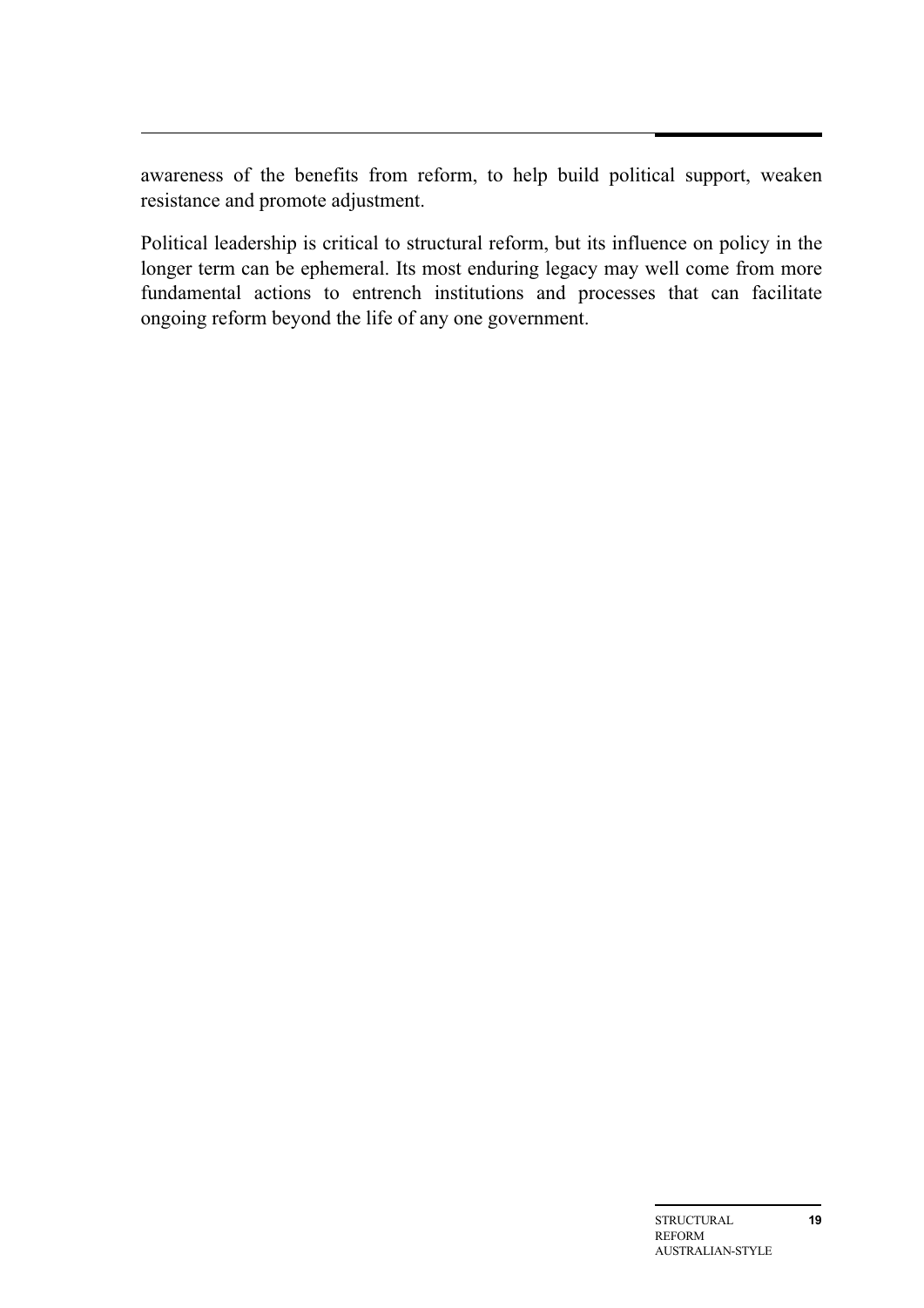awareness of the benefits from reform, to help build political support, weaken resistance and promote adjustment.

Political leadership is critical to structural reform, but its influence on policy in the longer term can be ephemeral. Its most enduring legacy may well come from more fundamental actions to entrench institutions and processes that can facilitate ongoing reform beyond the life of any one government.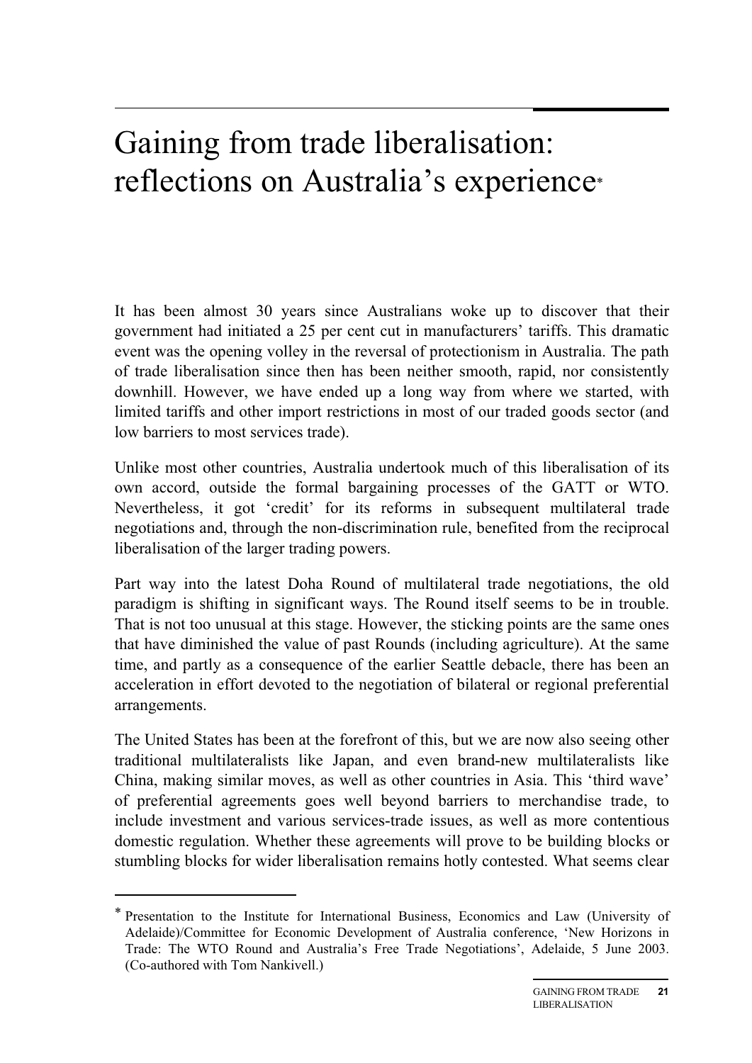# Gaining from trade liberalisation: reflections on Australia's experience*

It has been almost 30 years since Australians woke up to discover that their government had initiated a 25 per cent cut in manufacturers' tariffs. This dramatic event was the opening volley in the reversal of protectionism in Australia. The path of trade liberalisation since then has been neither smooth, rapid, nor consistently downhill. However, we have ended up a long way from where we started, with limited tariffs and other import restrictions in most of our traded goods sector (and low barriers to most services trade).

Unlike most other countries, Australia undertook much of this liberalisation of its own accord, outside the formal bargaining processes of the GATT or WTO. Nevertheless, it got 'credit' for its reforms in subsequent multilateral trade negotiations and, through the non-discrimination rule, benefited from the reciprocal liberalisation of the larger trading powers.

Part way into the latest Doha Round of multilateral trade negotiations, the old paradigm is shifting in significant ways. The Round itself seems to be in trouble. That is not too unusual at this stage. However, the sticking points are the same ones that have diminished the value of past Rounds (including agriculture). At the same time, and partly as a consequence of the earlier Seattle debacle, there has been an acceleration in effort devoted to the negotiation of bilateral or regional preferential arrangements.

The United States has been at the forefront of this, but we are now also seeing other traditional multilateralists like Japan, and even brand-new multilateralists like China, making similar moves, as well as other countries in Asia. This 'third wave' of preferential agreements goes well beyond barriers to merchandise trade, to include investment and various services-trade issues, as well as more contentious domestic regulation. Whether these agreements will prove to be building blocks or stumbling blocks for wider liberalisation remains hotly contested. What seems clear

---

\* Presentation to the Institute for International Business, Economics and Law (University of Adelaide)/Committee for Economic Development of Australia conference, 'New Horizons in Trade: The WTO Round and Australia's Free Trade Negotiations', Adelaide, 5 June 2003. (Co-authored with Tom Nankivell.)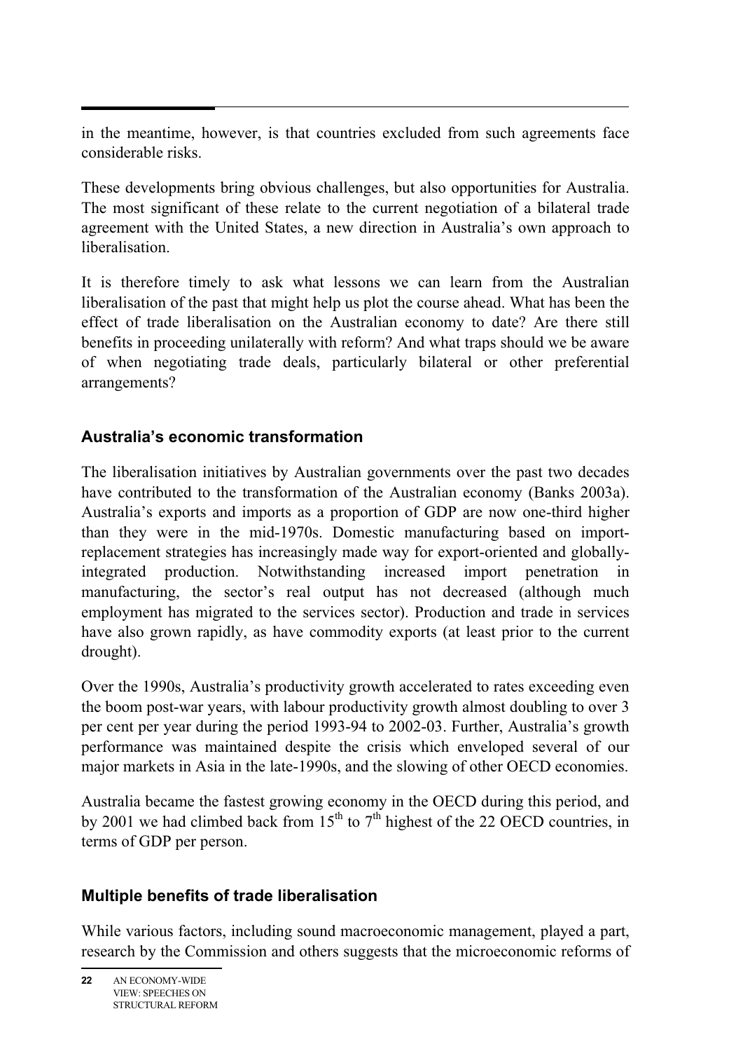in the meantime, however, is that countries excluded from such agreements face considerable risks.

These developments bring obvious challenges, but also opportunities for Australia. The most significant of these relate to the current negotiation of a bilateral trade agreement with the United States, a new direction in Australia's own approach to liberalisation.

It is therefore timely to ask what lessons we can learn from the Australian liberalisation of the past that might help us plot the course ahead. What has been the effect of trade liberalisation on the Australian economy to date? Are there still benefits in proceeding unilaterally with reform? And what traps should we be aware of when negotiating trade deals, particularly bilateral or other preferential arrangements?

## Australia's economic transformation

The liberalisation initiatives by Australian governments over the past two decades have contributed to the transformation of the Australian economy (Banks 2003a). Australia's exports and imports as a proportion of GDP are now one-third higher than they were in the mid-1970s. Domestic manufacturing based on import-replacement strategies has increasingly made way for export-oriented and globally-integrated production. Notwithstanding increased import penetration in manufacturing, the sector's real output has not decreased (although much employment has migrated to the services sector). Production and trade in services have also grown rapidly, as have commodity exports (at least prior to the current drought).

Over the 1990s, Australia's productivity growth accelerated to rates exceeding even the boom post-war years, with labour productivity growth almost doubling to over 3 per cent per year during the period 1993-94 to 2002-03. Further, Australia's growth performance was maintained despite the crisis which enveloped several of our major markets in Asia in the late-1990s, and the slowing of other OECD economies.

Australia became the fastest growing economy in the OECD during this period, and by 2001 we had climbed back from 15th to 7th highest of the 22 OECD countries, in terms of GDP per person.

## Multiple benefits of trade liberalisation

While various factors, including sound macroeconomic management, played a part, research by the Commission and others suggests that the microeconomic reforms of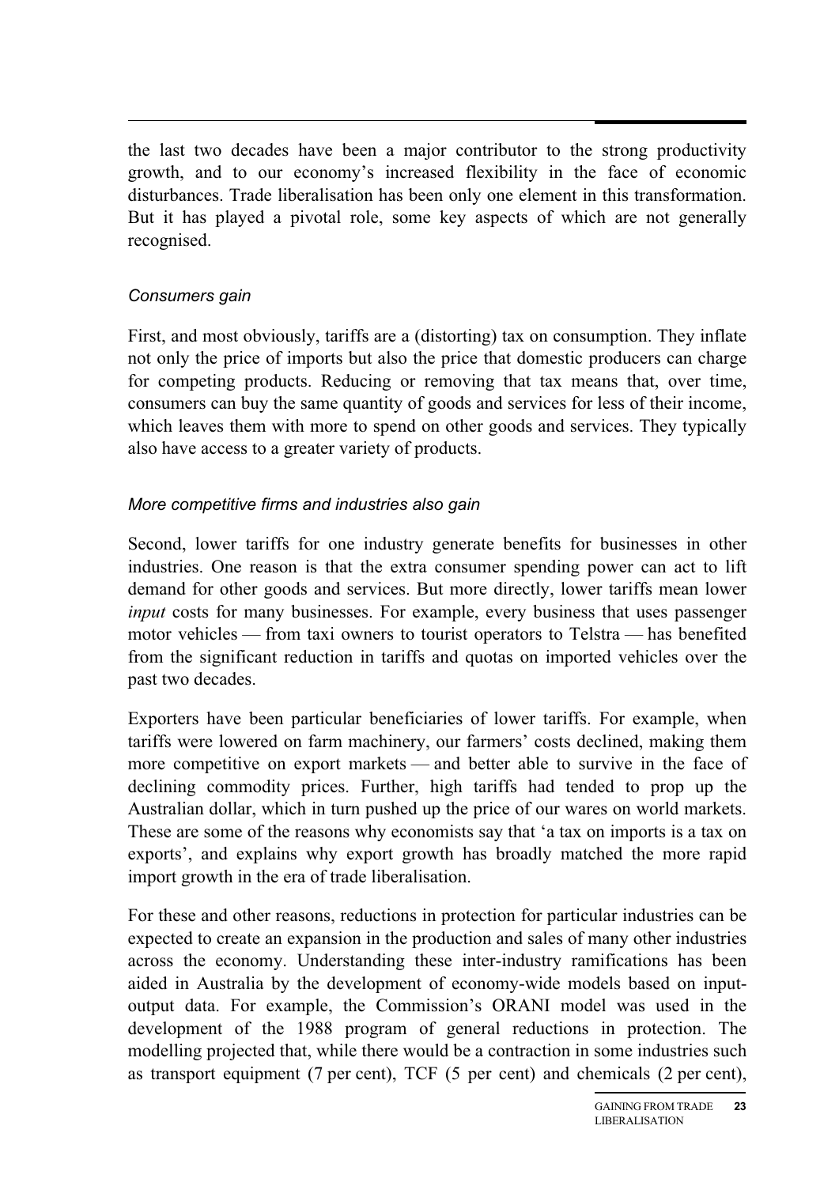the last two decades have been a major contributor to the strong productivity growth, and to our economy's increased flexibility in the face of economic disturbances. Trade liberalisation has been only one element in this transformation. But it has played a pivotal role, some key aspects of which are not generally recognised.

### *Consumers gain*

First, and most obviously, tariffs are a (distorting) tax on consumption. They inflate not only the price of imports but also the price that domestic producers can charge for competing products. Reducing or removing that tax means that, over time, consumers can buy the same quantity of goods and services for less of their income, which leaves them with more to spend on other goods and services. They typically also have access to a greater variety of products.

### *More competitive firms and industries also gain*

Second, lower tariffs for one industry generate benefits for businesses in other industries. One reason is that the extra consumer spending power can act to lift demand for other goods and services. But more directly, lower tariffs mean lower *input* costs for many businesses. For example, every business that uses passenger motor vehicles — from taxi owners to tourist operators to Telstra — has benefited from the significant reduction in tariffs and quotas on imported vehicles over the past two decades.

Exporters have been particular beneficiaries of lower tariffs. For example, when tariffs were lowered on farm machinery, our farmers' costs declined, making them more competitive on export markets — and better able to survive in the face of declining commodity prices. Further, high tariffs had tended to prop up the Australian dollar, which in turn pushed up the price of our wares on world markets. These are some of the reasons why economists say that 'a tax on imports is a tax on exports', and explains why export growth has broadly matched the more rapid import growth in the era of trade liberalisation.

For these and other reasons, reductions in protection for particular industries can be expected to create an expansion in the production and sales of many other industries across the economy. Understanding these inter-industry ramifications has been aided in Australia by the development of economy-wide models based on input-output data. For example, the Commission's ORANI model was used in the development of the 1988 program of general reductions in protection. The modelling projected that, while there would be a contraction in some industries such as transport equipment (7 per cent), TCF (5 per cent) and chemicals (2 per cent),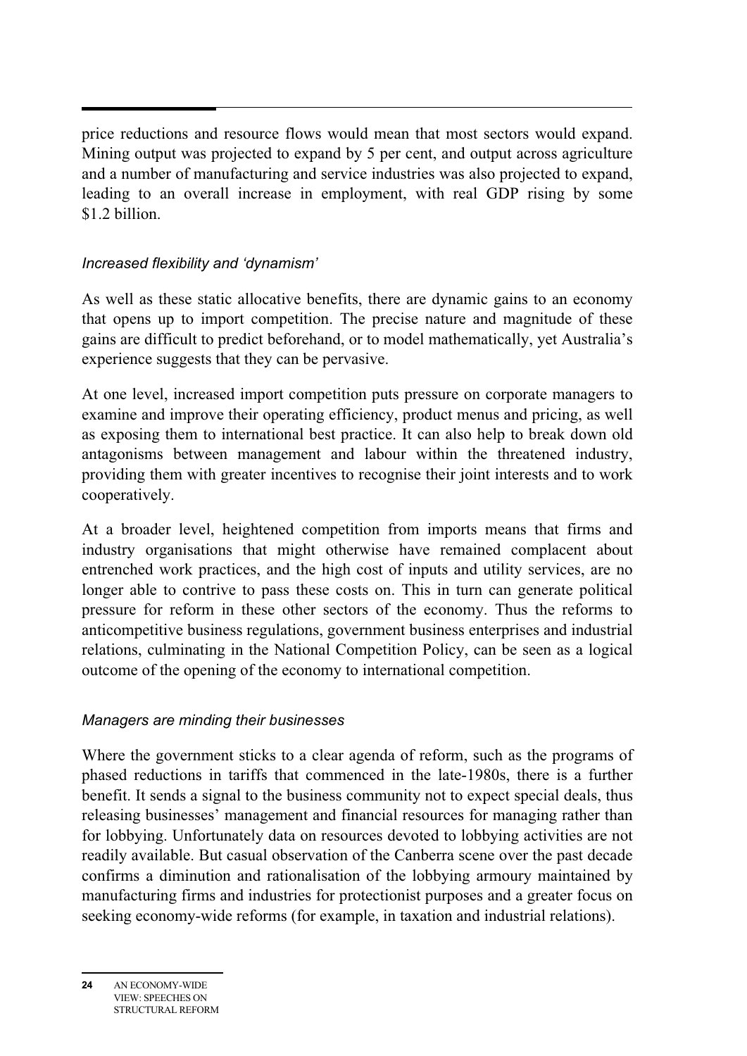price reductions and resource flows would mean that most sectors would expand. Mining output was projected to expand by 5 per cent, and output across agriculture and a number of manufacturing and service industries was also projected to expand, leading to an overall increase in employment, with real GDP rising by some $1.2 billion.

*Increased flexibility and 'dynamism'*

As well as these static allocative benefits, there are dynamic gains to an economy that opens up to import competition. The precise nature and magnitude of these gains are difficult to predict beforehand, or to model mathematically, yet Australia's experience suggests that they can be pervasive.

At one level, increased import competition puts pressure on corporate managers to examine and improve their operating efficiency, product menus and pricing, as well as exposing them to international best practice. It can also help to break down old antagonisms between management and labour within the threatened industry, providing them with greater incentives to recognise their joint interests and to work cooperatively.

At a broader level, heightened competition from imports means that firms and industry organisations that might otherwise have remained complacent about entrenched work practices, and the high cost of inputs and utility services, are no longer able to contrive to pass these costs on. This in turn can generate political pressure for reform in these other sectors of the economy. Thus the reforms to anticompetitive business regulations, government business enterprises and industrial relations, culminating in the National Competition Policy, can be seen as a logical outcome of the opening of the economy to international competition.

*Managers are minding their businesses*

Where the government sticks to a clear agenda of reform, such as the programs of phased reductions in tariffs that commenced in the late-1980s, there is a further benefit. It sends a signal to the business community not to expect special deals, thus releasing businesses' management and financial resources for managing rather than for lobbying. Unfortunately data on resources devoted to lobbying activities are not readily available. But casual observation of the Canberra scene over the past decade confirms a diminution and rationalisation of the lobbying armoury maintained by manufacturing firms and industries for protectionist purposes and a greater focus on seeking economy-wide reforms (for example, in taxation and industrial relations).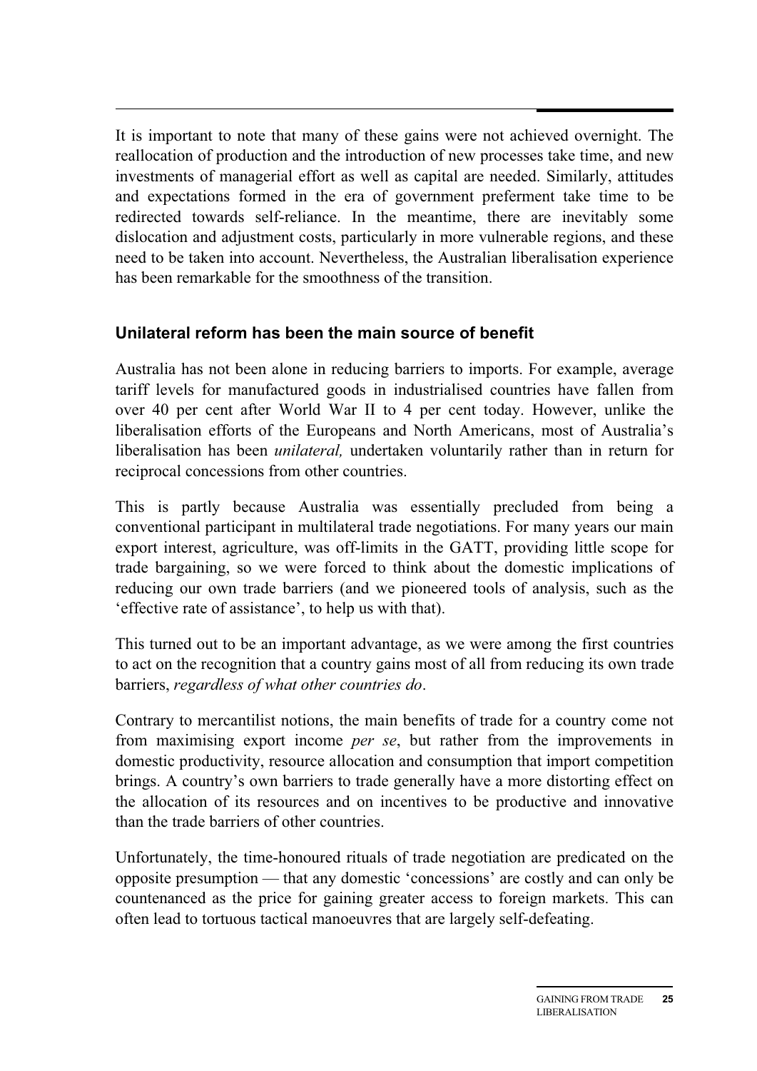It is important to note that many of these gains were not achieved overnight. The reallocation of production and the introduction of new processes take time, and new investments of managerial effort as well as capital are needed. Similarly, attitudes and expectations formed in the era of government preferment take time to be redirected towards self-reliance. In the meantime, there are inevitably some dislocation and adjustment costs, particularly in more vulnerable regions, and these need to be taken into account. Nevertheless, the Australian liberalisation experience has been remarkable for the smoothness of the transition.

### Unilateral reform has been the main source of benefit

Australia has not been alone in reducing barriers to imports. For example, average tariff levels for manufactured goods in industrialised countries have fallen from over 40 per cent after World War II to 4 per cent today. However, unlike the liberalisation efforts of the Europeans and North Americans, most of Australia's liberalisation has been *unilateral,* undertaken voluntarily rather than in return for reciprocal concessions from other countries.

This is partly because Australia was essentially precluded from being a conventional participant in multilateral trade negotiations. For many years our main export interest, agriculture, was off-limits in the GATT, providing little scope for trade bargaining, so we were forced to think about the domestic implications of reducing our own trade barriers (and we pioneered tools of analysis, such as the 'effective rate of assistance', to help us with that).

This turned out to be an important advantage, as we were among the first countries to act on the recognition that a country gains most of all from reducing its own trade barriers, *regardless of what other countries do*.

Contrary to mercantilist notions, the main benefits of trade for a country come not from maximising export income *per se*, but rather from the improvements in domestic productivity, resource allocation and consumption that import competition brings. A country's own barriers to trade generally have a more distorting effect on the allocation of its resources and on incentives to be productive and innovative than the trade barriers of other countries.

Unfortunately, the time-honoured rituals of trade negotiation are predicated on the opposite presumption — that any domestic 'concessions' are costly and can only be countenanced as the price for gaining greater access to foreign markets. This can often lead to tortuous tactical manoeuvres that are largely self-defeating.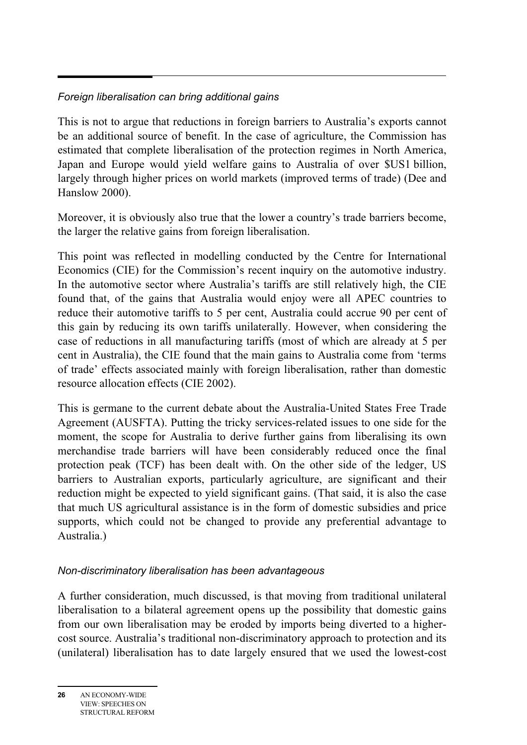*Foreign liberalisation can bring additional gains*

This is not to argue that reductions in foreign barriers to Australia's exports cannot be an additional source of benefit. In the case of agriculture, the Commission has estimated that complete liberalisation of the protection regimes in North America, Japan and Europe would yield welfare gains to Australia of over $US1 billion, largely through higher prices on world markets (improved terms of trade) (Dee and Hanslow 2000).

Moreover, it is obviously also true that the lower a country's trade barriers become, the larger the relative gains from foreign liberalisation.

This point was reflected in modelling conducted by the Centre for International Economics (CIE) for the Commission's recent inquiry on the automotive industry. In the automotive sector where Australia's tariffs are still relatively high, the CIE found that, of the gains that Australia would enjoy were all APEC countries to reduce their automotive tariffs to 5 per cent, Australia could accrue 90 per cent of this gain by reducing its own tariffs unilaterally. However, when considering the case of reductions in all manufacturing tariffs (most of which are already at 5 per cent in Australia), the CIE found that the main gains to Australia come from 'terms of trade' effects associated mainly with foreign liberalisation, rather than domestic resource allocation effects (CIE 2002).

This is germane to the current debate about the Australia-United States Free Trade Agreement (AUSFTA). Putting the tricky services-related issues to one side for the moment, the scope for Australia to derive further gains from liberalising its own merchandise trade barriers will have been considerably reduced once the final protection peak (TCF) has been dealt with. On the other side of the ledger, US barriers to Australian exports, particularly agriculture, are significant and their reduction might be expected to yield significant gains. (That said, it is also the case that much US agricultural assistance is in the form of domestic subsidies and price supports, which could not be changed to provide any preferential advantage to Australia.)

*Non-discriminatory liberalisation has been advantageous*

A further consideration, much discussed, is that moving from traditional unilateral liberalisation to a bilateral agreement opens up the possibility that domestic gains from our own liberalisation may be eroded by imports being diverted to a higher-cost source. Australia's traditional non-discriminatory approach to protection and its (unilateral) liberalisation has to date largely ensured that we used the lowest-cost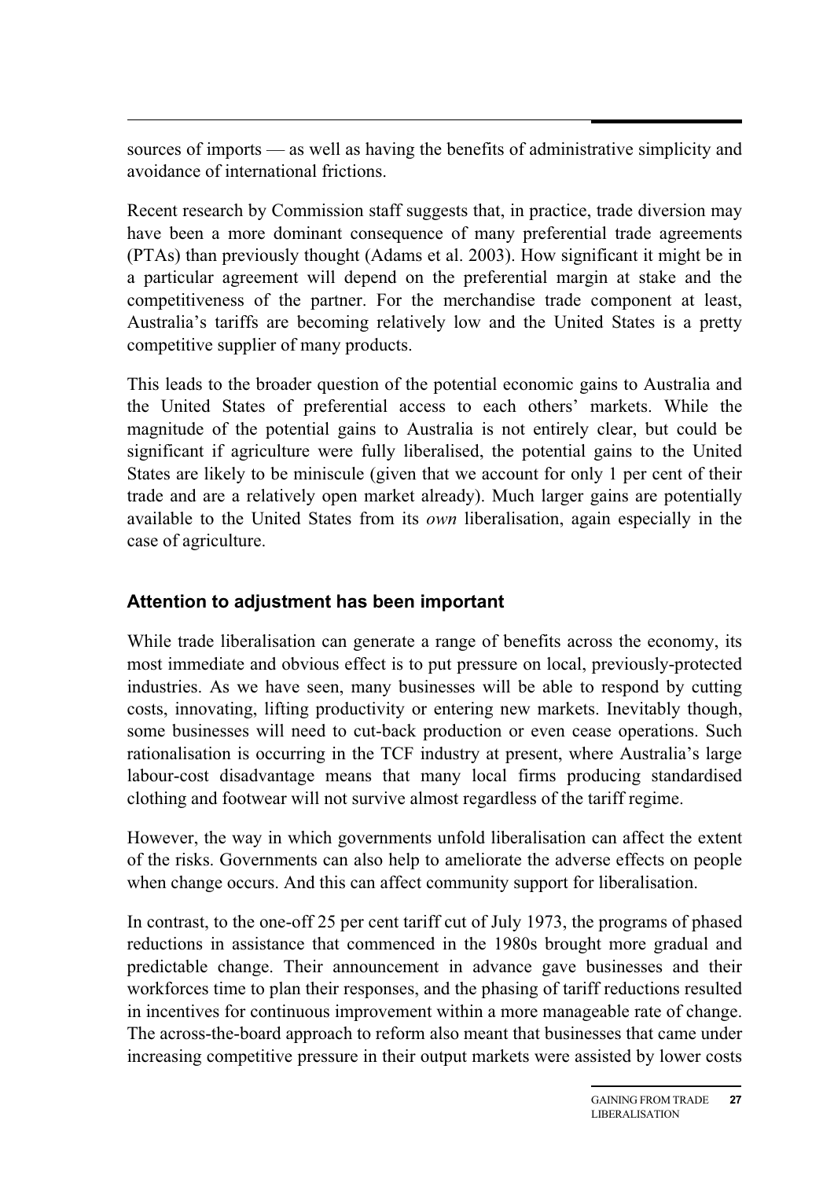sources of imports — as well as having the benefits of administrative simplicity and avoidance of international frictions.

Recent research by Commission staff suggests that, in practice, trade diversion may have been a more dominant consequence of many preferential trade agreements (PTAs) than previously thought (Adams et al. 2003). How significant it might be in a particular agreement will depend on the preferential margin at stake and the competitiveness of the partner. For the merchandise trade component at least, Australia's tariffs are becoming relatively low and the United States is a pretty competitive supplier of many products.

This leads to the broader question of the potential economic gains to Australia and the United States of preferential access to each others' markets. While the magnitude of the potential gains to Australia is not entirely clear, but could be significant if agriculture were fully liberalised, the potential gains to the United States are likely to be miniscule (given that we account for only 1 per cent of their trade and are a relatively open market already). Much larger gains are potentially available to the United States from its *own* liberalisation, again especially in the case of agriculture.

### Attention to adjustment has been important

While trade liberalisation can generate a range of benefits across the economy, its most immediate and obvious effect is to put pressure on local, previously-protected industries. As we have seen, many businesses will be able to respond by cutting costs, innovating, lifting productivity or entering new markets. Inevitably though, some businesses will need to cut-back production or even cease operations. Such rationalisation is occurring in the TCF industry at present, where Australia's large labour-cost disadvantage means that many local firms producing standardised clothing and footwear will not survive almost regardless of the tariff regime.

However, the way in which governments unfold liberalisation can affect the extent of the risks. Governments can also help to ameliorate the adverse effects on people when change occurs. And this can affect community support for liberalisation.

In contrast, to the one-off 25 per cent tariff cut of July 1973, the programs of phased reductions in assistance that commenced in the 1980s brought more gradual and predictable change. Their announcement in advance gave businesses and their workforces time to plan their responses, and the phasing of tariff reductions resulted in incentives for continuous improvement within a more manageable rate of change. The across-the-board approach to reform also meant that businesses that came under increasing competitive pressure in their output markets were assisted by lower costs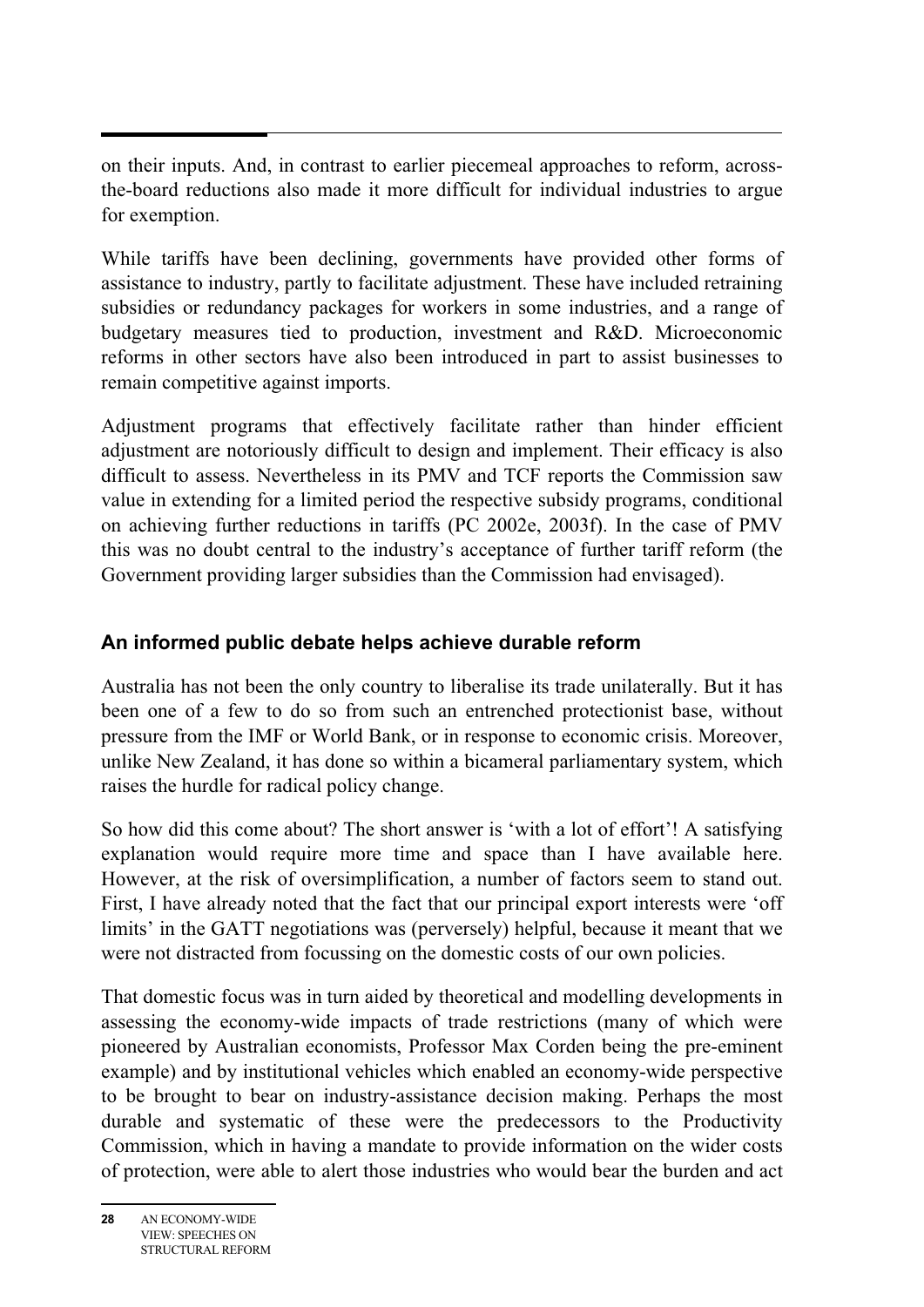on their inputs. And, in contrast to earlier piecemeal approaches to reform, across-the-board reductions also made it more difficult for individual industries to argue for exemption.

While tariffs have been declining, governments have provided other forms of assistance to industry, partly to facilitate adjustment. These have included retraining subsidies or redundancy packages for workers in some industries, and a range of budgetary measures tied to production, investment and R&D. Microeconomic reforms in other sectors have also been introduced in part to assist businesses to remain competitive against imports.

Adjustment programs that effectively facilitate rather than hinder efficient adjustment are notoriously difficult to design and implement. Their efficacy is also difficult to assess. Nevertheless in its PMV and TCF reports the Commission saw value in extending for a limited period the respective subsidy programs, conditional on achieving further reductions in tariffs (PC 2002e, 2003f). In the case of PMV this was no doubt central to the industry's acceptance of further tariff reform (the Government providing larger subsidies than the Commission had envisaged).

### An informed public debate helps achieve durable reform

Australia has not been the only country to liberalise its trade unilaterally. But it has been one of a few to do so from such an entrenched protectionist base, without pressure from the IMF or World Bank, or in response to economic crisis. Moreover, unlike New Zealand, it has done so within a bicameral parliamentary system, which raises the hurdle for radical policy change.

So how did this come about? The short answer is 'with a lot of effort'! A satisfying explanation would require more time and space than I have available here. However, at the risk of oversimplification, a number of factors seem to stand out. First, I have already noted that the fact that our principal export interests were 'off limits' in the GATT negotiations was (perversely) helpful, because it meant that we were not distracted from focussing on the domestic costs of our own policies.

That domestic focus was in turn aided by theoretical and modelling developments in assessing the economy-wide impacts of trade restrictions (many of which were pioneered by Australian economists, Professor Max Corden being the pre-eminent example) and by institutional vehicles which enabled an economy-wide perspective to be brought to bear on industry-assistance decision making. Perhaps the most durable and systematic of these were the predecessors to the Productivity Commission, which in having a mandate to provide information on the wider costs of protection, were able to alert those industries who would bear the burden and act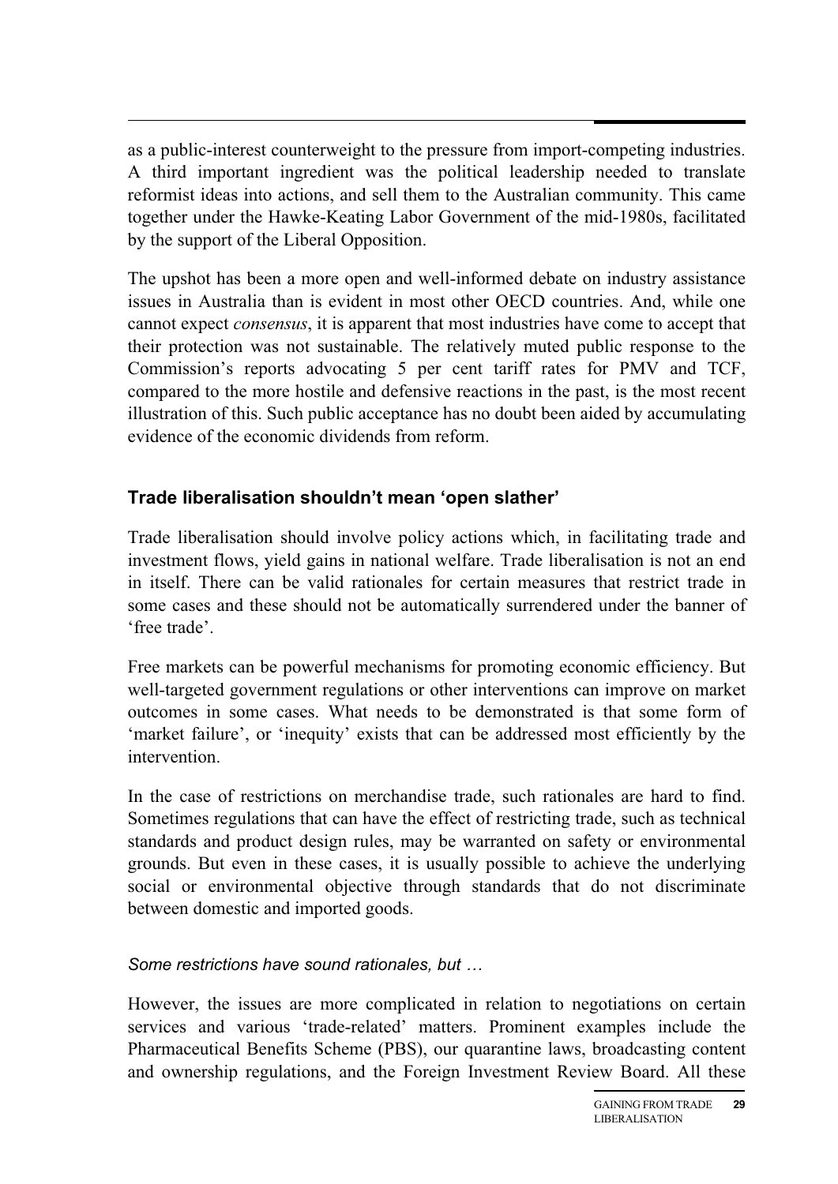as a public-interest counterweight to the pressure from import-competing industries. A third important ingredient was the political leadership needed to translate reformist ideas into actions, and sell them to the Australian community. This came together under the Hawke-Keating Labor Government of the mid-1980s, facilitated by the support of the Liberal Opposition.

The upshot has been a more open and well-informed debate on industry assistance issues in Australia than is evident in most other OECD countries. And, while one cannot expect *consensus*, it is apparent that most industries have come to accept that their protection was not sustainable. The relatively muted public response to the Commission's reports advocating 5 per cent tariff rates for PMV and TCF, compared to the more hostile and defensive reactions in the past, is the most recent illustration of this. Such public acceptance has no doubt been aided by accumulating evidence of the economic dividends from reform.

## Trade liberalisation shouldn't mean 'open slather'

Trade liberalisation should involve policy actions which, in facilitating trade and investment flows, yield gains in national welfare. Trade liberalisation is not an end in itself. There can be valid rationales for certain measures that restrict trade in some cases and these should not be automatically surrendered under the banner of 'free trade'.

Free markets can be powerful mechanisms for promoting economic efficiency. But well-targeted government regulations or other interventions can improve on market outcomes in some cases. What needs to be demonstrated is that some form of 'market failure', or 'inequity' exists that can be addressed most efficiently by the intervention.

In the case of restrictions on merchandise trade, such rationales are hard to find. Sometimes regulations that can have the effect of restricting trade, such as technical standards and product design rules, may be warranted on safety or environmental grounds. But even in these cases, it is usually possible to achieve the underlying social or environmental objective through standards that do not discriminate between domestic and imported goods.

### *Some restrictions have sound rationales, but …*

However, the issues are more complicated in relation to negotiations on certain services and various 'trade-related' matters. Prominent examples include the Pharmaceutical Benefits Scheme (PBS), our quarantine laws, broadcasting content and ownership regulations, and the Foreign Investment Review Board. All these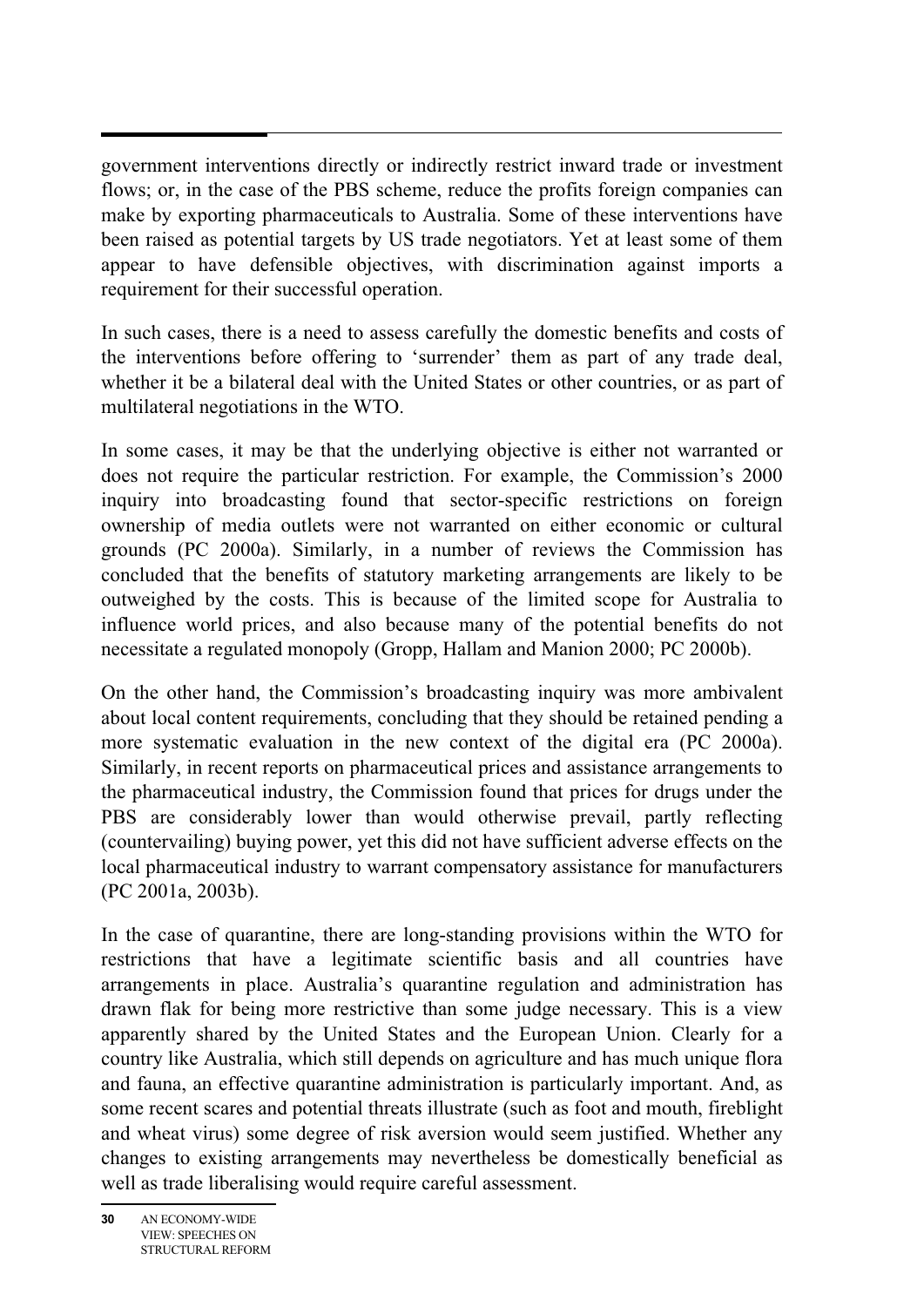government interventions directly or indirectly restrict inward trade or investment flows; or, in the case of the PBS scheme, reduce the profits foreign companies can make by exporting pharmaceuticals to Australia. Some of these interventions have been raised as potential targets by US trade negotiators. Yet at least some of them appear to have defensible objectives, with discrimination against imports a requirement for their successful operation.

In such cases, there is a need to assess carefully the domestic benefits and costs of the interventions before offering to 'surrender' them as part of any trade deal, whether it be a bilateral deal with the United States or other countries, or as part of multilateral negotiations in the WTO.

In some cases, it may be that the underlying objective is either not warranted or does not require the particular restriction. For example, the Commission's 2000 inquiry into broadcasting found that sector-specific restrictions on foreign ownership of media outlets were not warranted on either economic or cultural grounds (PC 2000a). Similarly, in a number of reviews the Commission has concluded that the benefits of statutory marketing arrangements are likely to be outweighed by the costs. This is because of the limited scope for Australia to influence world prices, and also because many of the potential benefits do not necessitate a regulated monopoly (Gropp, Hallam and Manion 2000; PC 2000b).

On the other hand, the Commission's broadcasting inquiry was more ambivalent about local content requirements, concluding that they should be retained pending a more systematic evaluation in the new context of the digital era (PC 2000a). Similarly, in recent reports on pharmaceutical prices and assistance arrangements to the pharmaceutical industry, the Commission found that prices for drugs under the PBS are considerably lower than would otherwise prevail, partly reflecting (countervailing) buying power, yet this did not have sufficient adverse effects on the local pharmaceutical industry to warrant compensatory assistance for manufacturers (PC 2001a, 2003b).

In the case of quarantine, there are long-standing provisions within the WTO for restrictions that have a legitimate scientific basis and all countries have arrangements in place. Australia's quarantine regulation and administration has drawn flak for being more restrictive than some judge necessary. This is a view apparently shared by the United States and the European Union. Clearly for a country like Australia, which still depends on agriculture and has much unique flora and fauna, an effective quarantine administration is particularly important. And, as some recent scares and potential threats illustrate (such as foot and mouth, fireblight and wheat virus) some degree of risk aversion would seem justified. Whether any changes to existing arrangements may nevertheless be domestically beneficial as well as trade liberalising would require careful assessment.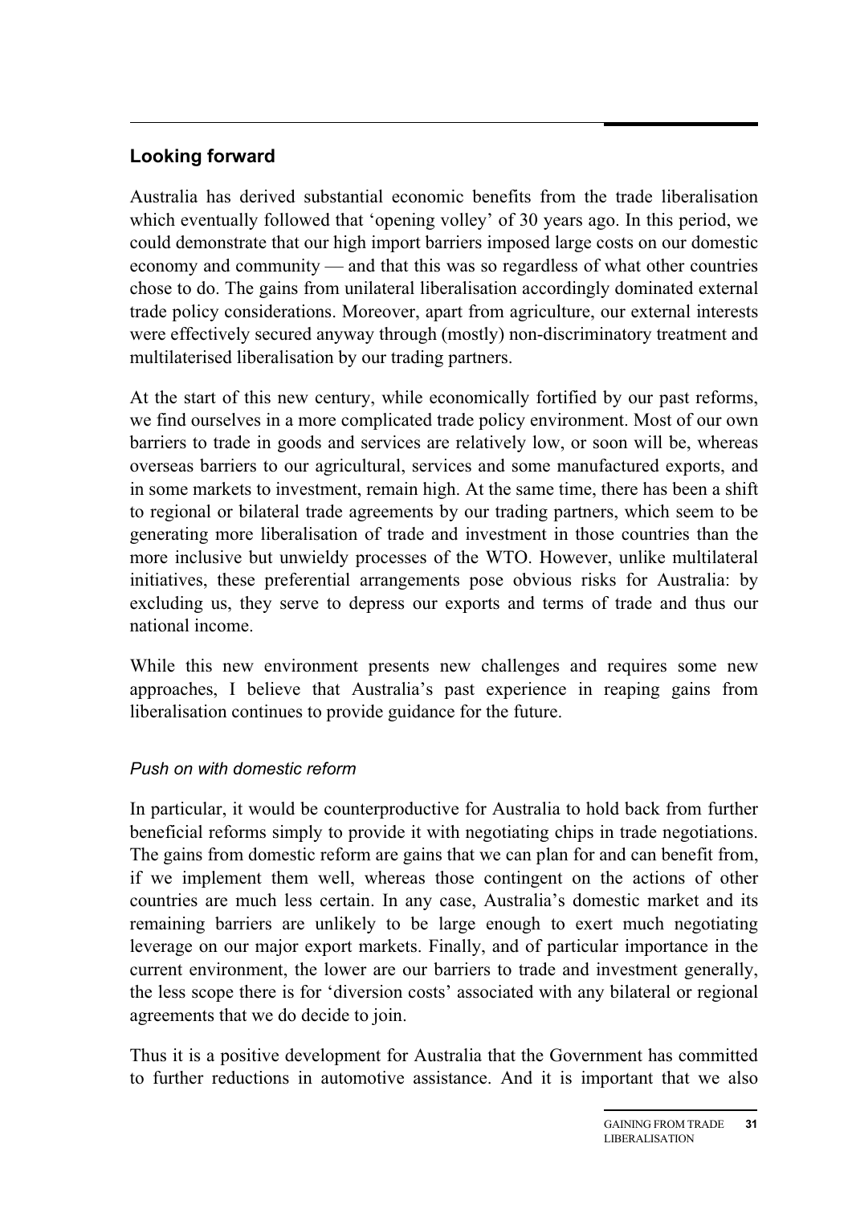## Looking forward

Australia has derived substantial economic benefits from the trade liberalisation which eventually followed that 'opening volley' of 30 years ago. In this period, we could demonstrate that our high import barriers imposed large costs on our domestic economy and community — and that this was so regardless of what other countries chose to do. The gains from unilateral liberalisation accordingly dominated external trade policy considerations. Moreover, apart from agriculture, our external interests were effectively secured anyway through (mostly) non-discriminatory treatment and multilaterised liberalisation by our trading partners.

At the start of this new century, while economically fortified by our past reforms, we find ourselves in a more complicated trade policy environment. Most of our own barriers to trade in goods and services are relatively low, or soon will be, whereas overseas barriers to our agricultural, services and some manufactured exports, and in some markets to investment, remain high. At the same time, there has been a shift to regional or bilateral trade agreements by our trading partners, which seem to be generating more liberalisation of trade and investment in those countries than the more inclusive but unwieldy processes of the WTO. However, unlike multilateral initiatives, these preferential arrangements pose obvious risks for Australia: by excluding us, they serve to depress our exports and terms of trade and thus our national income.

While this new environment presents new challenges and requires some new approaches, I believe that Australia's past experience in reaping gains from liberalisation continues to provide guidance for the future.

### *Push on with domestic reform*

In particular, it would be counterproductive for Australia to hold back from further beneficial reforms simply to provide it with negotiating chips in trade negotiations. The gains from domestic reform are gains that we can plan for and can benefit from, if we implement them well, whereas those contingent on the actions of other countries are much less certain. In any case, Australia's domestic market and its remaining barriers are unlikely to be large enough to exert much negotiating leverage on our major export markets. Finally, and of particular importance in the current environment, the lower are our barriers to trade and investment generally, the less scope there is for 'diversion costs' associated with any bilateral or regional agreements that we do decide to join.

Thus it is a positive development for Australia that the Government has committed to further reductions in automotive assistance. And it is important that we also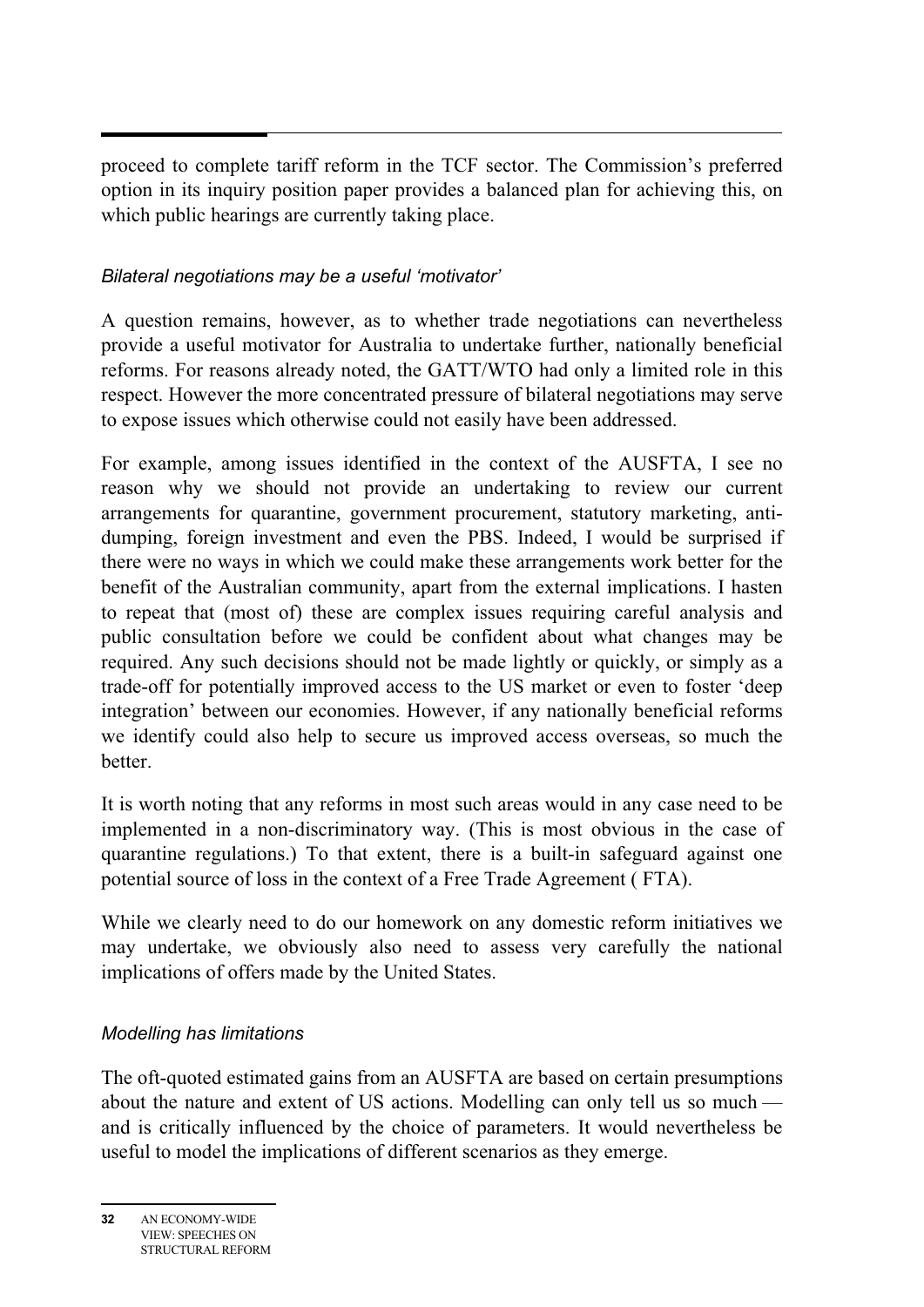proceed to complete tariff reform in the TCF sector. The Commission's preferred option in its inquiry position paper provides a balanced plan for achieving this, on which public hearings are currently taking place.

### *Bilateral negotiations may be a useful 'motivator'*

A question remains, however, as to whether trade negotiations can nevertheless provide a useful motivator for Australia to undertake further, nationally beneficial reforms. For reasons already noted, the GATT/WTO had only a limited role in this respect. However the more concentrated pressure of bilateral negotiations may serve to expose issues which otherwise could not easily have been addressed.

For example, among issues identified in the context of the AUSFTA, I see no reason why we should not provide an undertaking to review our current arrangements for quarantine, government procurement, statutory marketing, anti-dumping, foreign investment and even the PBS. Indeed, I would be surprised if there were no ways in which we could make these arrangements work better for the benefit of the Australian community, apart from the external implications. I hasten to repeat that (most of) these are complex issues requiring careful analysis and public consultation before we could be confident about what changes may be required. Any such decisions should not be made lightly or quickly, or simply as a trade-off for potentially improved access to the US market or even to foster 'deep integration' between our economies. However, if any nationally beneficial reforms we identify could also help to secure us improved access overseas, so much the better.

It is worth noting that any reforms in most such areas would in any case need to be implemented in a non-discriminatory way. (This is most obvious in the case of quarantine regulations.) To that extent, there is a built-in safeguard against one potential source of loss in the context of a Free Trade Agreement ( FTA).

While we clearly need to do our homework on any domestic reform initiatives we may undertake, we obviously also need to assess very carefully the national implications of offers made by the United States.

### *Modelling has limitations*

The oft-quoted estimated gains from an AUSFTA are based on certain presumptions about the nature and extent of US actions. Modelling can only tell us so much — and is critically influenced by the choice of parameters. It would nevertheless be useful to model the implications of different scenarios as they emerge.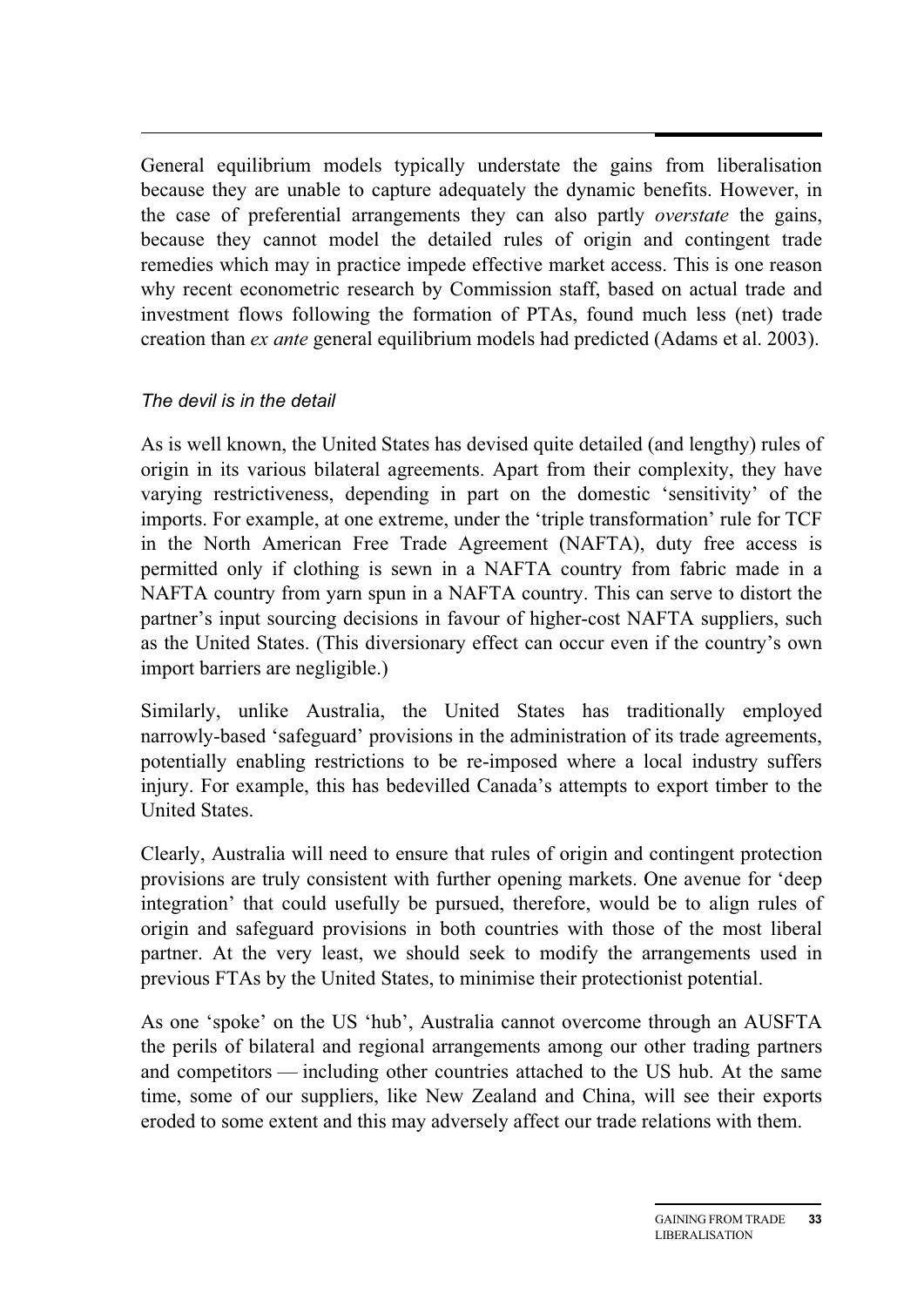General equilibrium models typically understate the gains from liberalisation because they are unable to capture adequately the dynamic benefits. However, in the case of preferential arrangements they can also partly *overstate* the gains, because they cannot model the detailed rules of origin and contingent trade remedies which may in practice impede effective market access. This is one reason why recent econometric research by Commission staff, based on actual trade and investment flows following the formation of PTAs, found much less (net) trade creation than *ex ante* general equilibrium models had predicted (Adams et al. 2003).

*The devil is in the detail*

As is well known, the United States has devised quite detailed (and lengthy) rules of origin in its various bilateral agreements. Apart from their complexity, they have varying restrictiveness, depending in part on the domestic 'sensitivity' of the imports. For example, at one extreme, under the 'triple transformation' rule for TCF in the North American Free Trade Agreement (NAFTA), duty free access is permitted only if clothing is sewn in a NAFTA country from fabric made in a NAFTA country from yarn spun in a NAFTA country. This can serve to distort the partner's input sourcing decisions in favour of higher-cost NAFTA suppliers, such as the United States. (This diversionary effect can occur even if the country's own import barriers are negligible.)

Similarly, unlike Australia, the United States has traditionally employed narrowly-based 'safeguard' provisions in the administration of its trade agreements, potentially enabling restrictions to be re-imposed where a local industry suffers injury. For example, this has bedevilled Canada's attempts to export timber to the United States.

Clearly, Australia will need to ensure that rules of origin and contingent protection provisions are truly consistent with further opening markets. One avenue for 'deep integration' that could usefully be pursued, therefore, would be to align rules of origin and safeguard provisions in both countries with those of the most liberal partner. At the very least, we should seek to modify the arrangements used in previous FTAs by the United States, to minimise their protectionist potential.

As one 'spoke' on the US 'hub', Australia cannot overcome through an AUSFTA the perils of bilateral and regional arrangements among our other trading partners and competitors — including other countries attached to the US hub. At the same time, some of our suppliers, like New Zealand and China, will see their exports eroded to some extent and this may adversely affect our trade relations with them.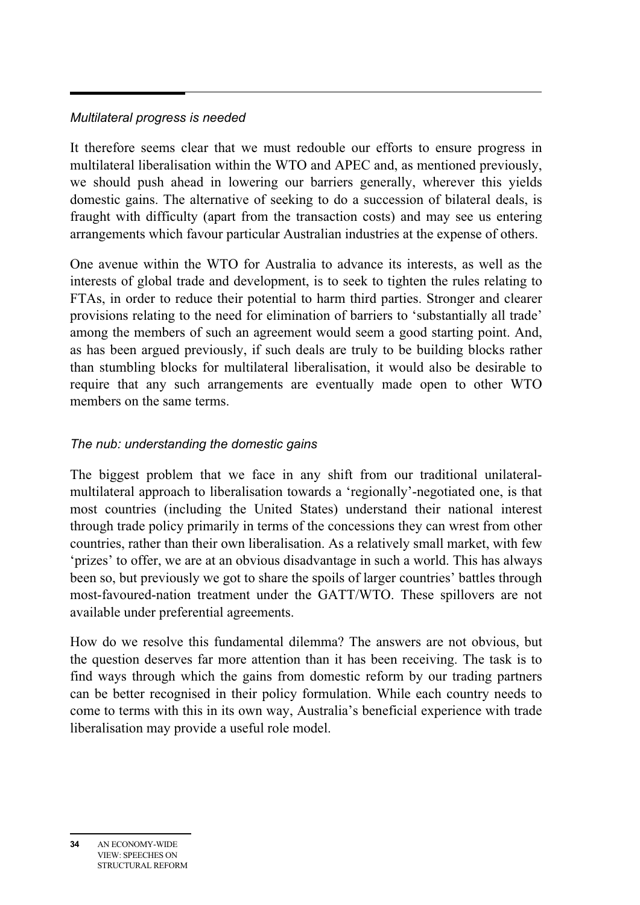*Multilateral progress is needed*

It therefore seems clear that we must redouble our efforts to ensure progress in multilateral liberalisation within the WTO and APEC and, as mentioned previously, we should push ahead in lowering our barriers generally, wherever this yields domestic gains. The alternative of seeking to do a succession of bilateral deals, is fraught with difficulty (apart from the transaction costs) and may see us entering arrangements which favour particular Australian industries at the expense of others.

One avenue within the WTO for Australia to advance its interests, as well as the interests of global trade and development, is to seek to tighten the rules relating to FTAs, in order to reduce their potential to harm third parties. Stronger and clearer provisions relating to the need for elimination of barriers to 'substantially all trade' among the members of such an agreement would seem a good starting point. And, as has been argued previously, if such deals are truly to be building blocks rather than stumbling blocks for multilateral liberalisation, it would also be desirable to require that any such arrangements are eventually made open to other WTO members on the same terms.

*The nub: understanding the domestic gains*

The biggest problem that we face in any shift from our traditional unilateral-multilateral approach to liberalisation towards a 'regionally'-negotiated one, is that most countries (including the United States) understand their national interest through trade policy primarily in terms of the concessions they can wrest from other countries, rather than their own liberalisation. As a relatively small market, with few 'prizes' to offer, we are at an obvious disadvantage in such a world. This has always been so, but previously we got to share the spoils of larger countries' battles through most-favoured-nation treatment under the GATT/WTO. These spillovers are not available under preferential agreements.

How do we resolve this fundamental dilemma? The answers are not obvious, but the question deserves far more attention than it has been receiving. The task is to find ways through which the gains from domestic reform by our trading partners can be better recognised in their policy formulation. While each country needs to come to terms with this in its own way, Australia's beneficial experience with trade liberalisation may provide a useful role model.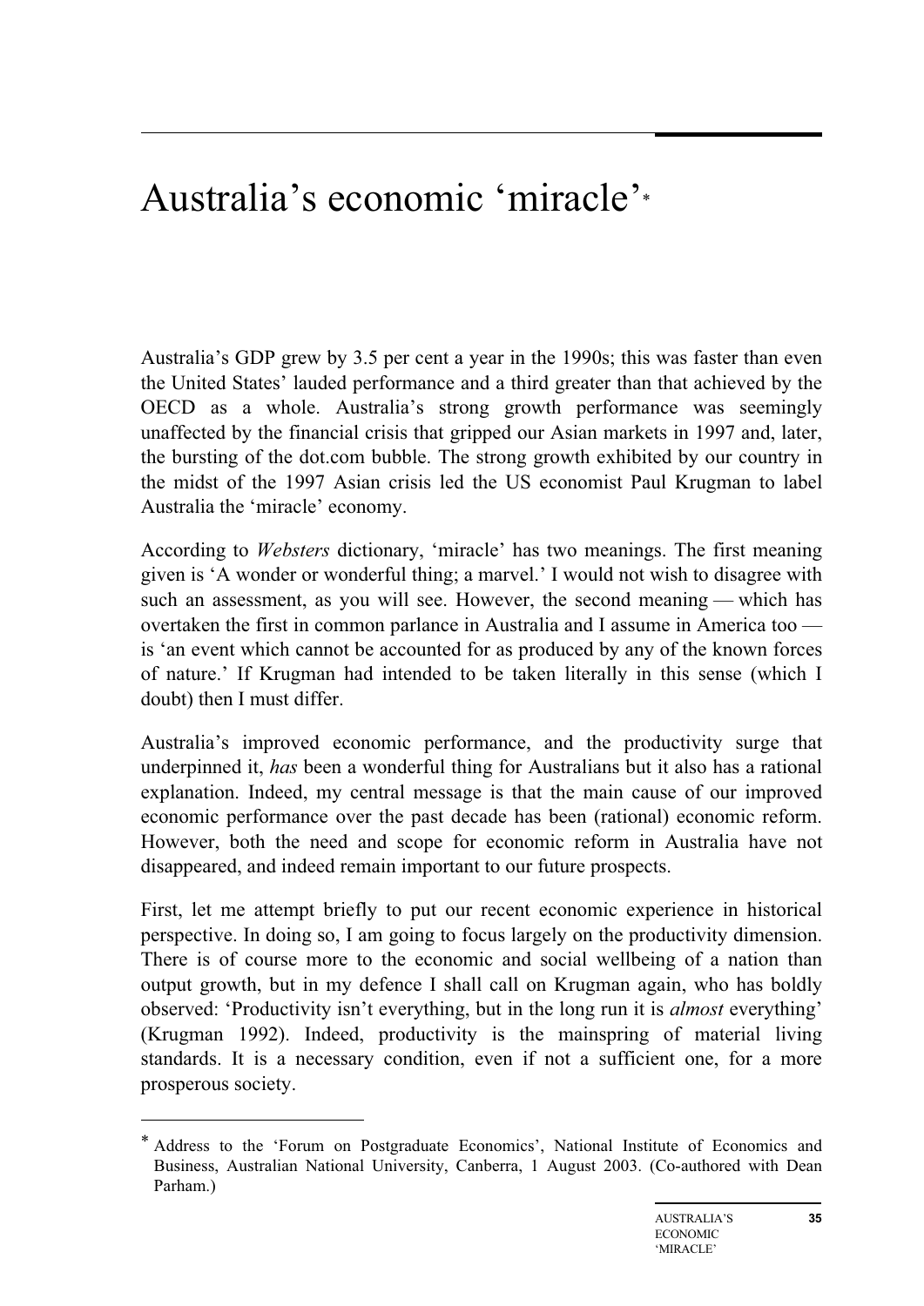# Australia's economic 'miracle'*

Australia's GDP grew by 3.5 per cent a year in the 1990s; this was faster than even the United States' lauded performance and a third greater than that achieved by the OECD as a whole. Australia's strong growth performance was seemingly unaffected by the financial crisis that gripped our Asian markets in 1997 and, later, the bursting of the dot.com bubble. The strong growth exhibited by our country in the midst of the 1997 Asian crisis led the US economist Paul Krugman to label Australia the 'miracle' economy.

According to *Websters* dictionary, 'miracle' has two meanings. The first meaning given is 'A wonder or wonderful thing; a marvel.' I would not wish to disagree with such an assessment, as you will see. However, the second meaning — which has overtaken the first in common parlance in Australia and I assume in America too — is 'an event which cannot be accounted for as produced by any of the known forces of nature.' If Krugman had intended to be taken literally in this sense (which I doubt) then I must differ.

Australia's improved economic performance, and the productivity surge that underpinned it, *has* been a wonderful thing for Australians but it also has a rational explanation. Indeed, my central message is that the main cause of our improved economic performance over the past decade has been (rational) economic reform. However, both the need and scope for economic reform in Australia have not disappeared, and indeed remain important to our future prospects.

First, let me attempt briefly to put our recent economic experience in historical perspective. In doing so, I am going to focus largely on the productivity dimension. There is of course more to the economic and social wellbeing of a nation than output growth, but in my defence I shall call on Krugman again, who has boldly observed: 'Productivity isn't everything, but in the long run it is *almost* everything' (Krugman 1992). Indeed, productivity is the mainspring of material living standards. It is a necessary condition, even if not a sufficient one, for a more prosperous society.

---

* Address to the 'Forum on Postgraduate Economics', National Institute of Economics and Business, Australian National University, Canberra, 1 August 2003. (Co-authored with Dean Parham.)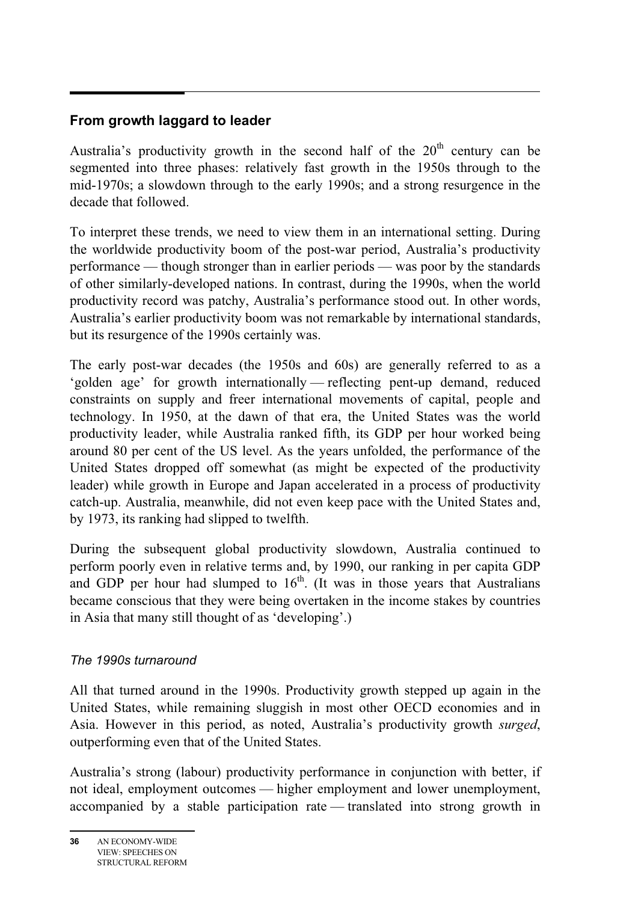## From growth laggard to leader

Australia's productivity growth in the second half of the 20th century can be segmented into three phases: relatively fast growth in the 1950s through to the mid-1970s; a slowdown through to the early 1990s; and a strong resurgence in the decade that followed.

To interpret these trends, we need to view them in an international setting. During the worldwide productivity boom of the post-war period, Australia's productivity performance — though stronger than in earlier periods — was poor by the standards of other similarly-developed nations. In contrast, during the 1990s, when the world productivity record was patchy, Australia's performance stood out. In other words, Australia's earlier productivity boom was not remarkable by international standards, but its resurgence of the 1990s certainly was.

The early post-war decades (the 1950s and 60s) are generally referred to as a 'golden age' for growth internationally — reflecting pent-up demand, reduced constraints on supply and freer international movements of capital, people and technology. In 1950, at the dawn of that era, the United States was the world productivity leader, while Australia ranked fifth, its GDP per hour worked being around 80 per cent of the US level. As the years unfolded, the performance of the United States dropped off somewhat (as might be expected of the productivity leader) while growth in Europe and Japan accelerated in a process of productivity catch-up. Australia, meanwhile, did not even keep pace with the United States and, by 1973, its ranking had slipped to twelfth.

During the subsequent global productivity slowdown, Australia continued to perform poorly even in relative terms and, by 1990, our ranking in per capita GDP and GDP per hour had slumped to 16th. (It was in those years that Australians became conscious that they were being overtaken in the income stakes by countries in Asia that many still thought of as 'developing'.)

### *The 1990s turnaround*

All that turned around in the 1990s. Productivity growth stepped up again in the United States, while remaining sluggish in most other OECD economies and in Asia. However in this period, as noted, Australia's productivity growth *surged*, outperforming even that of the United States.

Australia's strong (labour) productivity performance in conjunction with better, if not ideal, employment outcomes — higher employment and lower unemployment, accompanied by a stable participation rate — translated into strong growth in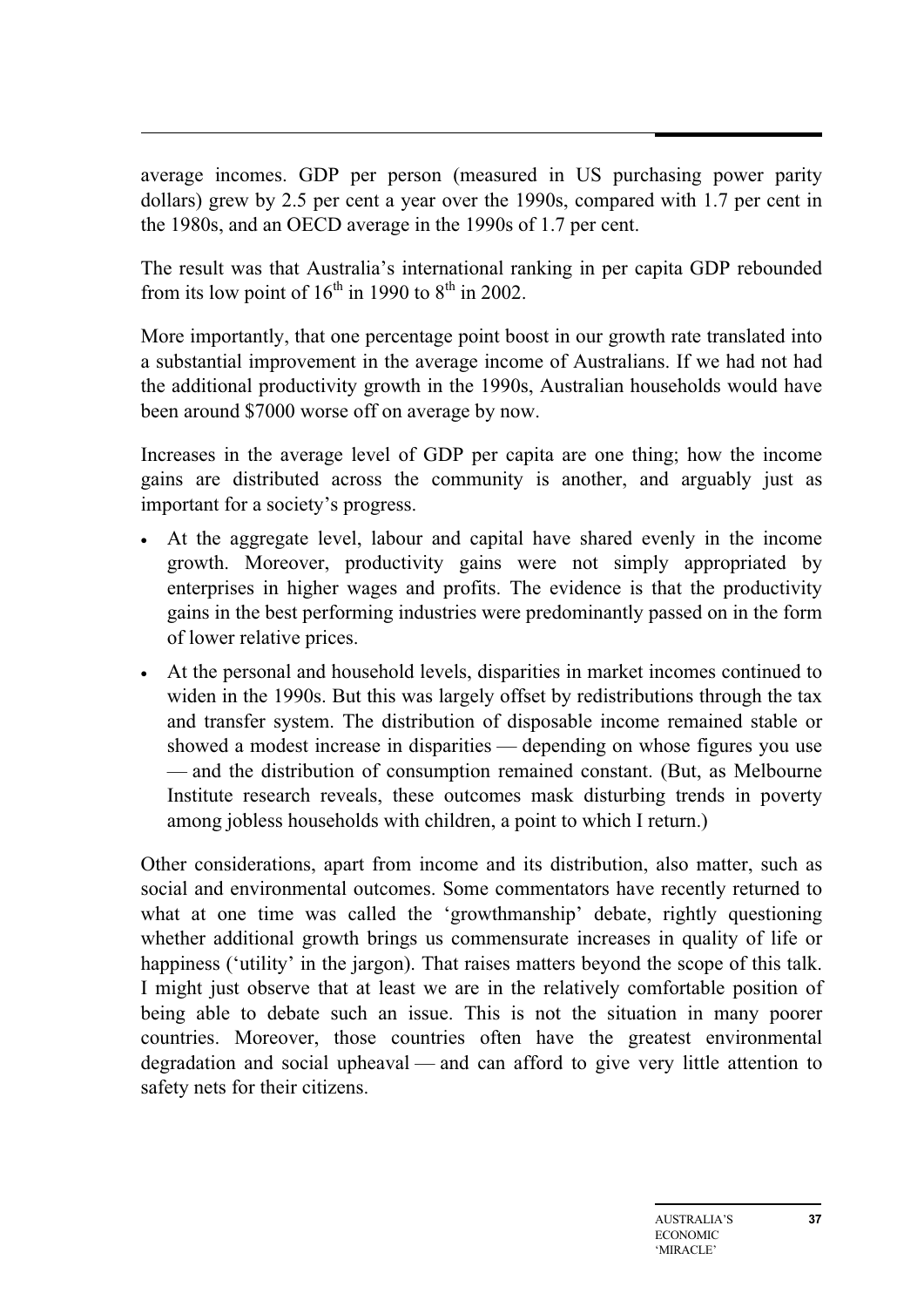average incomes. GDP per person (measured in US purchasing power parity dollars) grew by 2.5 per cent a year over the 1990s, compared with 1.7 per cent in the 1980s, and an OECD average in the 1990s of 1.7 per cent.

The result was that Australia's international ranking in per capita GDP rebounded from its low point of 16th in 1990 to 8th in 2002.

More importantly, that one percentage point boost in our growth rate translated into a substantial improvement in the average income of Australians. If we had not had the additional productivity growth in the 1990s, Australian households would have been around $7000 worse off on average by now.

Increases in the average level of GDP per capita are one thing; how the income gains are distributed across the community is another, and arguably just as important for a society's progress.

- At the aggregate level, labour and capital have shared evenly in the income growth. Moreover, productivity gains were not simply appropriated by enterprises in higher wages and profits. The evidence is that the productivity gains in the best performing industries were predominantly passed on in the form of lower relative prices.
- At the personal and household levels, disparities in market incomes continued to widen in the 1990s. But this was largely offset by redistributions through the tax and transfer system. The distribution of disposable income remained stable or showed a modest increase in disparities — depending on whose figures you use — and the distribution of consumption remained constant. (But, as Melbourne Institute research reveals, these outcomes mask disturbing trends in poverty among jobless households with children, a point to which I return.)

Other considerations, apart from income and its distribution, also matter, such as social and environmental outcomes. Some commentators have recently returned to what at one time was called the 'growthmanship' debate, rightly questioning whether additional growth brings us commensurate increases in quality of life or happiness ('utility' in the jargon). That raises matters beyond the scope of this talk. I might just observe that at least we are in the relatively comfortable position of being able to debate such an issue. This is not the situation in many poorer countries. Moreover, those countries often have the greatest environmental degradation and social upheaval — and can afford to give very little attention to safety nets for their citizens.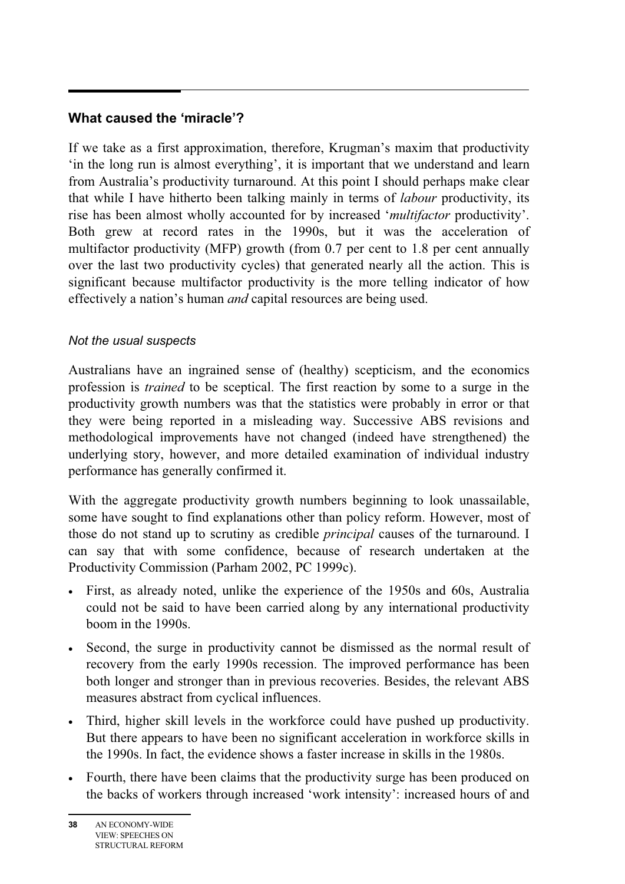## What caused the 'miracle'?

If we take as a first approximation, therefore, Krugman's maxim that productivity 'in the long run is almost everything', it is important that we understand and learn from Australia's productivity turnaround. At this point I should perhaps make clear that while I have hitherto been talking mainly in terms of *labour* productivity, its rise has been almost wholly accounted for by increased '*multifactor* productivity'. Both grew at record rates in the 1990s, but it was the acceleration of multifactor productivity (MFP) growth (from 0.7 per cent to 1.8 per cent annually over the last two productivity cycles) that generated nearly all the action. This is significant because multifactor productivity is the more telling indicator of how effectively a nation's human *and* capital resources are being used.

### *Not the usual suspects*

Australians have an ingrained sense of (healthy) scepticism, and the economics profession is *trained* to be sceptical. The first reaction by some to a surge in the productivity growth numbers was that the statistics were probably in error or that they were being reported in a misleading way. Successive ABS revisions and methodological improvements have not changed (indeed have strengthened) the underlying story, however, and more detailed examination of individual industry performance has generally confirmed it.

With the aggregate productivity growth numbers beginning to look unassailable, some have sought to find explanations other than policy reform. However, most of those do not stand up to scrutiny as credible *principal* causes of the turnaround. I can say that with some confidence, because of research undertaken at the Productivity Commission (Parham 2002, PC 1999c).

- First, as already noted, unlike the experience of the 1950s and 60s, Australia could not be said to have been carried along by any international productivity boom in the 1990s.
- Second, the surge in productivity cannot be dismissed as the normal result of recovery from the early 1990s recession. The improved performance has been both longer and stronger than in previous recoveries. Besides, the relevant ABS measures abstract from cyclical influences.
- Third, higher skill levels in the workforce could have pushed up productivity. But there appears to have been no significant acceleration in workforce skills in the 1990s. In fact, the evidence shows a faster increase in skills in the 1980s.
- Fourth, there have been claims that the productivity surge has been produced on the backs of workers through increased 'work intensity': increased hours of and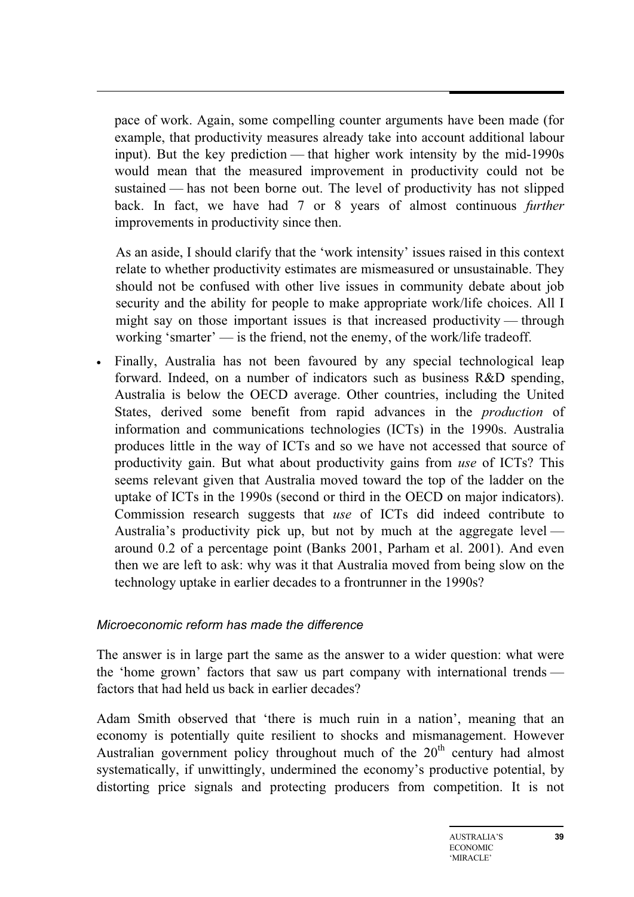pace of work. Again, some compelling counter arguments have been made (for example, that productivity measures already take into account additional labour input). But the key prediction — that higher work intensity by the mid-1990s would mean that the measured improvement in productivity could not be sustained — has not been borne out. The level of productivity has not slipped back. In fact, we have had 7 or 8 years of almost continuous *further* improvements in productivity since then.

  As an aside, I should clarify that the 'work intensity' issues raised in this context relate to whether productivity estimates are mismeasured or unsustainable. They should not be confused with other live issues in community debate about job security and the ability for people to make appropriate work/life choices. All I might say on those important issues is that increased productivity — through working 'smarter' — is the friend, not the enemy, of the work/life tradeoff.

- Finally, Australia has not been favoured by any special technological leap forward. Indeed, on a number of indicators such as business R&D spending, Australia is below the OECD average. Other countries, including the United States, derived some benefit from rapid advances in the *production* of information and communications technologies (ICTs) in the 1990s. Australia produces little in the way of ICTs and so we have not accessed that source of productivity gain. But what about productivity gains from *use* of ICTs? This seems relevant given that Australia moved toward the top of the ladder on the uptake of ICTs in the 1990s (second or third in the OECD on major indicators). Commission research suggests that *use* of ICTs did indeed contribute to Australia's productivity pick up, but not by much at the aggregate level — around 0.2 of a percentage point (Banks 2001, Parham et al. 2001). And even then we are left to ask: why was it that Australia moved from being slow on the technology uptake in earlier decades to a frontrunner in the 1990s?

*Microeconomic reform has made the difference*

The answer is in large part the same as the answer to a wider question: what were the 'home grown' factors that saw us part company with international trends — factors that had held us back in earlier decades?

Adam Smith observed that 'there is much ruin in a nation', meaning that an economy is potentially quite resilient to shocks and mismanagement. However Australian government policy throughout much of the 20th century had almost systematically, if unwittingly, undermined the economy's productive potential, by distorting price signals and protecting producers from competition. It is not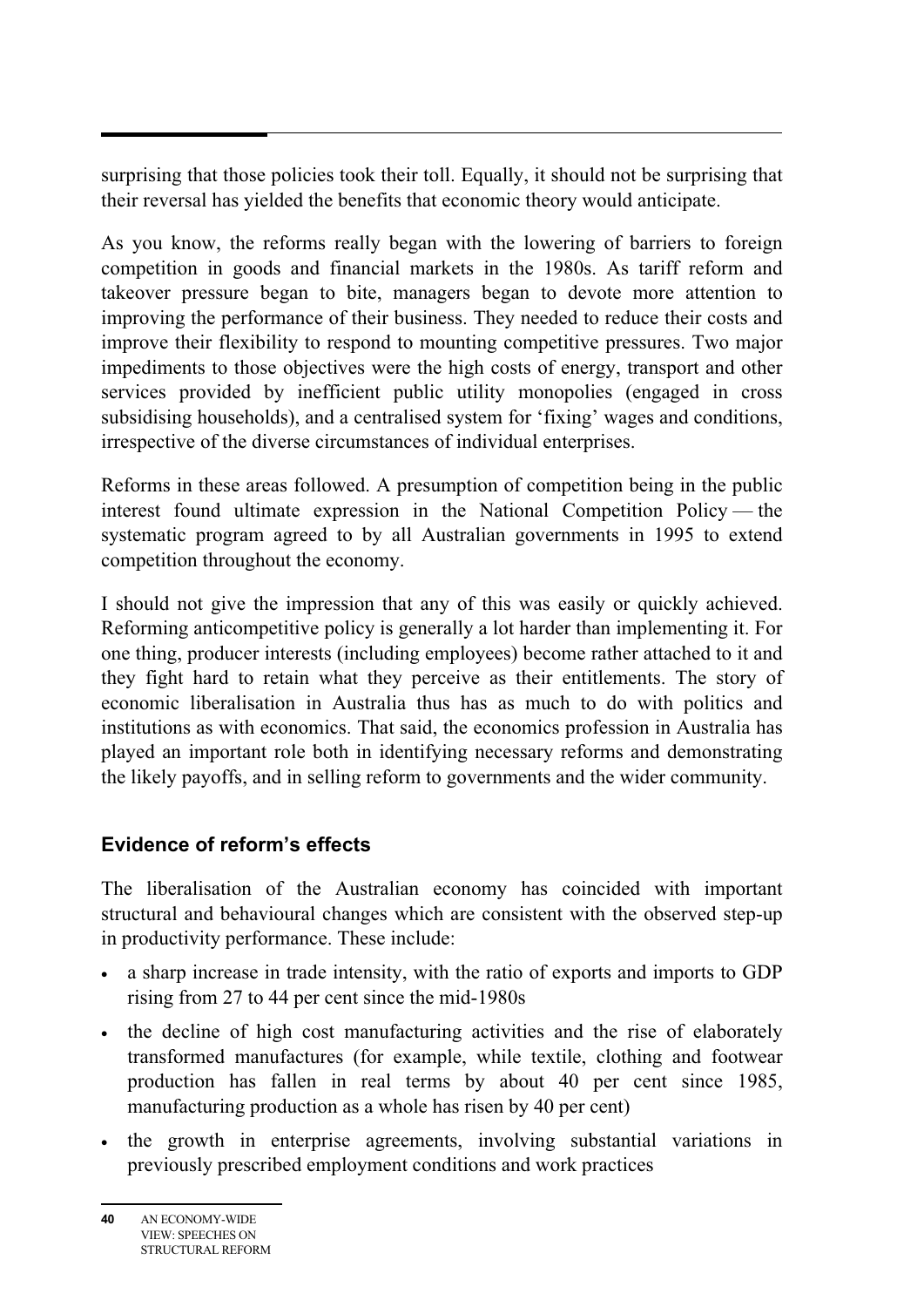surprising that those policies took their toll. Equally, it should not be surprising that their reversal has yielded the benefits that economic theory would anticipate.

As you know, the reforms really began with the lowering of barriers to foreign competition in goods and financial markets in the 1980s. As tariff reform and takeover pressure began to bite, managers began to devote more attention to improving the performance of their business. They needed to reduce their costs and improve their flexibility to respond to mounting competitive pressures. Two major impediments to those objectives were the high costs of energy, transport and other services provided by inefficient public utility monopolies (engaged in cross subsidising households), and a centralised system for 'fixing' wages and conditions, irrespective of the diverse circumstances of individual enterprises.

Reforms in these areas followed. A presumption of competition being in the public interest found ultimate expression in the National Competition Policy — the systematic program agreed to by all Australian governments in 1995 to extend competition throughout the economy.

I should not give the impression that any of this was easily or quickly achieved. Reforming anticompetitive policy is generally a lot harder than implementing it. For one thing, producer interests (including employees) become rather attached to it and they fight hard to retain what they perceive as their entitlements. The story of economic liberalisation in Australia thus has as much to do with politics and institutions as with economics. That said, the economics profession in Australia has played an important role both in identifying necessary reforms and demonstrating the likely payoffs, and in selling reform to governments and the wider community.

## Evidence of reform's effects

The liberalisation of the Australian economy has coincided with important structural and behavioural changes which are consistent with the observed step-up in productivity performance. These include:

- a sharp increase in trade intensity, with the ratio of exports and imports to GDP rising from 27 to 44 per cent since the mid-1980s
- the decline of high cost manufacturing activities and the rise of elaborately transformed manufactures (for example, while textile, clothing and footwear production has fallen in real terms by about 40 per cent since 1985, manufacturing production as a whole has risen by 40 per cent)
- the growth in enterprise agreements, involving substantial variations in previously prescribed employment conditions and work practices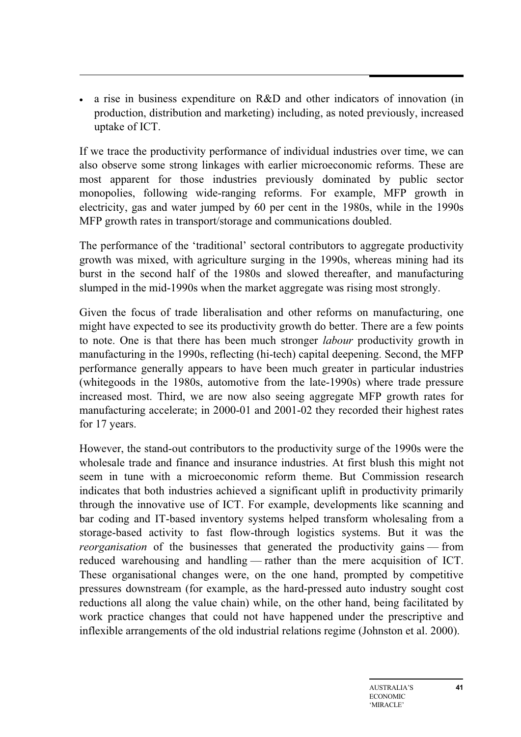- a rise in business expenditure on R&D and other indicators of innovation (in production, distribution and marketing) including, as noted previously, increased uptake of ICT.

If we trace the productivity performance of individual industries over time, we can also observe some strong linkages with earlier microeconomic reforms. These are most apparent for those industries previously dominated by public sector monopolies, following wide-ranging reforms. For example, MFP growth in electricity, gas and water jumped by 60 per cent in the 1980s, while in the 1990s MFP growth rates in transport/storage and communications doubled.

The performance of the 'traditional' sectoral contributors to aggregate productivity growth was mixed, with agriculture surging in the 1990s, whereas mining had its burst in the second half of the 1980s and slowed thereafter, and manufacturing slumped in the mid-1990s when the market aggregate was rising most strongly.

Given the focus of trade liberalisation and other reforms on manufacturing, one might have expected to see its productivity growth do better. There are a few points to note. One is that there has been much stronger *labour* productivity growth in manufacturing in the 1990s, reflecting (hi-tech) capital deepening. Second, the MFP performance generally appears to have been much greater in particular industries (whitegoods in the 1980s, automotive from the late-1990s) where trade pressure increased most. Third, we are now also seeing aggregate MFP growth rates for manufacturing accelerate; in 2000-01 and 2001-02 they recorded their highest rates for 17 years.

However, the stand-out contributors to the productivity surge of the 1990s were the wholesale trade and finance and insurance industries. At first blush this might not seem in tune with a microeconomic reform theme. But Commission research indicates that both industries achieved a significant uplift in productivity primarily through the innovative use of ICT. For example, developments like scanning and bar coding and IT-based inventory systems helped transform wholesaling from a storage-based activity to fast flow-through logistics systems. But it was the *reorganisation* of the businesses that generated the productivity gains — from reduced warehousing and handling — rather than the mere acquisition of ICT. These organisational changes were, on the one hand, prompted by competitive pressures downstream (for example, as the hard-pressed auto industry sought cost reductions all along the value chain) while, on the other hand, being facilitated by work practice changes that could not have happened under the prescriptive and inflexible arrangements of the old industrial relations regime (Johnston et al. 2000).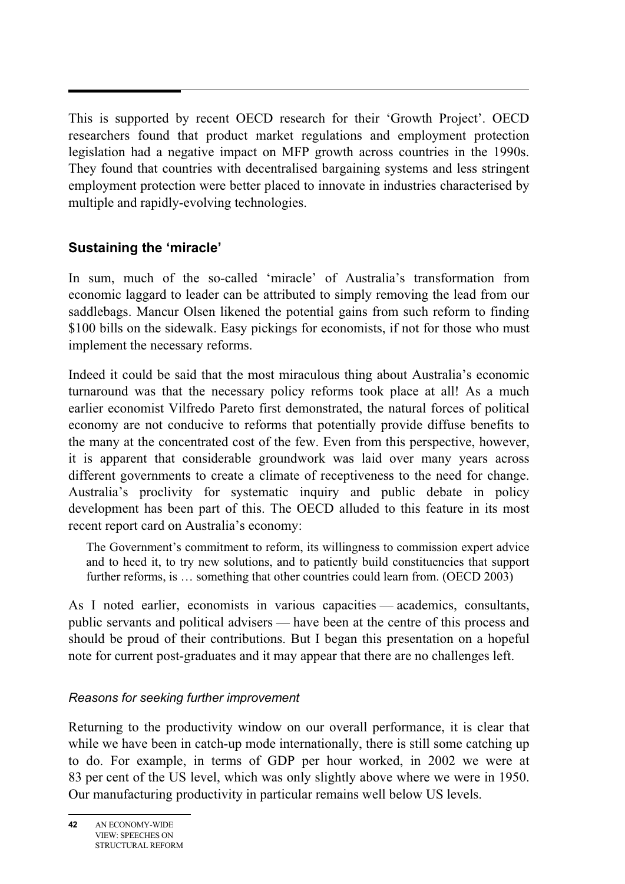This is supported by recent OECD research for their 'Growth Project'. OECD researchers found that product market regulations and employment protection legislation had a negative impact on MFP growth across countries in the 1990s. They found that countries with decentralised bargaining systems and less stringent employment protection were better placed to innovate in industries characterised by multiple and rapidly-evolving technologies.

## Sustaining the 'miracle'

In sum, much of the so-called 'miracle' of Australia's transformation from economic laggard to leader can be attributed to simply removing the lead from our saddlebags. Mancur Olsen likened the potential gains from such reform to finding $100 bills on the sidewalk. Easy pickings for economists, if not for those who must implement the necessary reforms.

Indeed it could be said that the most miraculous thing about Australia's economic turnaround was that the necessary policy reforms took place at all! As a much earlier economist Vilfredo Pareto first demonstrated, the natural forces of political economy are not conducive to reforms that potentially provide diffuse benefits to the many at the concentrated cost of the few. Even from this perspective, however, it is apparent that considerable groundwork was laid over many years across different governments to create a climate of receptiveness to the need for change. Australia's proclivity for systematic inquiry and public debate in policy development has been part of this. The OECD alluded to this feature in its most recent report card on Australia's economy:

> The Government's commitment to reform, its willingness to commission expert advice and to heed it, to try new solutions, and to patiently build constituencies that support further reforms, is … something that other countries could learn from. (OECD 2003)

As I noted earlier, economists in various capacities — academics, consultants, public servants and political advisers — have been at the centre of this process and should be proud of their contributions. But I began this presentation on a hopeful note for current post-graduates and it may appear that there are no challenges left.

### *Reasons for seeking further improvement*

Returning to the productivity window on our overall performance, it is clear that while we have been in catch-up mode internationally, there is still some catching up to do. For example, in terms of GDP per hour worked, in 2002 we were at 83 per cent of the US level, which was only slightly above where we were in 1950. Our manufacturing productivity in particular remains well below US levels.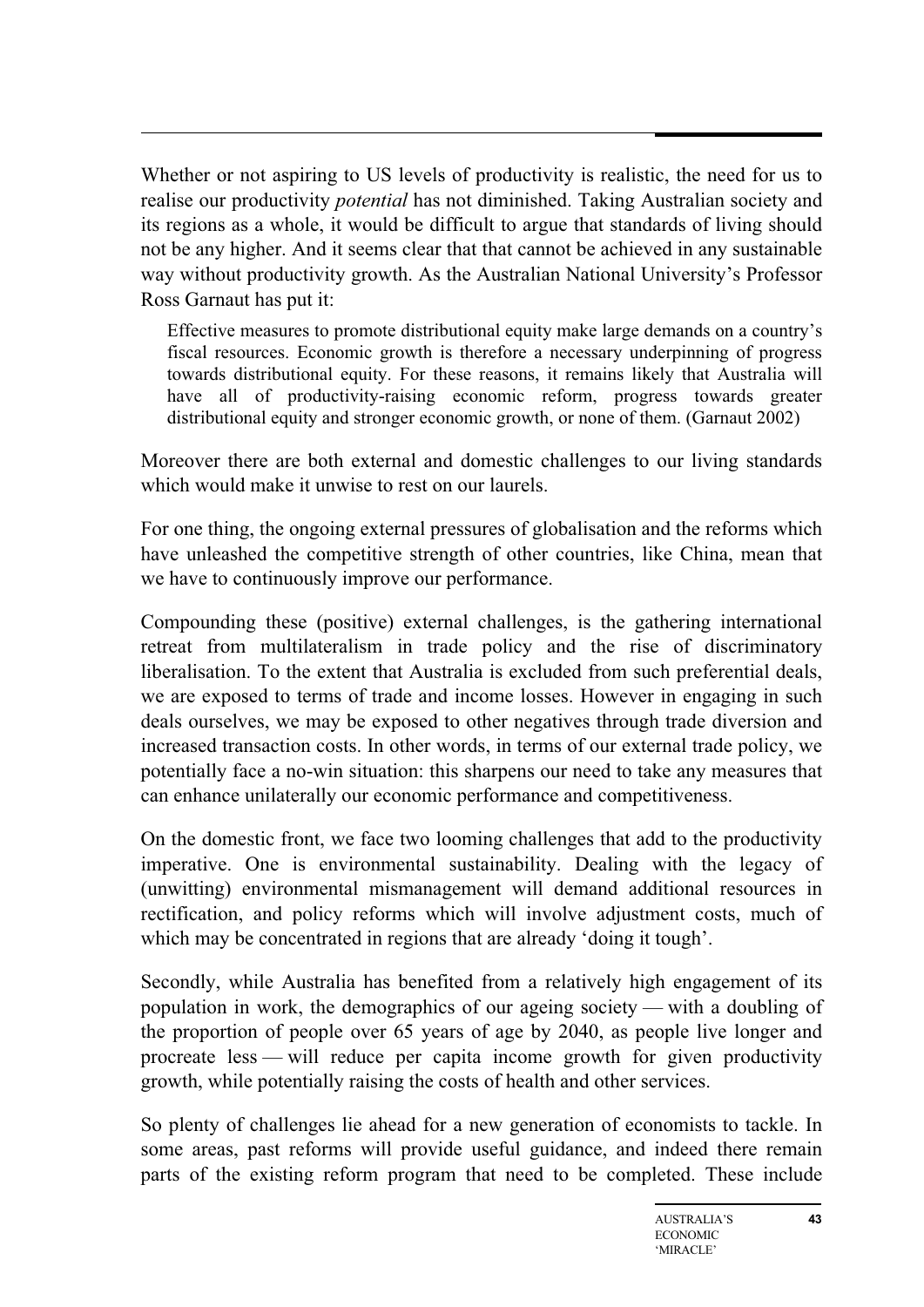Whether or not aspiring to US levels of productivity is realistic, the need for us to realise our productivity *potential* has not diminished. Taking Australian society and its regions as a whole, it would be difficult to argue that standards of living should not be any higher. And it seems clear that that cannot be achieved in any sustainable way without productivity growth. As the Australian National University's Professor Ross Garnaut has put it:

> Effective measures to promote distributional equity make large demands on a country's fiscal resources. Economic growth is therefore a necessary underpinning of progress towards distributional equity. For these reasons, it remains likely that Australia will have all of productivity-raising economic reform, progress towards greater distributional equity and stronger economic growth, or none of them. (Garnaut 2002)

Moreover there are both external and domestic challenges to our living standards which would make it unwise to rest on our laurels.

For one thing, the ongoing external pressures of globalisation and the reforms which have unleashed the competitive strength of other countries, like China, mean that we have to continuously improve our performance.

Compounding these (positive) external challenges, is the gathering international retreat from multilateralism in trade policy and the rise of discriminatory liberalisation. To the extent that Australia is excluded from such preferential deals, we are exposed to terms of trade and income losses. However in engaging in such deals ourselves, we may be exposed to other negatives through trade diversion and increased transaction costs. In other words, in terms of our external trade policy, we potentially face a no-win situation: this sharpens our need to take any measures that can enhance unilaterally our economic performance and competitiveness.

On the domestic front, we face two looming challenges that add to the productivity imperative. One is environmental sustainability. Dealing with the legacy of (unwitting) environmental mismanagement will demand additional resources in rectification, and policy reforms which will involve adjustment costs, much of which may be concentrated in regions that are already 'doing it tough'.

Secondly, while Australia has benefited from a relatively high engagement of its population in work, the demographics of our ageing society — with a doubling of the proportion of people over 65 years of age by 2040, as people live longer and procreate less — will reduce per capita income growth for given productivity growth, while potentially raising the costs of health and other services.

So plenty of challenges lie ahead for a new generation of economists to tackle. In some areas, past reforms will provide useful guidance, and indeed there remain parts of the existing reform program that need to be completed. These include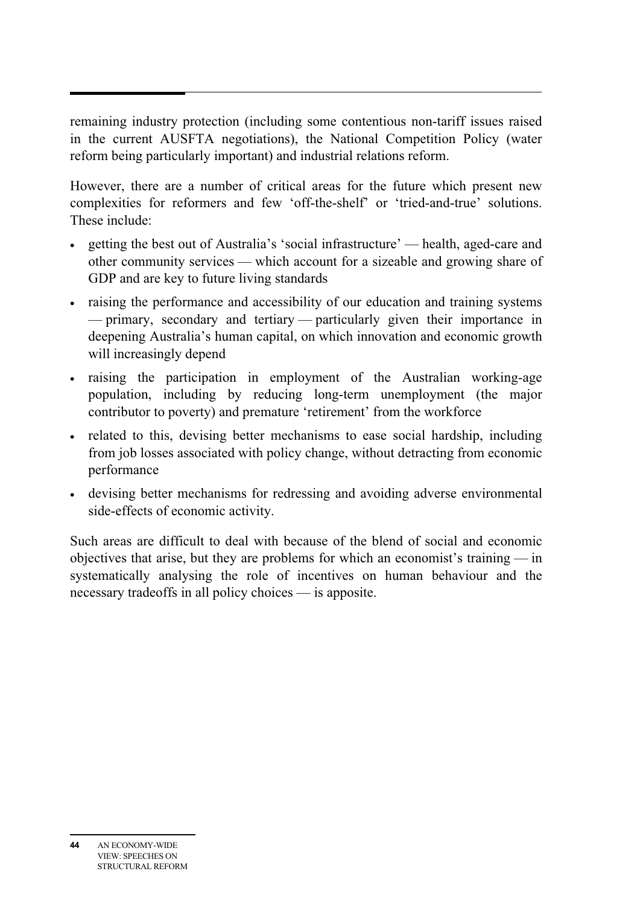remaining industry protection (including some contentious non-tariff issues raised in the current AUSFTA negotiations), the National Competition Policy (water reform being particularly important) and industrial relations reform.

However, there are a number of critical areas for the future which present new complexities for reformers and few 'off-the-shelf' or 'tried-and-true' solutions. These include:

- getting the best out of Australia's 'social infrastructure' — health, aged-care and other community services — which account for a sizeable and growing share of GDP and are key to future living standards
- raising the performance and accessibility of our education and training systems — primary, secondary and tertiary — particularly given their importance in deepening Australia's human capital, on which innovation and economic growth will increasingly depend
- raising the participation in employment of the Australian working-age population, including by reducing long-term unemployment (the major contributor to poverty) and premature 'retirement' from the workforce
- related to this, devising better mechanisms to ease social hardship, including from job losses associated with policy change, without detracting from economic performance
- devising better mechanisms for redressing and avoiding adverse environmental side-effects of economic activity.

Such areas are difficult to deal with because of the blend of social and economic objectives that arise, but they are problems for which an economist's training — in systematically analysing the role of incentives on human behaviour and the necessary tradeoffs in all policy choices — is apposite.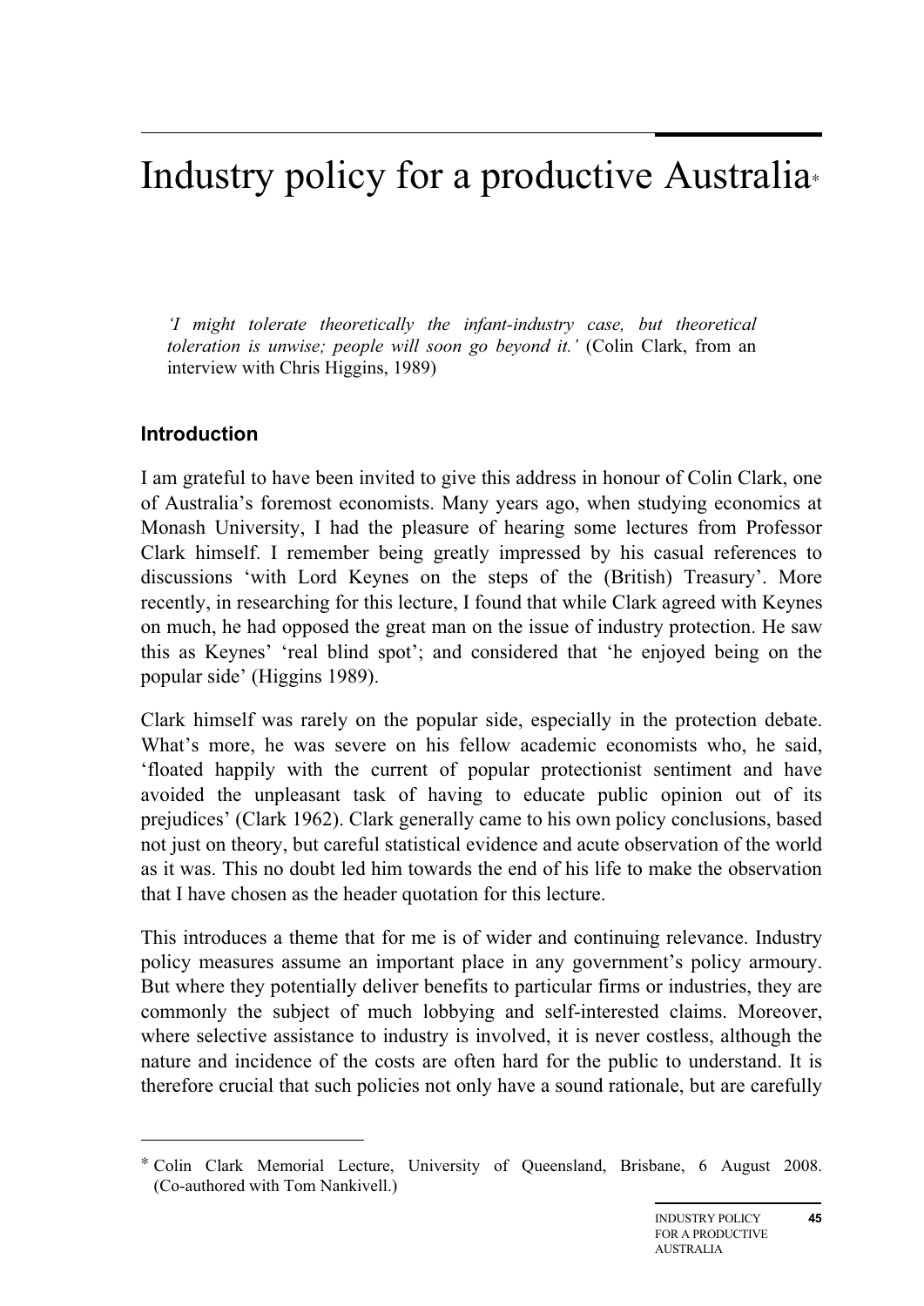# Industry policy for a productive Australia*

*'I might tolerate theoretically the infant-industry case, but theoretical toleration is unwise; people will soon go beyond it.'* (Colin Clark, from an interview with Chris Higgins, 1989)

## Introduction

I am grateful to have been invited to give this address in honour of Colin Clark, one of Australia's foremost economists. Many years ago, when studying economics at Monash University, I had the pleasure of hearing some lectures from Professor Clark himself. I remember being greatly impressed by his casual references to discussions 'with Lord Keynes on the steps of the (British) Treasury'. More recently, in researching for this lecture, I found that while Clark agreed with Keynes on much, he had opposed the great man on the issue of industry protection. He saw this as Keynes' 'real blind spot'; and considered that 'he enjoyed being on the popular side' (Higgins 1989).

Clark himself was rarely on the popular side, especially in the protection debate. What's more, he was severe on his fellow academic economists who, he said, 'floated happily with the current of popular protectionist sentiment and have avoided the unpleasant task of having to educate public opinion out of its prejudices' (Clark 1962). Clark generally came to his own policy conclusions, based not just on theory, but careful statistical evidence and acute observation of the world as it was. This no doubt led him towards the end of his life to make the observation that I have chosen as the header quotation for this lecture.

This introduces a theme that for me is of wider and continuing relevance. Industry policy measures assume an important place in any government's policy armoury. But where they potentially deliver benefits to particular firms or industries, they are commonly the subject of much lobbying and self-interested claims. Moreover, where selective assistance to industry is involved, it is never costless, although the nature and incidence of the costs are often hard for the public to understand. It is therefore crucial that such policies not only have a sound rationale, but are carefully

---

* Colin Clark Memorial Lecture, University of Queensland, Brisbane, 6 August 2008. (Co-authored with Tom Nankivell.)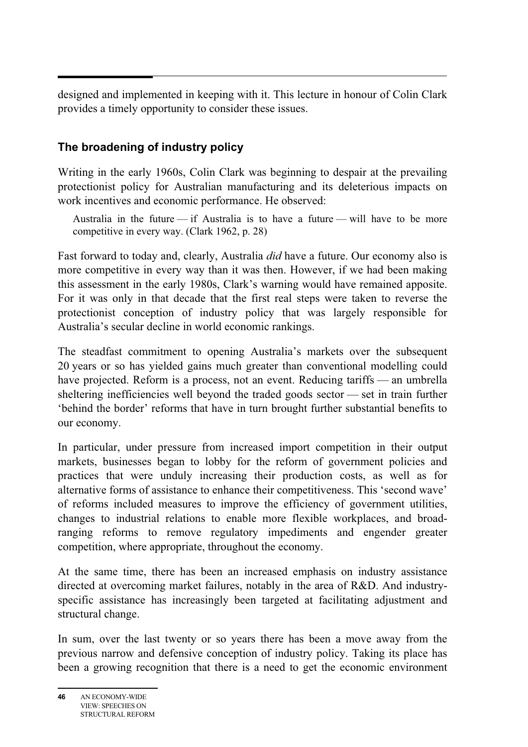designed and implemented in keeping with it. This lecture in honour of Colin Clark provides a timely opportunity to consider these issues.

## The broadening of industry policy

Writing in the early 1960s, Colin Clark was beginning to despair at the prevailing protectionist policy for Australian manufacturing and its deleterious impacts on work incentives and economic performance. He observed:

> Australia in the future — if Australia is to have a future — will have to be more competitive in every way. (Clark 1962, p. 28)

Fast forward to today and, clearly, Australia *did* have a future. Our economy also is more competitive in every way than it was then. However, if we had been making this assessment in the early 1980s, Clark's warning would have remained apposite. For it was only in that decade that the first real steps were taken to reverse the protectionist conception of industry policy that was largely responsible for Australia's secular decline in world economic rankings.

The steadfast commitment to opening Australia's markets over the subsequent 20 years or so has yielded gains much greater than conventional modelling could have projected. Reform is a process, not an event. Reducing tariffs — an umbrella sheltering inefficiencies well beyond the traded goods sector — set in train further 'behind the border' reforms that have in turn brought further substantial benefits to our economy.

In particular, under pressure from increased import competition in their output markets, businesses began to lobby for the reform of government policies and practices that were unduly increasing their production costs, as well as for alternative forms of assistance to enhance their competitiveness. This 'second wave' of reforms included measures to improve the efficiency of government utilities, changes to industrial relations to enable more flexible workplaces, and broad-ranging reforms to remove regulatory impediments and engender greater competition, where appropriate, throughout the economy.

At the same time, there has been an increased emphasis on industry assistance directed at overcoming market failures, notably in the area of R&D. And industry-specific assistance has increasingly been targeted at facilitating adjustment and structural change.

In sum, over the last twenty or so years there has been a move away from the previous narrow and defensive conception of industry policy. Taking its place has been a growing recognition that there is a need to get the economic environment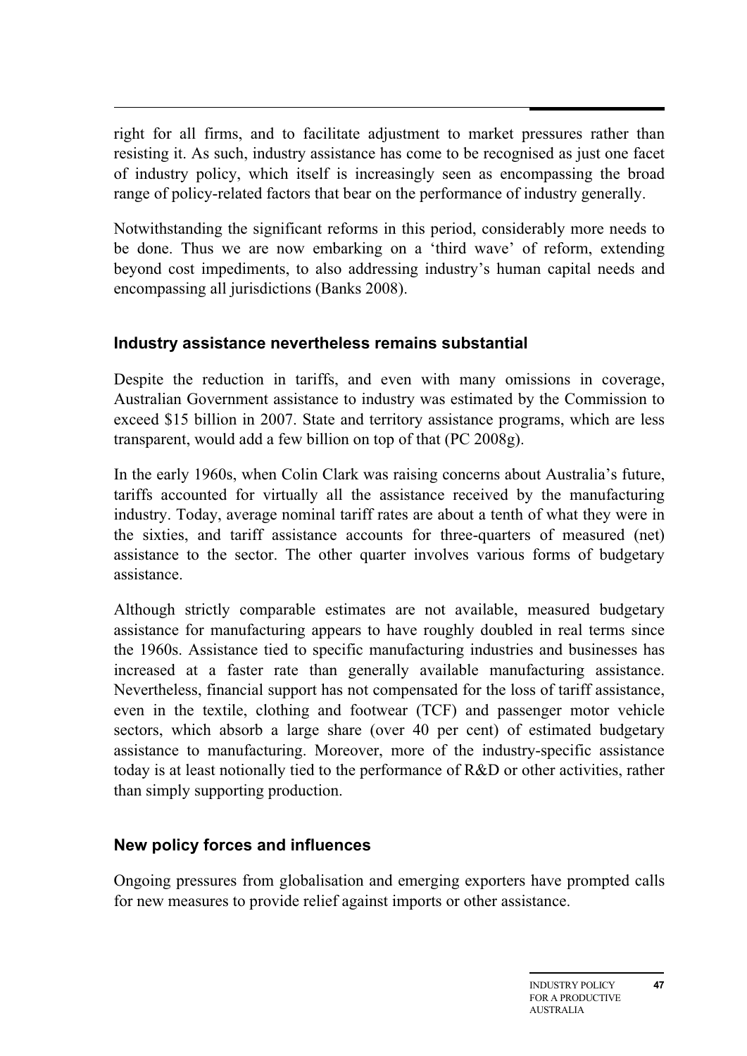right for all firms, and to facilitate adjustment to market pressures rather than resisting it. As such, industry assistance has come to be recognised as just one facet of industry policy, which itself is increasingly seen as encompassing the broad range of policy-related factors that bear on the performance of industry generally.

Notwithstanding the significant reforms in this period, considerably more needs to be done. Thus we are now embarking on a 'third wave' of reform, extending beyond cost impediments, to also addressing industry's human capital needs and encompassing all jurisdictions (Banks 2008).

### Industry assistance nevertheless remains substantial

Despite the reduction in tariffs, and even with many omissions in coverage, Australian Government assistance to industry was estimated by the Commission to exceed $15 billion in 2007. State and territory assistance programs, which are less transparent, would add a few billion on top of that (PC 2008g).

In the early 1960s, when Colin Clark was raising concerns about Australia's future, tariffs accounted for virtually all the assistance received by the manufacturing industry. Today, average nominal tariff rates are about a tenth of what they were in the sixties, and tariff assistance accounts for three-quarters of measured (net) assistance to the sector. The other quarter involves various forms of budgetary assistance.

Although strictly comparable estimates are not available, measured budgetary assistance for manufacturing appears to have roughly doubled in real terms since the 1960s. Assistance tied to specific manufacturing industries and businesses has increased at a faster rate than generally available manufacturing assistance. Nevertheless, financial support has not compensated for the loss of tariff assistance, even in the textile, clothing and footwear (TCF) and passenger motor vehicle sectors, which absorb a large share (over 40 per cent) of estimated budgetary assistance to manufacturing. Moreover, more of the industry-specific assistance today is at least notionally tied to the performance of R&D or other activities, rather than simply supporting production.

### New policy forces and influences

Ongoing pressures from globalisation and emerging exporters have prompted calls for new measures to provide relief against imports or other assistance.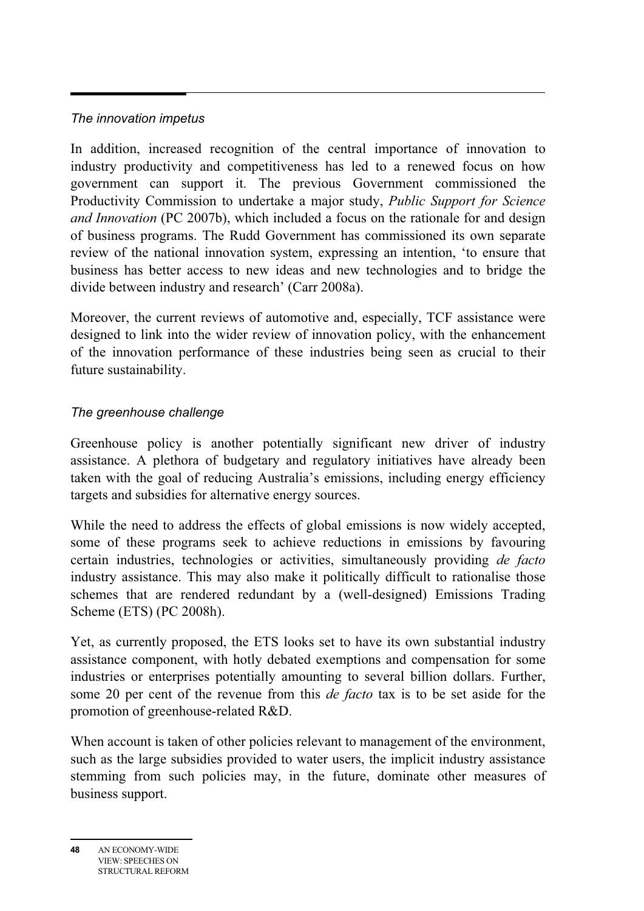### *The innovation impetus*

In addition, increased recognition of the central importance of innovation to industry productivity and competitiveness has led to a renewed focus on how government can support it. The previous Government commissioned the Productivity Commission to undertake a major study, *Public Support for Science and Innovation* (PC 2007b), which included a focus on the rationale for and design of business programs. The Rudd Government has commissioned its own separate review of the national innovation system, expressing an intention, 'to ensure that business has better access to new ideas and new technologies and to bridge the divide between industry and research' (Carr 2008a).

Moreover, the current reviews of automotive and, especially, TCF assistance were designed to link into the wider review of innovation policy, with the enhancement of the innovation performance of these industries being seen as crucial to their future sustainability.

### *The greenhouse challenge*

Greenhouse policy is another potentially significant new driver of industry assistance. A plethora of budgetary and regulatory initiatives have already been taken with the goal of reducing Australia's emissions, including energy efficiency targets and subsidies for alternative energy sources.

While the need to address the effects of global emissions is now widely accepted, some of these programs seek to achieve reductions in emissions by favouring certain industries, technologies or activities, simultaneously providing *de facto* industry assistance. This may also make it politically difficult to rationalise those schemes that are rendered redundant by a (well-designed) Emissions Trading Scheme (ETS) (PC 2008h).

Yet, as currently proposed, the ETS looks set to have its own substantial industry assistance component, with hotly debated exemptions and compensation for some industries or enterprises potentially amounting to several billion dollars. Further, some 20 per cent of the revenue from this *de facto* tax is to be set aside for the promotion of greenhouse-related R&D.

When account is taken of other policies relevant to management of the environment, such as the large subsidies provided to water users, the implicit industry assistance stemming from such policies may, in the future, dominate other measures of business support.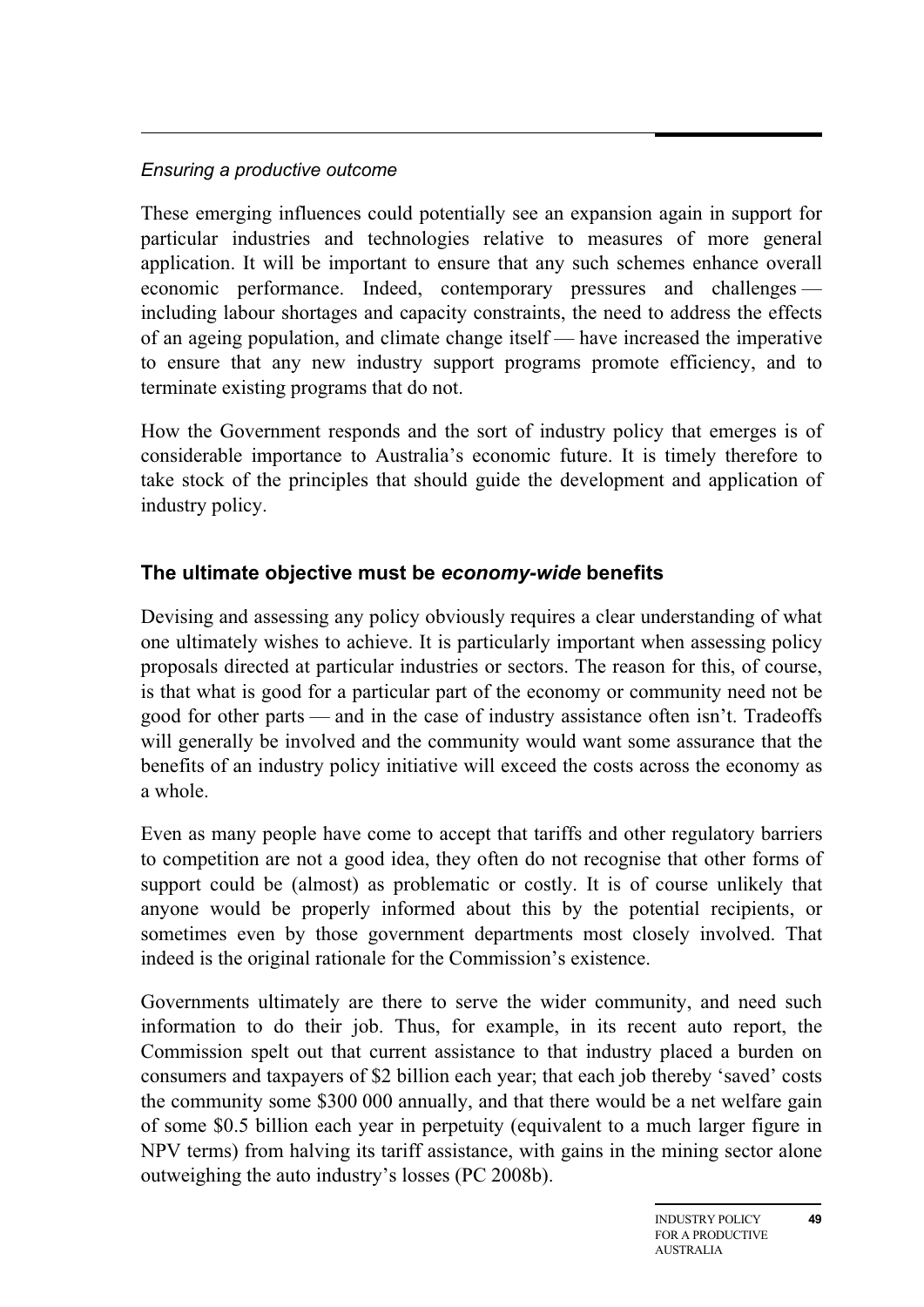*Ensuring a productive outcome*

These emerging influences could potentially see an expansion again in support for particular industries and technologies relative to measures of more general application. It will be important to ensure that any such schemes enhance overall economic performance. Indeed, contemporary pressures and challenges — including labour shortages and capacity constraints, the need to address the effects of an ageing population, and climate change itself — have increased the imperative to ensure that any new industry support programs promote efficiency, and to terminate existing programs that do not.

How the Government responds and the sort of industry policy that emerges is of considerable importance to Australia's economic future. It is timely therefore to take stock of the principles that should guide the development and application of industry policy.

## The ultimate objective must be *economy-wide* benefits

Devising and assessing any policy obviously requires a clear understanding of what one ultimately wishes to achieve. It is particularly important when assessing policy proposals directed at particular industries or sectors. The reason for this, of course, is that what is good for a particular part of the economy or community need not be good for other parts — and in the case of industry assistance often isn't. Tradeoffs will generally be involved and the community would want some assurance that the benefits of an industry policy initiative will exceed the costs across the economy as a whole.

Even as many people have come to accept that tariffs and other regulatory barriers to competition are not a good idea, they often do not recognise that other forms of support could be (almost) as problematic or costly. It is of course unlikely that anyone would be properly informed about this by the potential recipients, or sometimes even by those government departments most closely involved. That indeed is the original rationale for the Commission's existence.

Governments ultimately are there to serve the wider community, and need such information to do their job. Thus, for example, in its recent auto report, the Commission spelt out that current assistance to that industry placed a burden on consumers and taxpayers of \$2 billion each year; that each job thereby 'saved' costs the community some \$300 000 annually, and that there would be a net welfare gain of some \$0.5 billion each year in perpetuity (equivalent to a much larger figure in NPV terms) from halving its tariff assistance, with gains in the mining sector alone outweighing the auto industry's losses (PC 2008b).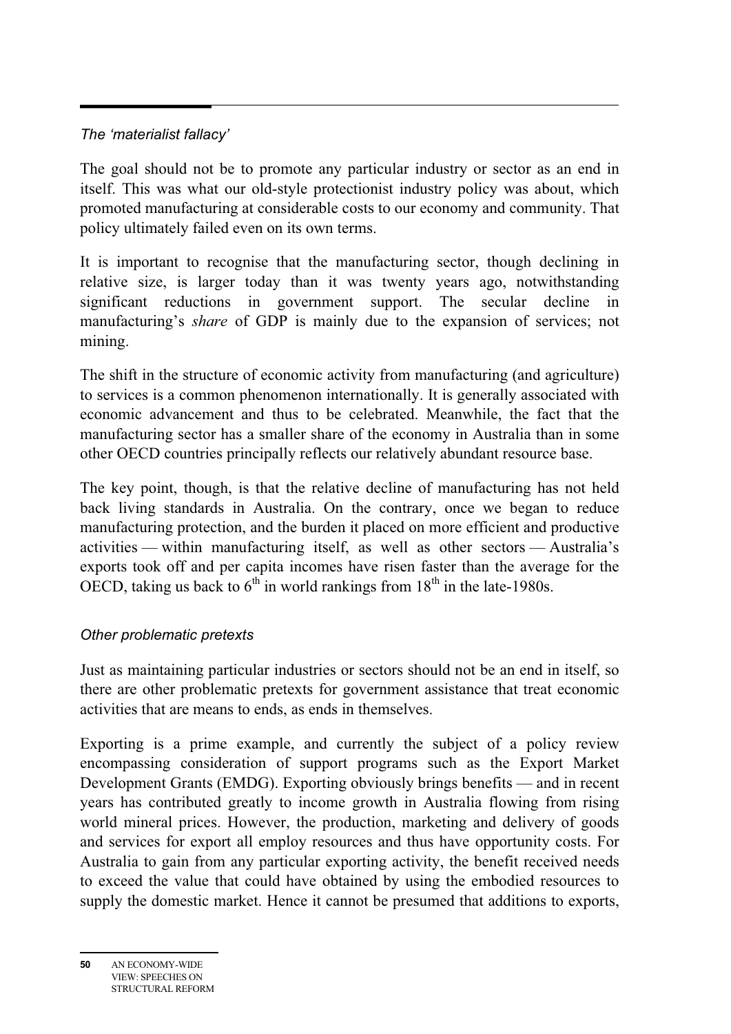### *The 'materialist fallacy'*

The goal should not be to promote any particular industry or sector as an end in itself. This was what our old-style protectionist industry policy was about, which promoted manufacturing at considerable costs to our economy and community. That policy ultimately failed even on its own terms.

It is important to recognise that the manufacturing sector, though declining in relative size, is larger today than it was twenty years ago, notwithstanding significant reductions in government support. The secular decline in manufacturing's *share* of GDP is mainly due to the expansion of services; not mining.

The shift in the structure of economic activity from manufacturing (and agriculture) to services is a common phenomenon internationally. It is generally associated with economic advancement and thus to be celebrated. Meanwhile, the fact that the manufacturing sector has a smaller share of the economy in Australia than in some other OECD countries principally reflects our relatively abundant resource base.

The key point, though, is that the relative decline of manufacturing has not held back living standards in Australia. On the contrary, once we began to reduce manufacturing protection, and the burden it placed on more efficient and productive activities — within manufacturing itself, as well as other sectors — Australia's exports took off and per capita incomes have risen faster than the average for the OECD, taking us back to 6th in world rankings from 18th in the late-1980s.

### *Other problematic pretexts*

Just as maintaining particular industries or sectors should not be an end in itself, so there are other problematic pretexts for government assistance that treat economic activities that are means to ends, as ends in themselves.

Exporting is a prime example, and currently the subject of a policy review encompassing consideration of support programs such as the Export Market Development Grants (EMDG). Exporting obviously brings benefits — and in recent years has contributed greatly to income growth in Australia flowing from rising world mineral prices. However, the production, marketing and delivery of goods and services for export all employ resources and thus have opportunity costs. For Australia to gain from any particular exporting activity, the benefit received needs to exceed the value that could have obtained by using the embodied resources to supply the domestic market. Hence it cannot be presumed that additions to exports,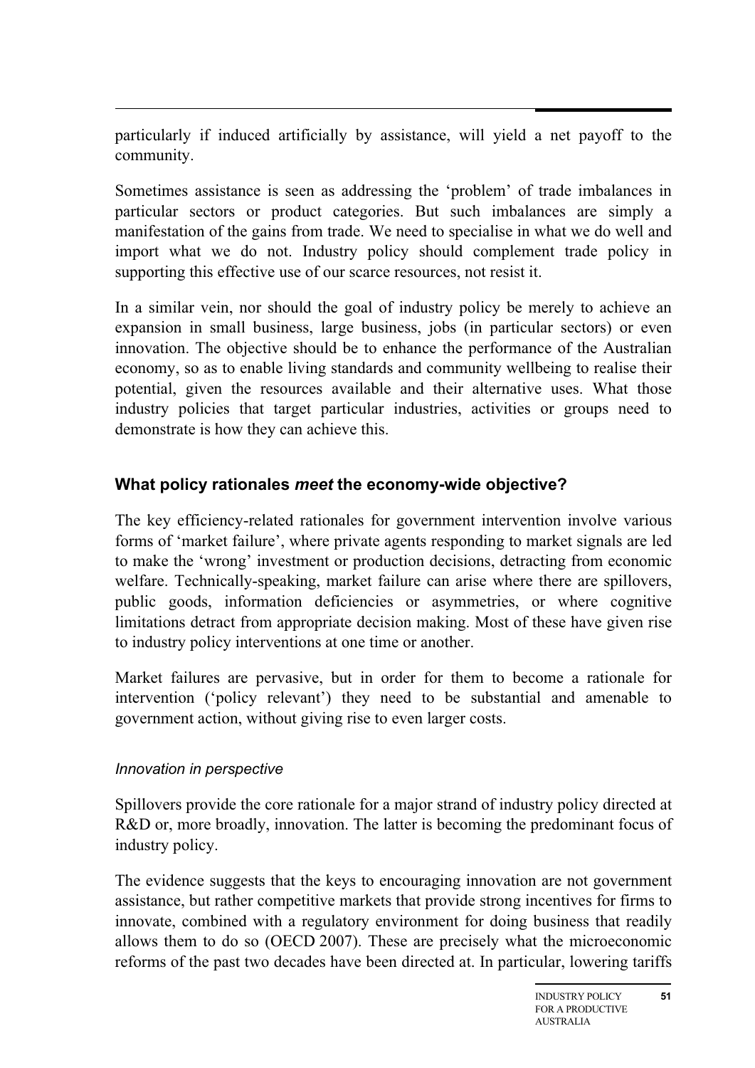particularly if induced artificially by assistance, will yield a net payoff to the community.

Sometimes assistance is seen as addressing the 'problem' of trade imbalances in particular sectors or product categories. But such imbalances are simply a manifestation of the gains from trade. We need to specialise in what we do well and import what we do not. Industry policy should complement trade policy in supporting this effective use of our scarce resources, not resist it.

In a similar vein, nor should the goal of industry policy be merely to achieve an expansion in small business, large business, jobs (in particular sectors) or even innovation. The objective should be to enhance the performance of the Australian economy, so as to enable living standards and community wellbeing to realise their potential, given the resources available and their alternative uses. What those industry policies that target particular industries, activities or groups need to demonstrate is how they can achieve this.

### What policy rationales *meet* the economy-wide objective?

The key efficiency-related rationales for government intervention involve various forms of 'market failure', where private agents responding to market signals are led to make the 'wrong' investment or production decisions, detracting from economic welfare. Technically-speaking, market failure can arise where there are spillovers, public goods, information deficiencies or asymmetries, or where cognitive limitations detract from appropriate decision making. Most of these have given rise to industry policy interventions at one time or another.

Market failures are pervasive, but in order for them to become a rationale for intervention ('policy relevant') they need to be substantial and amenable to government action, without giving rise to even larger costs.

*Innovation in perspective*

Spillovers provide the core rationale for a major strand of industry policy directed at R&D or, more broadly, innovation. The latter is becoming the predominant focus of industry policy.

The evidence suggests that the keys to encouraging innovation are not government assistance, but rather competitive markets that provide strong incentives for firms to innovate, combined with a regulatory environment for doing business that readily allows them to do so (OECD 2007). These are precisely what the microeconomic reforms of the past two decades have been directed at. In particular, lowering tariffs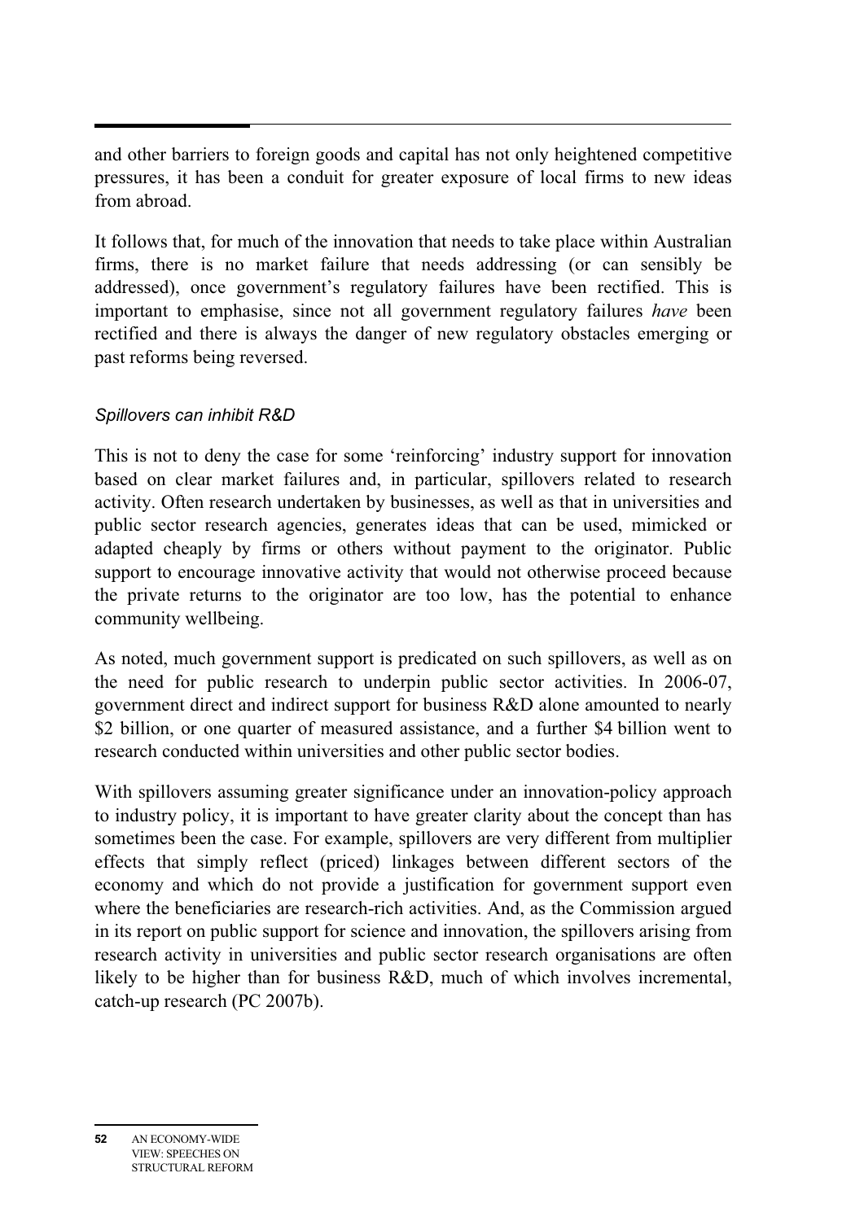and other barriers to foreign goods and capital has not only heightened competitive pressures, it has been a conduit for greater exposure of local firms to new ideas from abroad.

It follows that, for much of the innovation that needs to take place within Australian firms, there is no market failure that needs addressing (or can sensibly be addressed), once government's regulatory failures have been rectified. This is important to emphasise, since not all government regulatory failures *have* been rectified and there is always the danger of new regulatory obstacles emerging or past reforms being reversed.

*Spillovers can inhibit R&D*

This is not to deny the case for some 'reinforcing' industry support for innovation based on clear market failures and, in particular, spillovers related to research activity. Often research undertaken by businesses, as well as that in universities and public sector research agencies, generates ideas that can be used, mimicked or adapted cheaply by firms or others without payment to the originator. Public support to encourage innovative activity that would not otherwise proceed because the private returns to the originator are too low, has the potential to enhance community wellbeing.

As noted, much government support is predicated on such spillovers, as well as on the need for public research to underpin public sector activities. In 2006-07, government direct and indirect support for business R&D alone amounted to nearly $2 billion, or one quarter of measured assistance, and a further $4 billion went to research conducted within universities and other public sector bodies.

With spillovers assuming greater significance under an innovation-policy approach to industry policy, it is important to have greater clarity about the concept than has sometimes been the case. For example, spillovers are very different from multiplier effects that simply reflect (priced) linkages between different sectors of the economy and which do not provide a justification for government support even where the beneficiaries are research-rich activities. And, as the Commission argued in its report on public support for science and innovation, the spillovers arising from research activity in universities and public sector research organisations are often likely to be higher than for business R&D, much of which involves incremental, catch-up research (PC 2007b).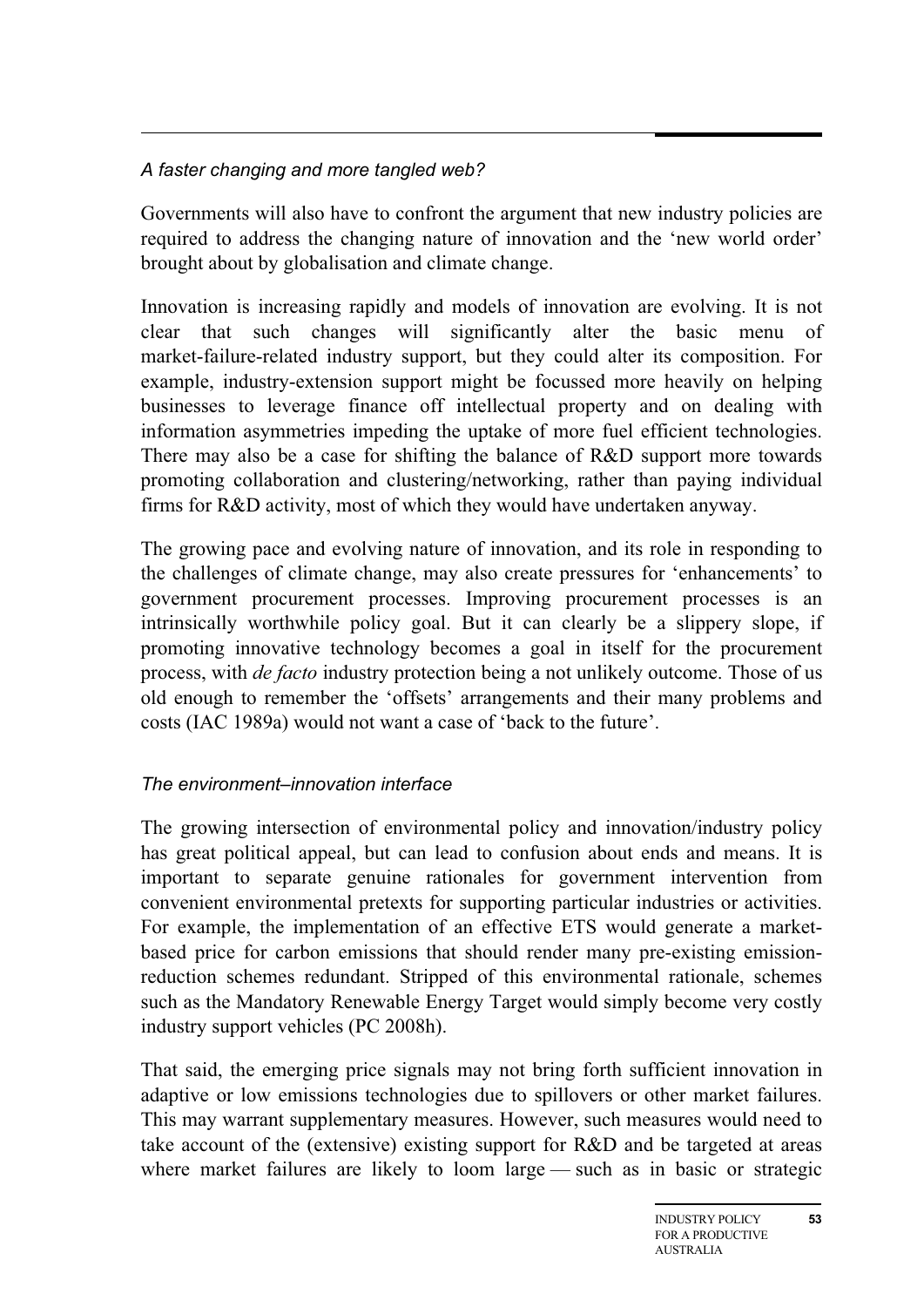*A faster changing and more tangled web?*

Governments will also have to confront the argument that new industry policies are required to address the changing nature of innovation and the 'new world order' brought about by globalisation and climate change.

Innovation is increasing rapidly and models of innovation are evolving. It is not clear that such changes will significantly alter the basic menu of market-failure-related industry support, but they could alter its composition. For example, industry-extension support might be focussed more heavily on helping businesses to leverage finance off intellectual property and on dealing with information asymmetries impeding the uptake of more fuel efficient technologies. There may also be a case for shifting the balance of R&D support more towards promoting collaboration and clustering/networking, rather than paying individual firms for R&D activity, most of which they would have undertaken anyway.

The growing pace and evolving nature of innovation, and its role in responding to the challenges of climate change, may also create pressures for 'enhancements' to government procurement processes. Improving procurement processes is an intrinsically worthwhile policy goal. But it can clearly be a slippery slope, if promoting innovative technology becomes a goal in itself for the procurement process, with *de facto* industry protection being a not unlikely outcome. Those of us old enough to remember the 'offsets' arrangements and their many problems and costs (IAC 1989a) would not want a case of 'back to the future'.

*The environment–innovation interface*

The growing intersection of environmental policy and innovation/industry policy has great political appeal, but can lead to confusion about ends and means. It is important to separate genuine rationales for government intervention from convenient environmental pretexts for supporting particular industries or activities. For example, the implementation of an effective ETS would generate a market-based price for carbon emissions that should render many pre-existing emission-reduction schemes redundant. Stripped of this environmental rationale, schemes such as the Mandatory Renewable Energy Target would simply become very costly industry support vehicles (PC 2008h).

That said, the emerging price signals may not bring forth sufficient innovation in adaptive or low emissions technologies due to spillovers or other market failures. This may warrant supplementary measures. However, such measures would need to take account of the (extensive) existing support for R&D and be targeted at areas where market failures are likely to loom large — such as in basic or strategic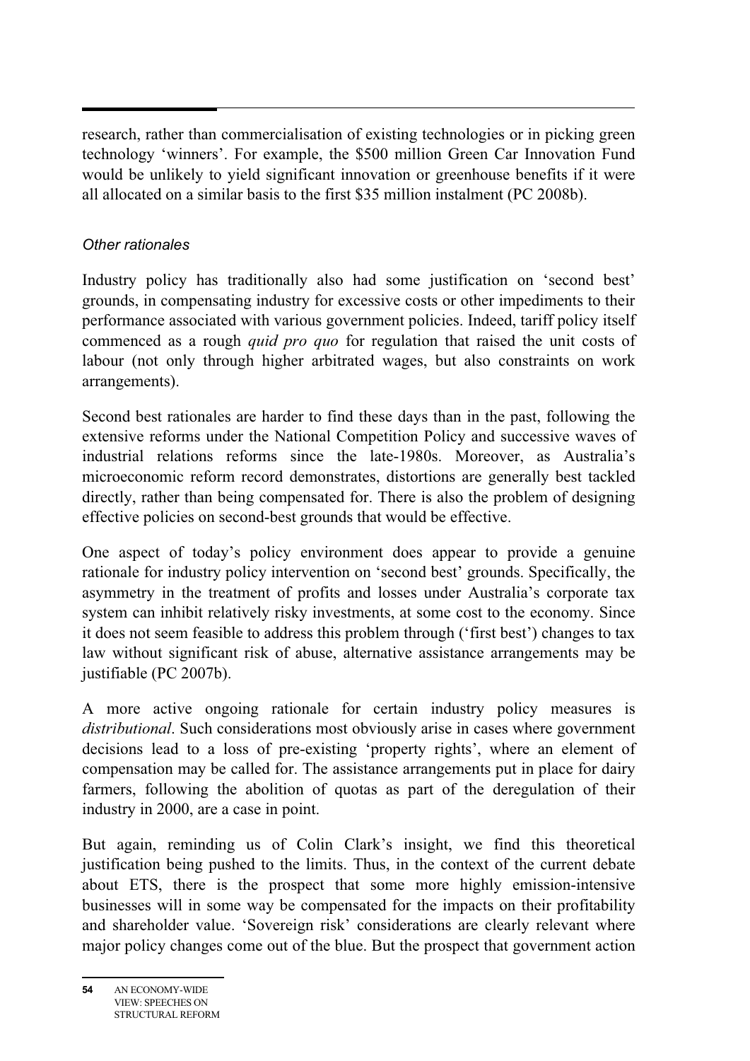research, rather than commercialisation of existing technologies or in picking green technology 'winners'. For example, the $500 million Green Car Innovation Fund would be unlikely to yield significant innovation or greenhouse benefits if it were all allocated on a similar basis to the first $35 million instalment (PC 2008b).

### *Other rationales*

Industry policy has traditionally also had some justification on 'second best' grounds, in compensating industry for excessive costs or other impediments to their performance associated with various government policies. Indeed, tariff policy itself commenced as a rough *quid pro quo* for regulation that raised the unit costs of labour (not only through higher arbitrated wages, but also constraints on work arrangements).

Second best rationales are harder to find these days than in the past, following the extensive reforms under the National Competition Policy and successive waves of industrial relations reforms since the late-1980s. Moreover, as Australia's microeconomic reform record demonstrates, distortions are generally best tackled directly, rather than being compensated for. There is also the problem of designing effective policies on second-best grounds that would be effective.

One aspect of today's policy environment does appear to provide a genuine rationale for industry policy intervention on 'second best' grounds. Specifically, the asymmetry in the treatment of profits and losses under Australia's corporate tax system can inhibit relatively risky investments, at some cost to the economy. Since it does not seem feasible to address this problem through ('first best') changes to tax law without significant risk of abuse, alternative assistance arrangements may be justifiable (PC 2007b).

A more active ongoing rationale for certain industry policy measures is *distributional*. Such considerations most obviously arise in cases where government decisions lead to a loss of pre-existing 'property rights', where an element of compensation may be called for. The assistance arrangements put in place for dairy farmers, following the abolition of quotas as part of the deregulation of their industry in 2000, are a case in point.

But again, reminding us of Colin Clark's insight, we find this theoretical justification being pushed to the limits. Thus, in the context of the current debate about ETS, there is the prospect that some more highly emission-intensive businesses will in some way be compensated for the impacts on their profitability and shareholder value. 'Sovereign risk' considerations are clearly relevant where major policy changes come out of the blue. But the prospect that government action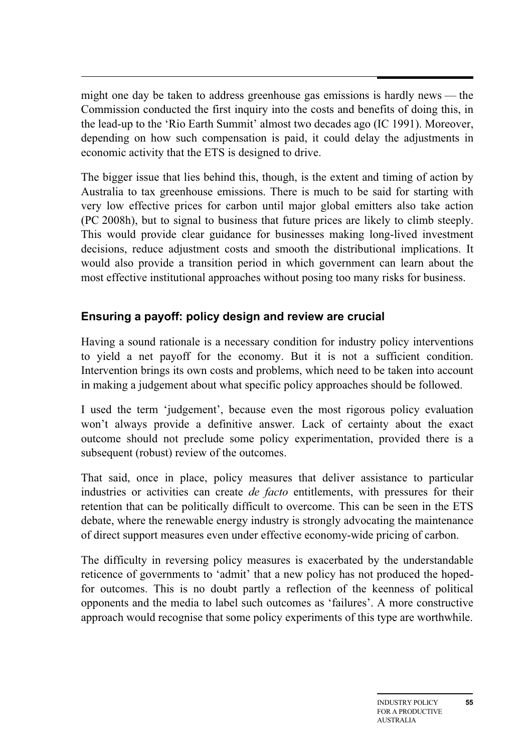might one day be taken to address greenhouse gas emissions is hardly news — the Commission conducted the first inquiry into the costs and benefits of doing this, in the lead-up to the 'Rio Earth Summit' almost two decades ago (IC 1991). Moreover, depending on how such compensation is paid, it could delay the adjustments in economic activity that the ETS is designed to drive.

The bigger issue that lies behind this, though, is the extent and timing of action by Australia to tax greenhouse emissions. There is much to be said for starting with very low effective prices for carbon until major global emitters also take action (PC 2008h), but to signal to business that future prices are likely to climb steeply. This would provide clear guidance for businesses making long-lived investment decisions, reduce adjustment costs and smooth the distributional implications. It would also provide a transition period in which government can learn about the most effective institutional approaches without posing too many risks for business.

### Ensuring a payoff: policy design and review are crucial

Having a sound rationale is a necessary condition for industry policy interventions to yield a net payoff for the economy. But it is not a sufficient condition. Intervention brings its own costs and problems, which need to be taken into account in making a judgement about what specific policy approaches should be followed.

I used the term 'judgement', because even the most rigorous policy evaluation won't always provide a definitive answer. Lack of certainty about the exact outcome should not preclude some policy experimentation, provided there is a subsequent (robust) review of the outcomes.

That said, once in place, policy measures that deliver assistance to particular industries or activities can create *de facto* entitlements, with pressures for their retention that can be politically difficult to overcome. This can be seen in the ETS debate, where the renewable energy industry is strongly advocating the maintenance of direct support measures even under effective economy-wide pricing of carbon.

The difficulty in reversing policy measures is exacerbated by the understandable reticence of governments to 'admit' that a new policy has not produced the hoped-for outcomes. This is no doubt partly a reflection of the keenness of political opponents and the media to label such outcomes as 'failures'. A more constructive approach would recognise that some policy experiments of this type are worthwhile.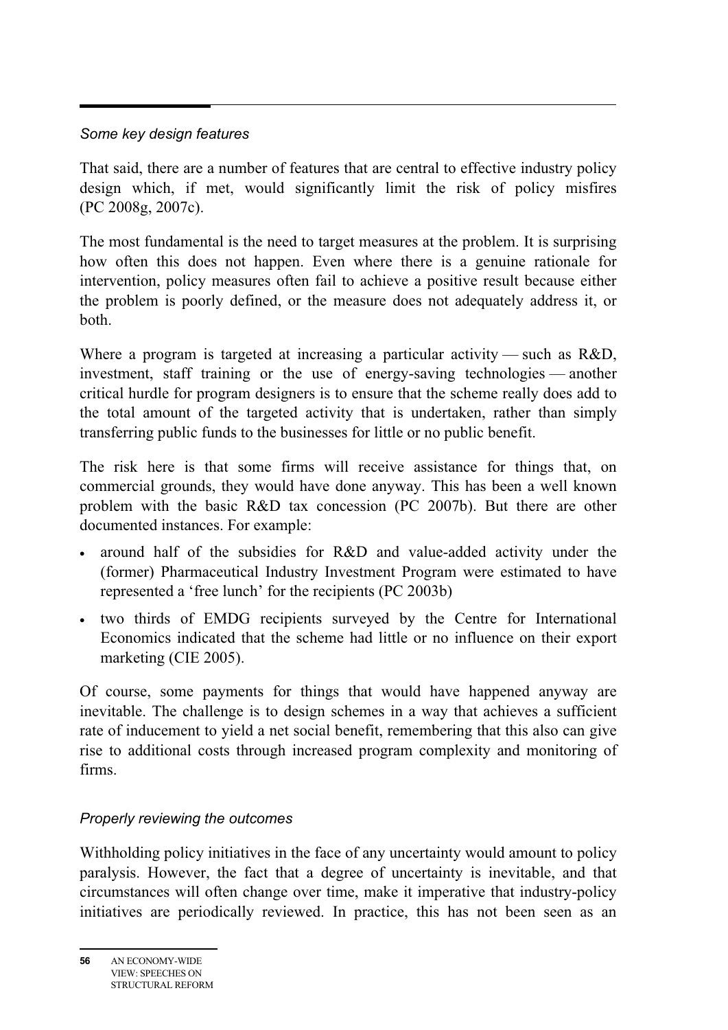*Some key design features*

That said, there are a number of features that are central to effective industry policy design which, if met, would significantly limit the risk of policy misfires (PC 2008g, 2007c).

The most fundamental is the need to target measures at the problem. It is surprising how often this does not happen. Even where there is a genuine rationale for intervention, policy measures often fail to achieve a positive result because either the problem is poorly defined, or the measure does not adequately address it, or both.

Where a program is targeted at increasing a particular activity — such as R&D, investment, staff training or the use of energy-saving technologies — another critical hurdle for program designers is to ensure that the scheme really does add to the total amount of the targeted activity that is undertaken, rather than simply transferring public funds to the businesses for little or no public benefit.

The risk here is that some firms will receive assistance for things that, on commercial grounds, they would have done anyway. This has been a well known problem with the basic R&D tax concession (PC 2007b). But there are other documented instances. For example:

- around half of the subsidies for R&D and value-added activity under the (former) Pharmaceutical Industry Investment Program were estimated to have represented a 'free lunch' for the recipients (PC 2003b)
- two thirds of EMDG recipients surveyed by the Centre for International Economics indicated that the scheme had little or no influence on their export marketing (CIE 2005).

Of course, some payments for things that would have happened anyway are inevitable. The challenge is to design schemes in a way that achieves a sufficient rate of inducement to yield a net social benefit, remembering that this also can give rise to additional costs through increased program complexity and monitoring of firms.

*Properly reviewing the outcomes*

Withholding policy initiatives in the face of any uncertainty would amount to policy paralysis. However, the fact that a degree of uncertainty is inevitable, and that circumstances will often change over time, make it imperative that industry-policy initiatives are periodically reviewed. In practice, this has not been seen as an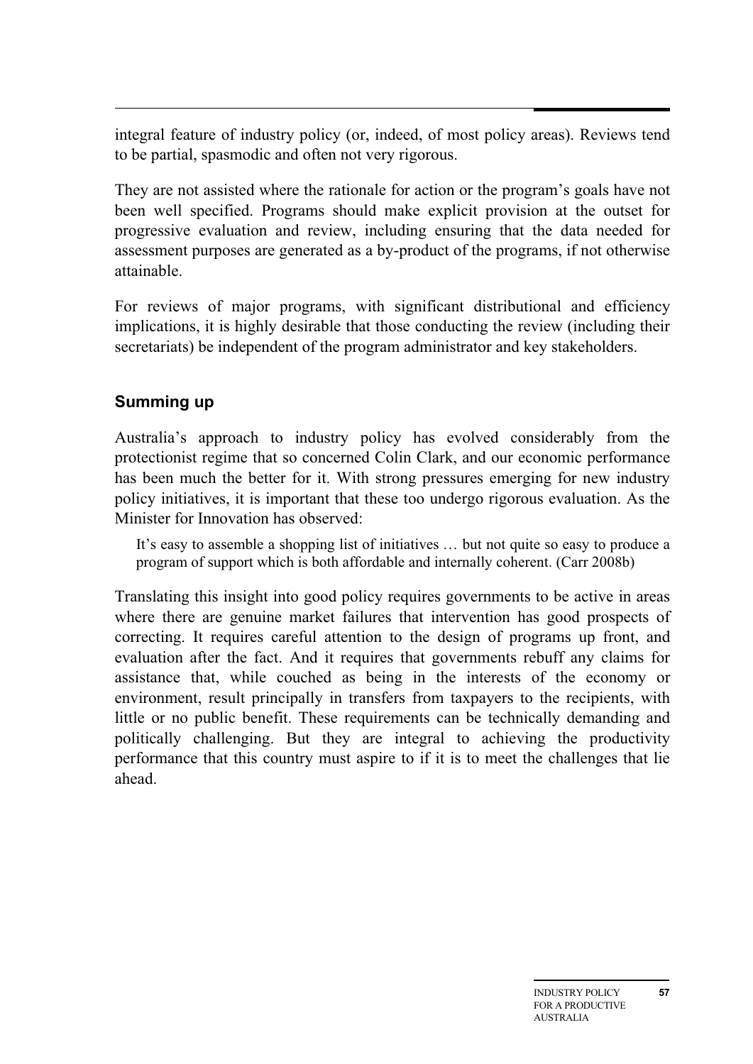integral feature of industry policy (or, indeed, of most policy areas). Reviews tend to be partial, spasmodic and often not very rigorous.

They are not assisted where the rationale for action or the program's goals have not been well specified. Programs should make explicit provision at the outset for progressive evaluation and review, including ensuring that the data needed for assessment purposes are generated as a by-product of the programs, if not otherwise attainable.

For reviews of major programs, with significant distributional and efficiency implications, it is highly desirable that those conducting the review (including their secretariats) be independent of the program administrator and key stakeholders.

## Summing up

Australia's approach to industry policy has evolved considerably from the protectionist regime that so concerned Colin Clark, and our economic performance has been much the better for it. With strong pressures emerging for new industry policy initiatives, it is important that these too undergo rigorous evaluation. As the Minister for Innovation has observed:

> It's easy to assemble a shopping list of initiatives … but not quite so easy to produce a program of support which is both affordable and internally coherent. (Carr 2008b)

Translating this insight into good policy requires governments to be active in areas where there are genuine market failures that intervention has good prospects of correcting. It requires careful attention to the design of programs up front, and evaluation after the fact. And it requires that governments rebuff any claims for assistance that, while couched as being in the interests of the economy or environment, result principally in transfers from taxpayers to the recipients, with little or no public benefit. These requirements can be technically demanding and politically challenging. But they are integral to achieving the productivity performance that this country must aspire to if it is to meet the challenges that lie ahead.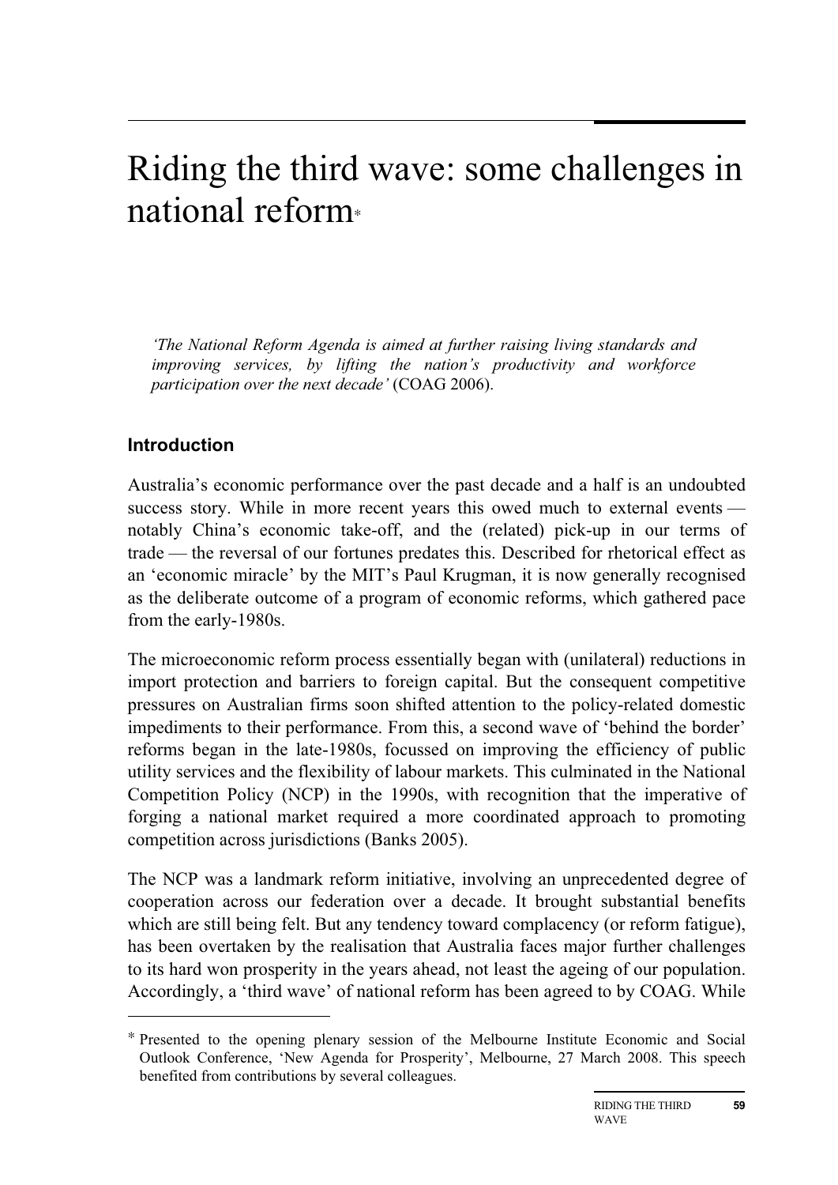# Riding the third wave: some challenges in national reform*

*'The National Reform Agenda is aimed at further raising living standards and improving services, by lifting the nation's productivity and workforce participation over the next decade'* (COAG 2006).

## Introduction

Australia's economic performance over the past decade and a half is an undoubted success story. While in more recent years this owed much to external events — notably China's economic take-off, and the (related) pick-up in our terms of trade — the reversal of our fortunes predates this. Described for rhetorical effect as an 'economic miracle' by the MIT's Paul Krugman, it is now generally recognised as the deliberate outcome of a program of economic reforms, which gathered pace from the early-1980s.

The microeconomic reform process essentially began with (unilateral) reductions in import protection and barriers to foreign capital. But the consequent competitive pressures on Australian firms soon shifted attention to the policy-related domestic impediments to their performance. From this, a second wave of 'behind the border' reforms began in the late-1980s, focussed on improving the efficiency of public utility services and the flexibility of labour markets. This culminated in the National Competition Policy (NCP) in the 1990s, with recognition that the imperative of forging a national market required a more coordinated approach to promoting competition across jurisdictions (Banks 2005).

The NCP was a landmark reform initiative, involving an unprecedented degree of cooperation across our federation over a decade. It brought substantial benefits which are still being felt. But any tendency toward complacency (or reform fatigue), has been overtaken by the realisation that Australia faces major further challenges to its hard won prosperity in the years ahead, not least the ageing of our population. Accordingly, a 'third wave' of national reform has been agreed to by COAG. While

---

* Presented to the opening plenary session of the Melbourne Institute Economic and Social Outlook Conference, 'New Agenda for Prosperity', Melbourne, 27 March 2008. This speech benefited from contributions by several colleagues.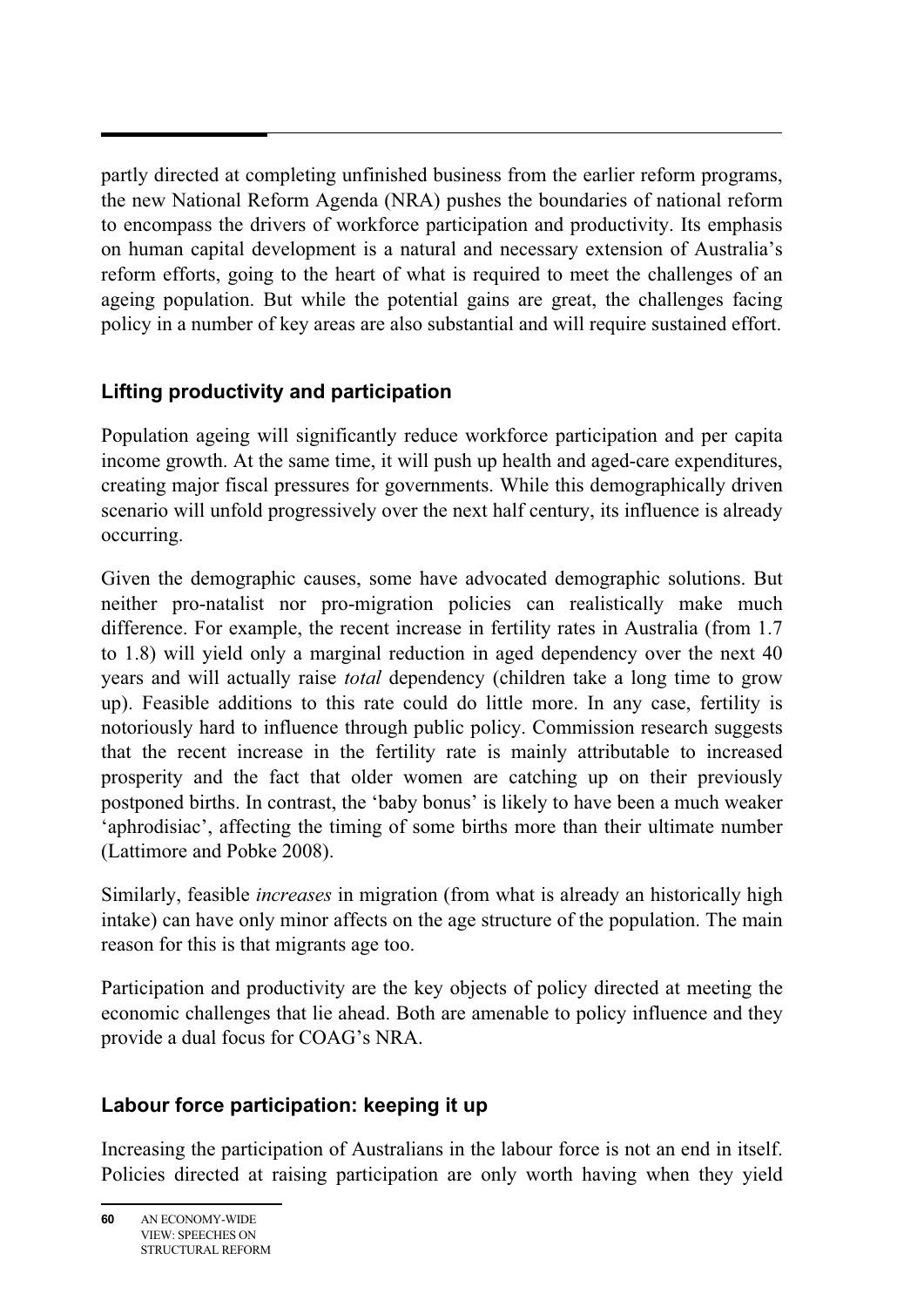partly directed at completing unfinished business from the earlier reform programs, the new National Reform Agenda (NRA) pushes the boundaries of national reform to encompass the drivers of workforce participation and productivity. Its emphasis on human capital development is a natural and necessary extension of Australia's reform efforts, going to the heart of what is required to meet the challenges of an ageing population. But while the potential gains are great, the challenges facing policy in a number of key areas are also substantial and will require sustained effort.

## Lifting productivity and participation

Population ageing will significantly reduce workforce participation and per capita income growth. At the same time, it will push up health and aged-care expenditures, creating major fiscal pressures for governments. While this demographically driven scenario will unfold progressively over the next half century, its influence is already occurring.

Given the demographic causes, some have advocated demographic solutions. But neither pro-natalist nor pro-migration policies can realistically make much difference. For example, the recent increase in fertility rates in Australia (from 1.7 to 1.8) will yield only a marginal reduction in aged dependency over the next 40 years and will actually raise *total* dependency (children take a long time to grow up). Feasible additions to this rate could do little more. In any case, fertility is notoriously hard to influence through public policy. Commission research suggests that the recent increase in the fertility rate is mainly attributable to increased prosperity and the fact that older women are catching up on their previously postponed births. In contrast, the 'baby bonus' is likely to have been a much weaker 'aphrodisiac', affecting the timing of some births more than their ultimate number (Lattimore and Pobke 2008).

Similarly, feasible *increases* in migration (from what is already an historically high intake) can have only minor affects on the age structure of the population. The main reason for this is that migrants age too.

Participation and productivity are the key objects of policy directed at meeting the economic challenges that lie ahead. Both are amenable to policy influence and they provide a dual focus for COAG's NRA.

## Labour force participation: keeping it up

Increasing the participation of Australians in the labour force is not an end in itself. Policies directed at raising participation are only worth having when they yield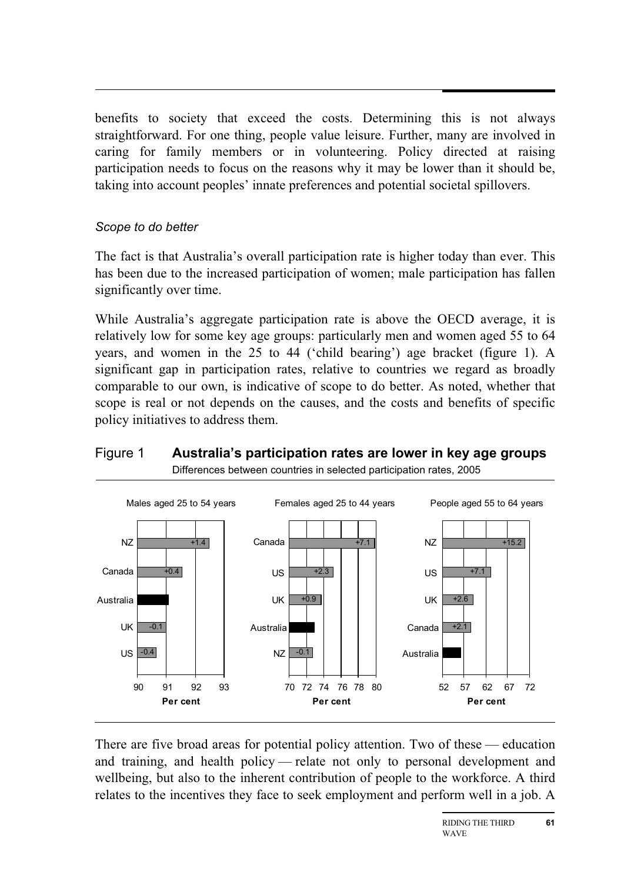benefits to society that exceed the costs. Determining this is not always straightforward. For one thing, people value leisure. Further, many are involved in caring for family members or in volunteering. Policy directed at raising participation needs to focus on the reasons why it may be lower than it should be, taking into account peoples' innate preferences and potential societal spillovers.

*Scope to do better*

The fact is that Australia's overall participation rate is higher today than ever. This has been due to the increased participation of women; male participation has fallen significantly over time.

While Australia's aggregate participation rate is above the OECD average, it is relatively low for some key age groups: particularly men and women aged 55 to 64 years, and women in the 25 to 44 ('child bearing') age bracket (figure 1). A significant gap in participation rates, relative to countries we regard as broadly comparable to our own, is indicative of scope to do better. As noted, whether that scope is real or not depends on the causes, and the costs and benefits of specific policy initiatives to address them.

Figure 1 **Australia's participation rates are lower in key age groups**

Differences between countries in selected participation rates, 2005

| Males aged 25 to 54 years | Difference from Australia |
|---|---|
| NZ | +1.4 |
| Canada | +0.4 |
| Australia | |
| UK | -0.1 |
| US | -0.4 |

| Females aged 25 to 44 years | Difference from Australia |
|---|---|
| Canada | +7.1 |
| US | +2.3 |
| UK | +0.9 |
| Australia | |
| NZ | -0.1 |

| People aged 55 to 64 years | Difference from Australia |
|---|---|
| NZ | +15.2 |
| US | +7.1 |
| UK | +2.6 |
| Canada | +2.1 |
| Australia | |

There are five broad areas for potential policy attention. Two of these — education and training, and health policy — relate not only to personal development and wellbeing, but also to the inherent contribution of people to the workforce. A third relates to the incentives they face to seek employment and perform well in a job. A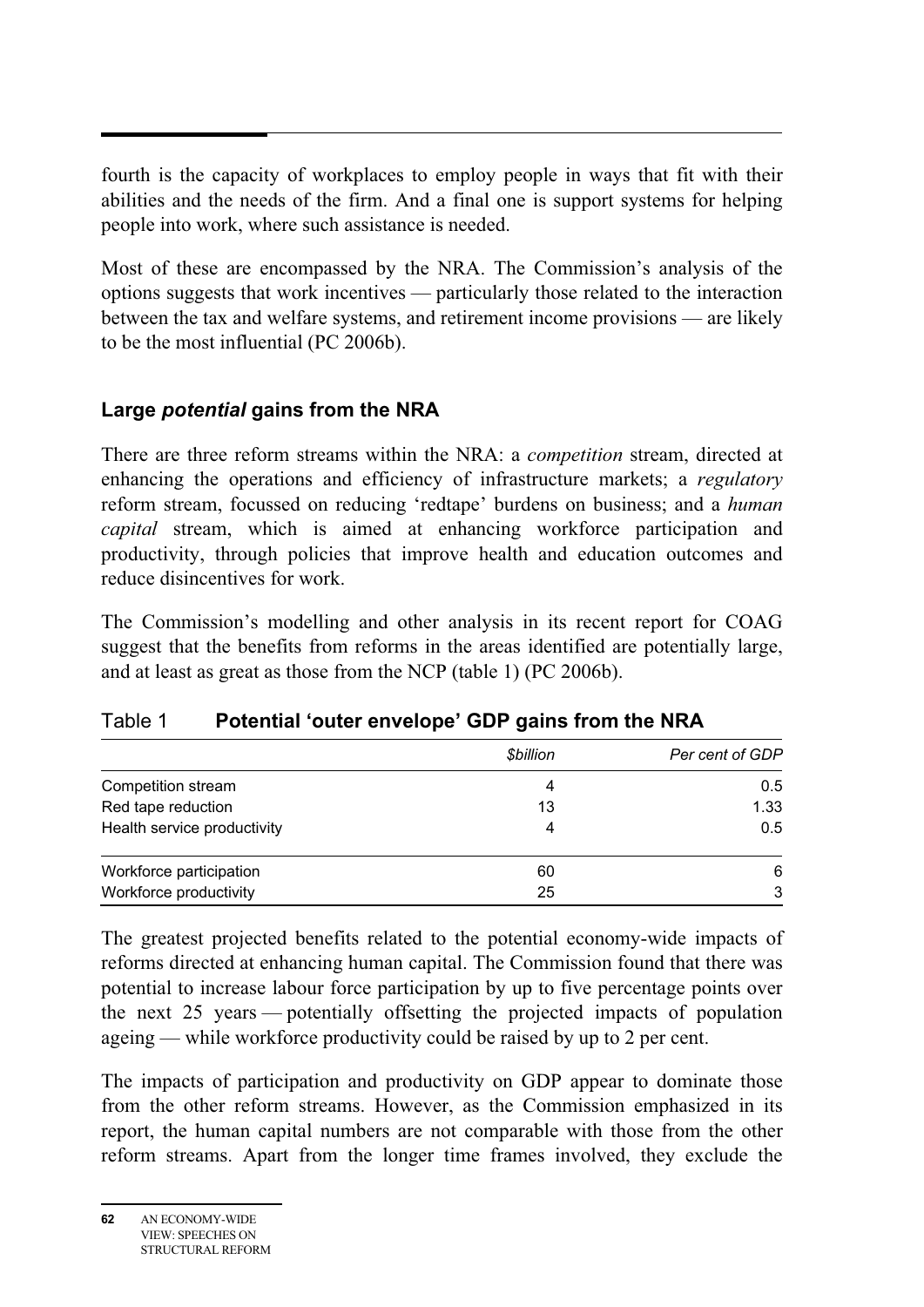fourth is the capacity of workplaces to employ people in ways that fit with their abilities and the needs of the firm. And a final one is support systems for helping people into work, where such assistance is needed.

Most of these are encompassed by the NRA. The Commission's analysis of the options suggests that work incentives — particularly those related to the interaction between the tax and welfare systems, and retirement income provisions — are likely to be the most influential (PC 2006b).

### Large *potential* gains from the NRA

There are three reform streams within the NRA: a *competition* stream, directed at enhancing the operations and efficiency of infrastructure markets; a *regulatory* reform stream, focussed on reducing 'redtape' burdens on business; and a *human capital* stream, which is aimed at enhancing workforce participation and productivity, through policies that improve health and education outcomes and reduce disincentives for work.

The Commission's modelling and other analysis in its recent report for COAG suggest that the benefits from reforms in the areas identified are potentially large, and at least as great as those from the NCP (table 1) (PC 2006b).

Table 1 **Potential 'outer envelope' GDP gains from the NRA**

| | *$billion* | *Per cent of GDP* |
|---|---|---|
| Competition stream | 4 | 0.5 |
| Red tape reduction | 13 | 1.33 |
| Health service productivity | 4 | 0.5 |
| Workforce participation | 60 | 6 |
| Workforce productivity | 25 | 3 |

The greatest projected benefits related to the potential economy-wide impacts of reforms directed at enhancing human capital. The Commission found that there was potential to increase labour force participation by up to five percentage points over the next 25 years — potentially offsetting the projected impacts of population ageing — while workforce productivity could be raised by up to 2 per cent.

The impacts of participation and productivity on GDP appear to dominate those from the other reform streams. However, as the Commission emphasized in its report, the human capital numbers are not comparable with those from the other reform streams. Apart from the longer time frames involved, they exclude the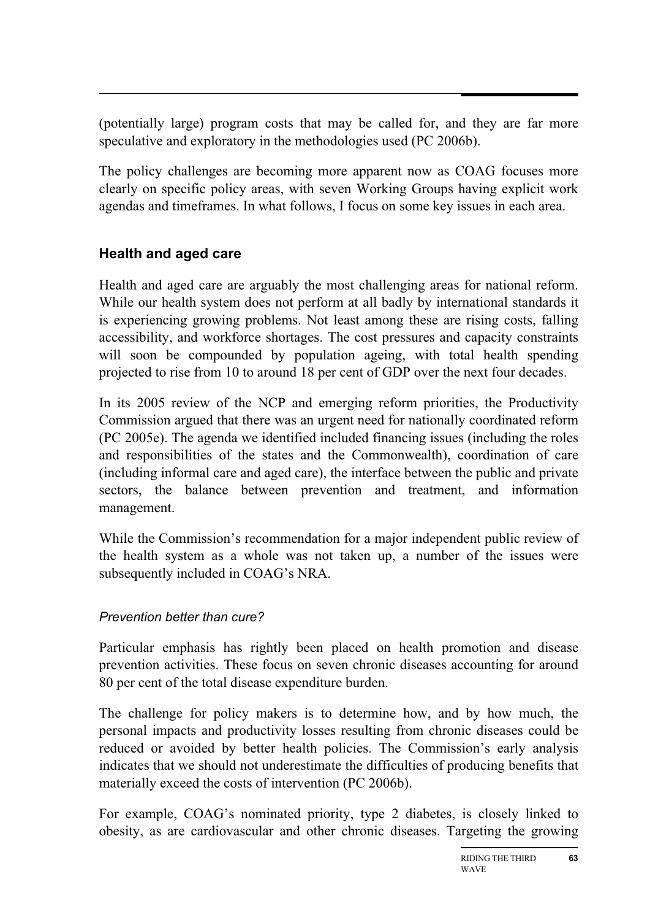(potentially large) program costs that may be called for, and they are far more speculative and exploratory in the methodologies used (PC 2006b).

The policy challenges are becoming more apparent now as COAG focuses more clearly on specific policy areas, with seven Working Groups having explicit work agendas and timeframes. In what follows, I focus on some key issues in each area.

## Health and aged care

Health and aged care are arguably the most challenging areas for national reform. While our health system does not perform at all badly by international standards it is experiencing growing problems. Not least among these are rising costs, falling accessibility, and workforce shortages. The cost pressures and capacity constraints will soon be compounded by population ageing, with total health spending projected to rise from 10 to around 18 per cent of GDP over the next four decades.

In its 2005 review of the NCP and emerging reform priorities, the Productivity Commission argued that there was an urgent need for nationally coordinated reform (PC 2005e). The agenda we identified included financing issues (including the roles and responsibilities of the states and the Commonwealth), coordination of care (including informal care and aged care), the interface between the public and private sectors, the balance between prevention and treatment, and information management.

While the Commission's recommendation for a major independent public review of the health system as a whole was not taken up, a number of the issues were subsequently included in COAG's NRA.

### *Prevention better than cure?*

Particular emphasis has rightly been placed on health promotion and disease prevention activities. These focus on seven chronic diseases accounting for around 80 per cent of the total disease expenditure burden.

The challenge for policy makers is to determine how, and by how much, the personal impacts and productivity losses resulting from chronic diseases could be reduced or avoided by better health policies. The Commission's early analysis indicates that we should not underestimate the difficulties of producing benefits that materially exceed the costs of intervention (PC 2006b).

For example, COAG's nominated priority, type 2 diabetes, is closely linked to obesity, as are cardiovascular and other chronic diseases. Targeting the growing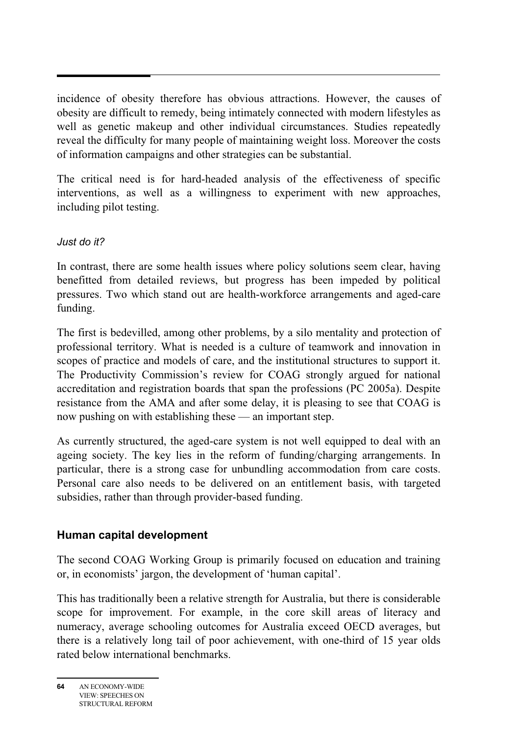incidence of obesity therefore has obvious attractions. However, the causes of obesity are difficult to remedy, being intimately connected with modern lifestyles as well as genetic makeup and other individual circumstances. Studies repeatedly reveal the difficulty for many people of maintaining weight loss. Moreover the costs of information campaigns and other strategies can be substantial.

The critical need is for hard-headed analysis of the effectiveness of specific interventions, as well as a willingness to experiment with new approaches, including pilot testing.

*Just do it?*

In contrast, there are some health issues where policy solutions seem clear, having benefitted from detailed reviews, but progress has been impeded by political pressures. Two which stand out are health-workforce arrangements and aged-care funding.

The first is bedevilled, among other problems, by a silo mentality and protection of professional territory. What is needed is a culture of teamwork and innovation in scopes of practice and models of care, and the institutional structures to support it. The Productivity Commission's review for COAG strongly argued for national accreditation and registration boards that span the professions (PC 2005a). Despite resistance from the AMA and after some delay, it is pleasing to see that COAG is now pushing on with establishing these — an important step.

As currently structured, the aged-care system is not well equipped to deal with an ageing society. The key lies in the reform of funding/charging arrangements. In particular, there is a strong case for unbundling accommodation from care costs. Personal care also needs to be delivered on an entitlement basis, with targeted subsidies, rather than through provider-based funding.

## Human capital development

The second COAG Working Group is primarily focused on education and training or, in economists' jargon, the development of 'human capital'.

This has traditionally been a relative strength for Australia, but there is considerable scope for improvement. For example, in the core skill areas of literacy and numeracy, average schooling outcomes for Australia exceed OECD averages, but there is a relatively long tail of poor achievement, with one-third of 15 year olds rated below international benchmarks.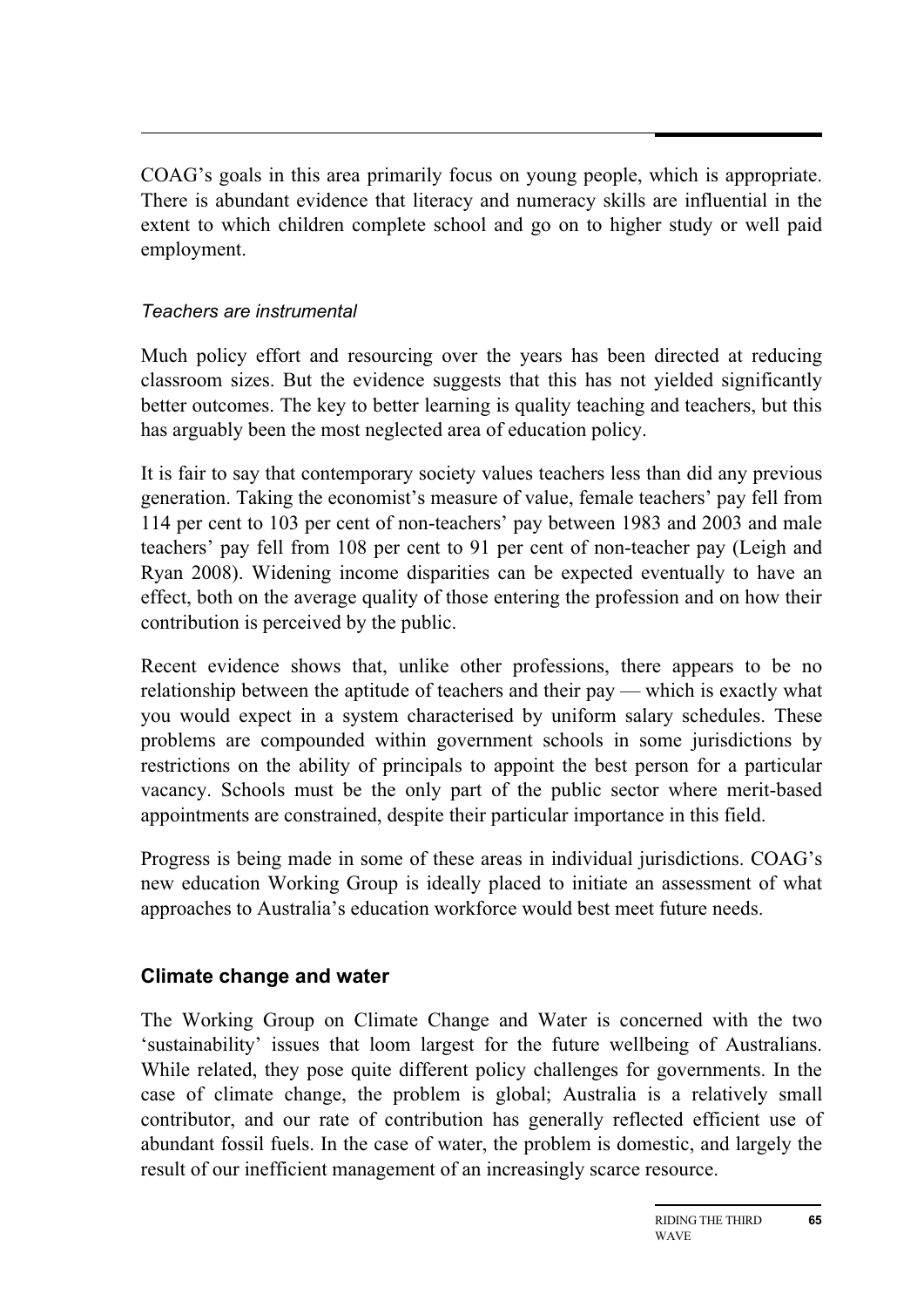COAG's goals in this area primarily focus on young people, which is appropriate. There is abundant evidence that literacy and numeracy skills are influential in the extent to which children complete school and go on to higher study or well paid employment.

*Teachers are instrumental*

Much policy effort and resourcing over the years has been directed at reducing classroom sizes. But the evidence suggests that this has not yielded significantly better outcomes. The key to better learning is quality teaching and teachers, but this has arguably been the most neglected area of education policy.

It is fair to say that contemporary society values teachers less than did any previous generation. Taking the economist's measure of value, female teachers' pay fell from 114 per cent to 103 per cent of non-teachers' pay between 1983 and 2003 and male teachers' pay fell from 108 per cent to 91 per cent of non-teacher pay (Leigh and Ryan 2008). Widening income disparities can be expected eventually to have an effect, both on the average quality of those entering the profession and on how their contribution is perceived by the public.

Recent evidence shows that, unlike other professions, there appears to be no relationship between the aptitude of teachers and their pay — which is exactly what you would expect in a system characterised by uniform salary schedules. These problems are compounded within government schools in some jurisdictions by restrictions on the ability of principals to appoint the best person for a particular vacancy. Schools must be the only part of the public sector where merit-based appointments are constrained, despite their particular importance in this field.

Progress is being made in some of these areas in individual jurisdictions. COAG's new education Working Group is ideally placed to initiate an assessment of what approaches to Australia's education workforce would best meet future needs.

## Climate change and water

The Working Group on Climate Change and Water is concerned with the two 'sustainability' issues that loom largest for the future wellbeing of Australians. While related, they pose quite different policy challenges for governments. In the case of climate change, the problem is global; Australia is a relatively small contributor, and our rate of contribution has generally reflected efficient use of abundant fossil fuels. In the case of water, the problem is domestic, and largely the result of our inefficient management of an increasingly scarce resource.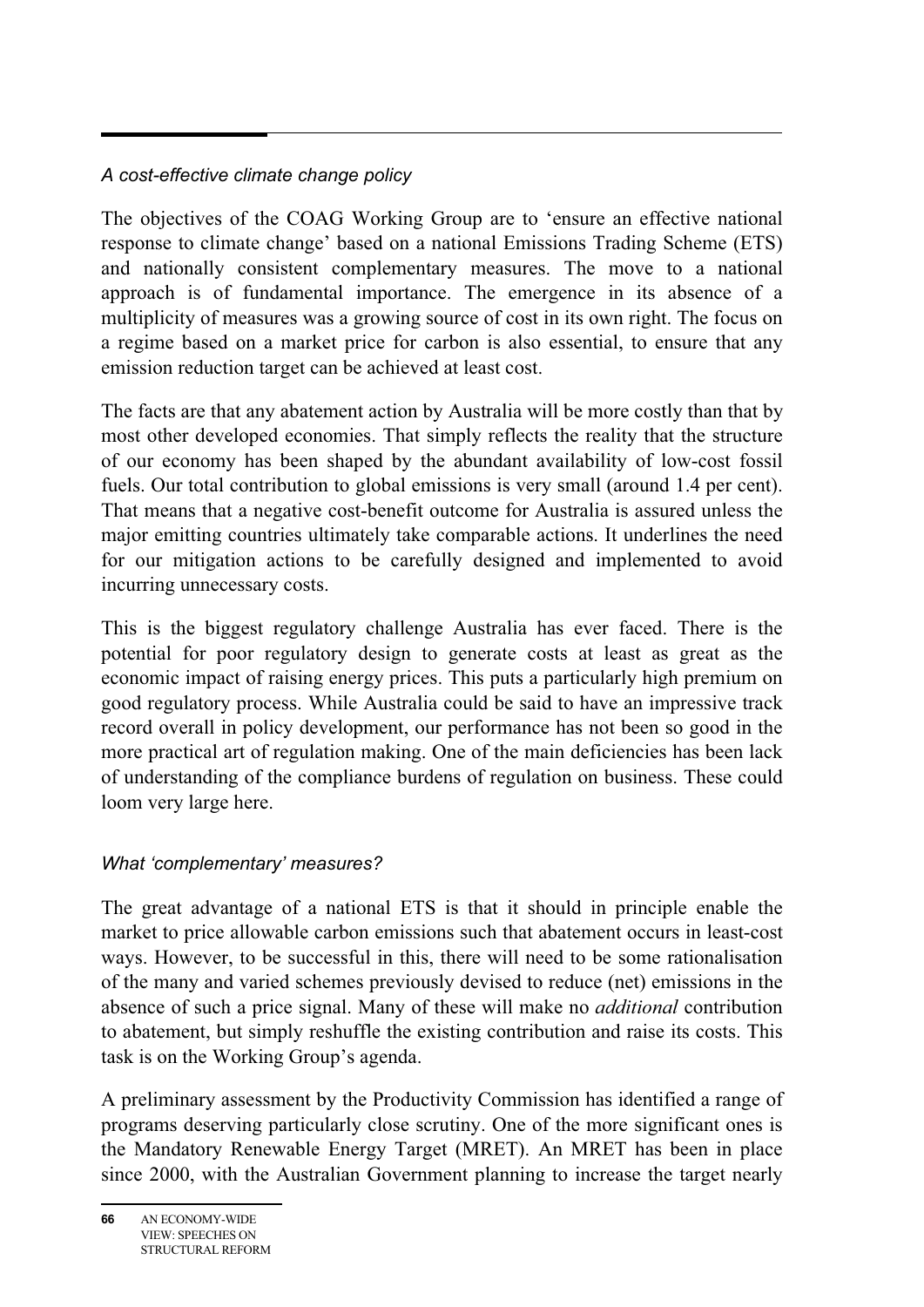*A cost-effective climate change policy*

The objectives of the COAG Working Group are to 'ensure an effective national response to climate change' based on a national Emissions Trading Scheme (ETS) and nationally consistent complementary measures. The move to a national approach is of fundamental importance. The emergence in its absence of a multiplicity of measures was a growing source of cost in its own right. The focus on a regime based on a market price for carbon is also essential, to ensure that any emission reduction target can be achieved at least cost.

The facts are that any abatement action by Australia will be more costly than that by most other developed economies. That simply reflects the reality that the structure of our economy has been shaped by the abundant availability of low-cost fossil fuels. Our total contribution to global emissions is very small (around 1.4 per cent). That means that a negative cost-benefit outcome for Australia is assured unless the major emitting countries ultimately take comparable actions. It underlines the need for our mitigation actions to be carefully designed and implemented to avoid incurring unnecessary costs.

This is the biggest regulatory challenge Australia has ever faced. There is the potential for poor regulatory design to generate costs at least as great as the economic impact of raising energy prices. This puts a particularly high premium on good regulatory process. While Australia could be said to have an impressive track record overall in policy development, our performance has not been so good in the more practical art of regulation making. One of the main deficiencies has been lack of understanding of the compliance burdens of regulation on business. These could loom very large here.

*What 'complementary' measures?*

The great advantage of a national ETS is that it should in principle enable the market to price allowable carbon emissions such that abatement occurs in least-cost ways. However, to be successful in this, there will need to be some rationalisation of the many and varied schemes previously devised to reduce (net) emissions in the absence of such a price signal. Many of these will make no *additional* contribution to abatement, but simply reshuffle the existing contribution and raise its costs. This task is on the Working Group's agenda.

A preliminary assessment by the Productivity Commission has identified a range of programs deserving particularly close scrutiny. One of the more significant ones is the Mandatory Renewable Energy Target (MRET). An MRET has been in place since 2000, with the Australian Government planning to increase the target nearly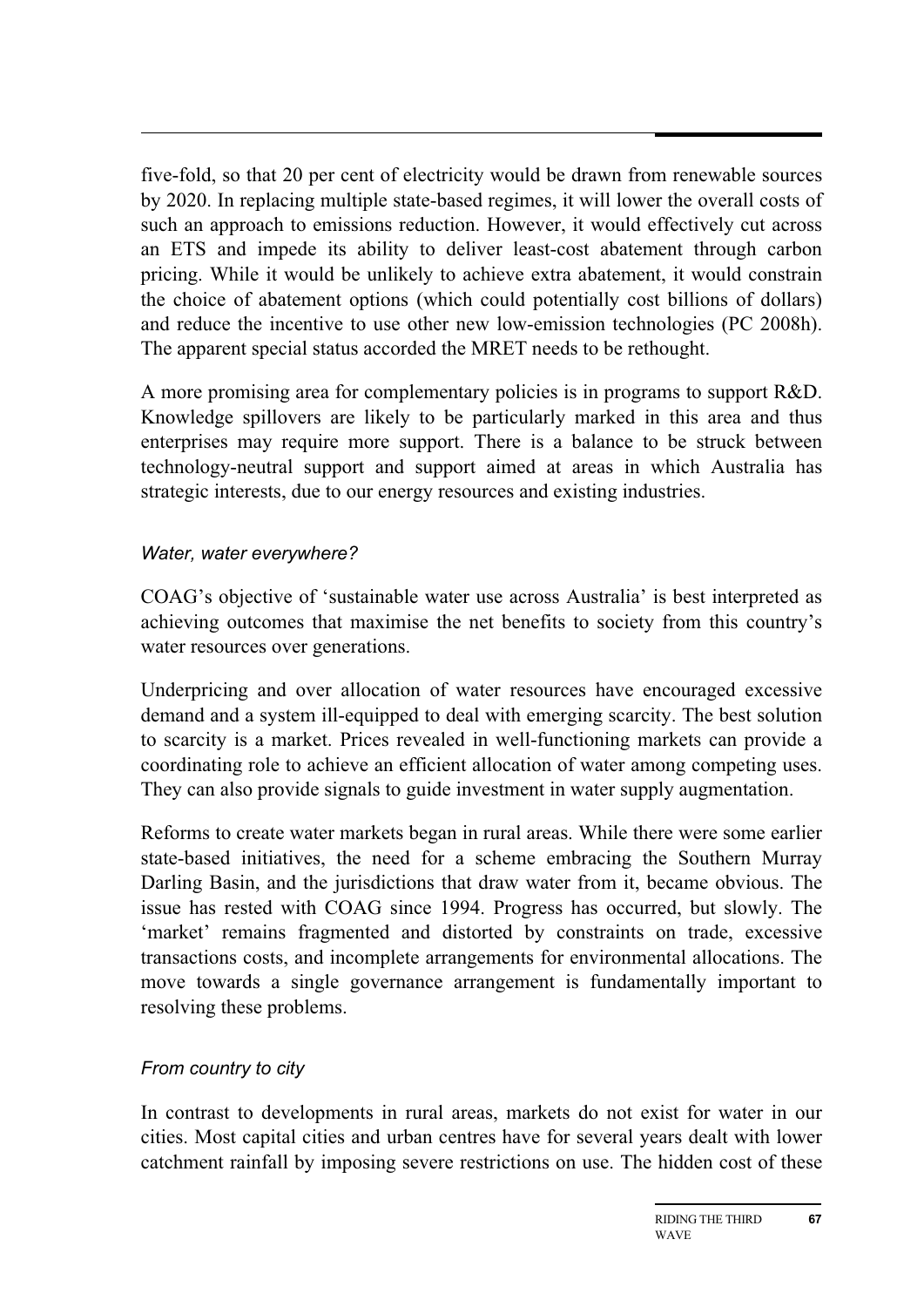five-fold, so that 20 per cent of electricity would be drawn from renewable sources by 2020. In replacing multiple state-based regimes, it will lower the overall costs of such an approach to emissions reduction. However, it would effectively cut across an ETS and impede its ability to deliver least-cost abatement through carbon pricing. While it would be unlikely to achieve extra abatement, it would constrain the choice of abatement options (which could potentially cost billions of dollars) and reduce the incentive to use other new low-emission technologies (PC 2008h). The apparent special status accorded the MRET needs to be rethought.

A more promising area for complementary policies is in programs to support R&D. Knowledge spillovers are likely to be particularly marked in this area and thus enterprises may require more support. There is a balance to be struck between technology-neutral support and support aimed at areas in which Australia has strategic interests, due to our energy resources and existing industries.

### *Water, water everywhere?*

COAG's objective of 'sustainable water use across Australia' is best interpreted as achieving outcomes that maximise the net benefits to society from this country's water resources over generations.

Underpricing and over allocation of water resources have encouraged excessive demand and a system ill-equipped to deal with emerging scarcity. The best solution to scarcity is a market. Prices revealed in well-functioning markets can provide a coordinating role to achieve an efficient allocation of water among competing uses. They can also provide signals to guide investment in water supply augmentation.

Reforms to create water markets began in rural areas. While there were some earlier state-based initiatives, the need for a scheme embracing the Southern Murray Darling Basin, and the jurisdictions that draw water from it, became obvious. The issue has rested with COAG since 1994. Progress has occurred, but slowly. The 'market' remains fragmented and distorted by constraints on trade, excessive transactions costs, and incomplete arrangements for environmental allocations. The move towards a single governance arrangement is fundamentally important to resolving these problems.

### *From country to city*

In contrast to developments in rural areas, markets do not exist for water in our cities. Most capital cities and urban centres have for several years dealt with lower catchment rainfall by imposing severe restrictions on use. The hidden cost of these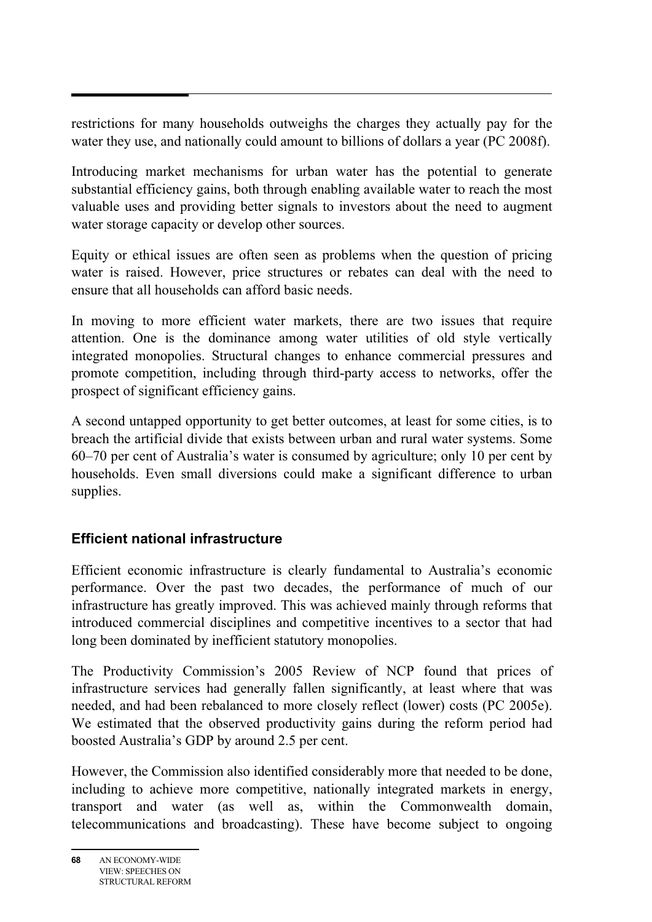restrictions for many households outweighs the charges they actually pay for the water they use, and nationally could amount to billions of dollars a year (PC 2008f).

Introducing market mechanisms for urban water has the potential to generate substantial efficiency gains, both through enabling available water to reach the most valuable uses and providing better signals to investors about the need to augment water storage capacity or develop other sources.

Equity or ethical issues are often seen as problems when the question of pricing water is raised. However, price structures or rebates can deal with the need to ensure that all households can afford basic needs.

In moving to more efficient water markets, there are two issues that require attention. One is the dominance among water utilities of old style vertically integrated monopolies. Structural changes to enhance commercial pressures and promote competition, including through third-party access to networks, offer the prospect of significant efficiency gains.

A second untapped opportunity to get better outcomes, at least for some cities, is to breach the artificial divide that exists between urban and rural water systems. Some 60–70 per cent of Australia's water is consumed by agriculture; only 10 per cent by households. Even small diversions could make a significant difference to urban supplies.

### Efficient national infrastructure

Efficient economic infrastructure is clearly fundamental to Australia's economic performance. Over the past two decades, the performance of much of our infrastructure has greatly improved. This was achieved mainly through reforms that introduced commercial disciplines and competitive incentives to a sector that had long been dominated by inefficient statutory monopolies.

The Productivity Commission's 2005 Review of NCP found that prices of infrastructure services had generally fallen significantly, at least where that was needed, and had been rebalanced to more closely reflect (lower) costs (PC 2005e). We estimated that the observed productivity gains during the reform period had boosted Australia's GDP by around 2.5 per cent.

However, the Commission also identified considerably more that needed to be done, including to achieve more competitive, nationally integrated markets in energy, transport and water (as well as, within the Commonwealth domain, telecommunications and broadcasting). These have become subject to ongoing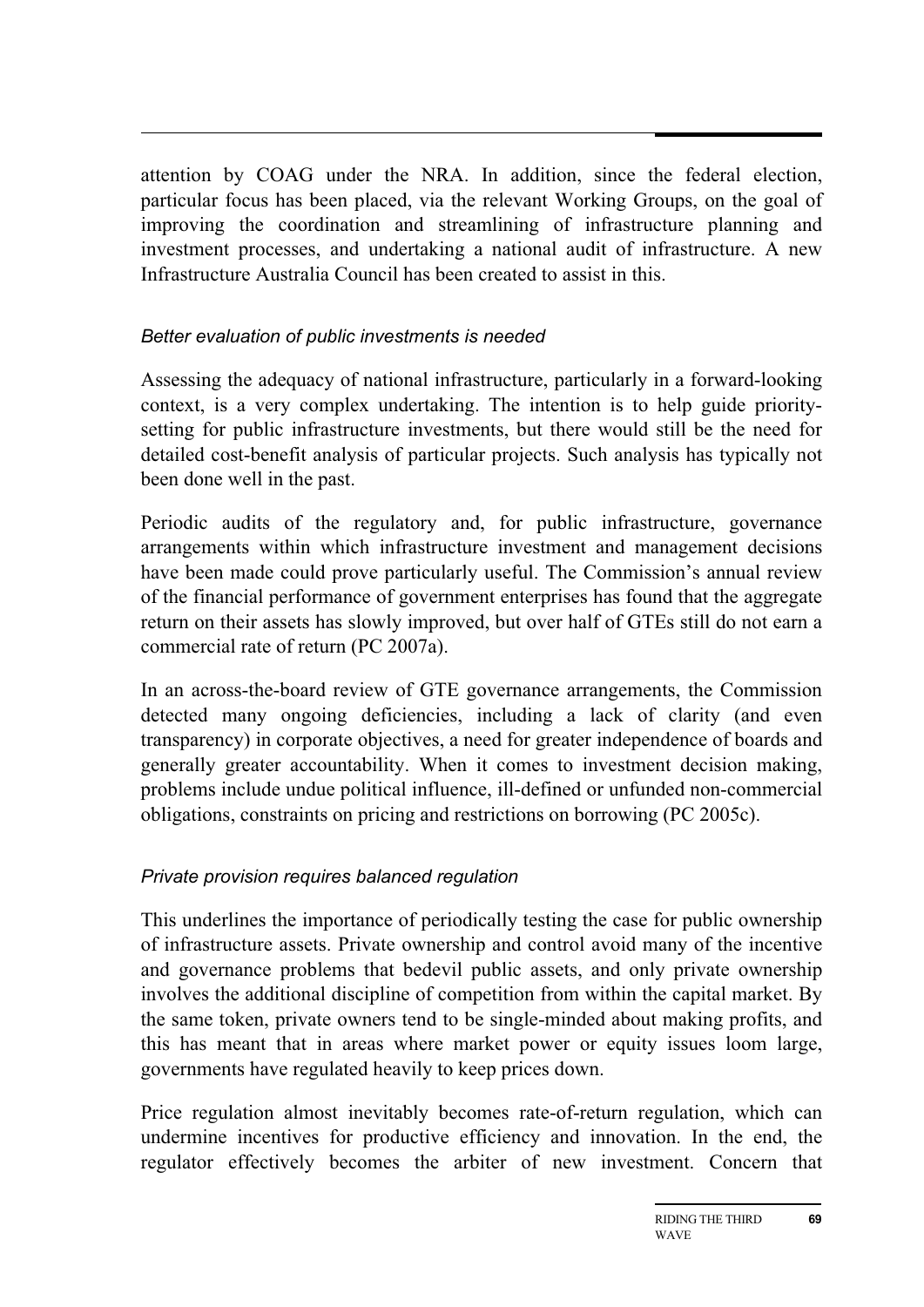attention by COAG under the NRA. In addition, since the federal election, particular focus has been placed, via the relevant Working Groups, on the goal of improving the coordination and streamlining of infrastructure planning and investment processes, and undertaking a national audit of infrastructure. A new Infrastructure Australia Council has been created to assist in this.

*Better evaluation of public investments is needed*

Assessing the adequacy of national infrastructure, particularly in a forward-looking context, is a very complex undertaking. The intention is to help guide priority-setting for public infrastructure investments, but there would still be the need for detailed cost-benefit analysis of particular projects. Such analysis has typically not been done well in the past.

Periodic audits of the regulatory and, for public infrastructure, governance arrangements within which infrastructure investment and management decisions have been made could prove particularly useful. The Commission's annual review of the financial performance of government enterprises has found that the aggregate return on their assets has slowly improved, but over half of GTEs still do not earn a commercial rate of return (PC 2007a).

In an across-the-board review of GTE governance arrangements, the Commission detected many ongoing deficiencies, including a lack of clarity (and even transparency) in corporate objectives, a need for greater independence of boards and generally greater accountability. When it comes to investment decision making, problems include undue political influence, ill-defined or unfunded non-commercial obligations, constraints on pricing and restrictions on borrowing (PC 2005c).

*Private provision requires balanced regulation*

This underlines the importance of periodically testing the case for public ownership of infrastructure assets. Private ownership and control avoid many of the incentive and governance problems that bedevil public assets, and only private ownership involves the additional discipline of competition from within the capital market. By the same token, private owners tend to be single-minded about making profits, and this has meant that in areas where market power or equity issues loom large, governments have regulated heavily to keep prices down.

Price regulation almost inevitably becomes rate-of-return regulation, which can undermine incentives for productive efficiency and innovation. In the end, the regulator effectively becomes the arbiter of new investment. Concern that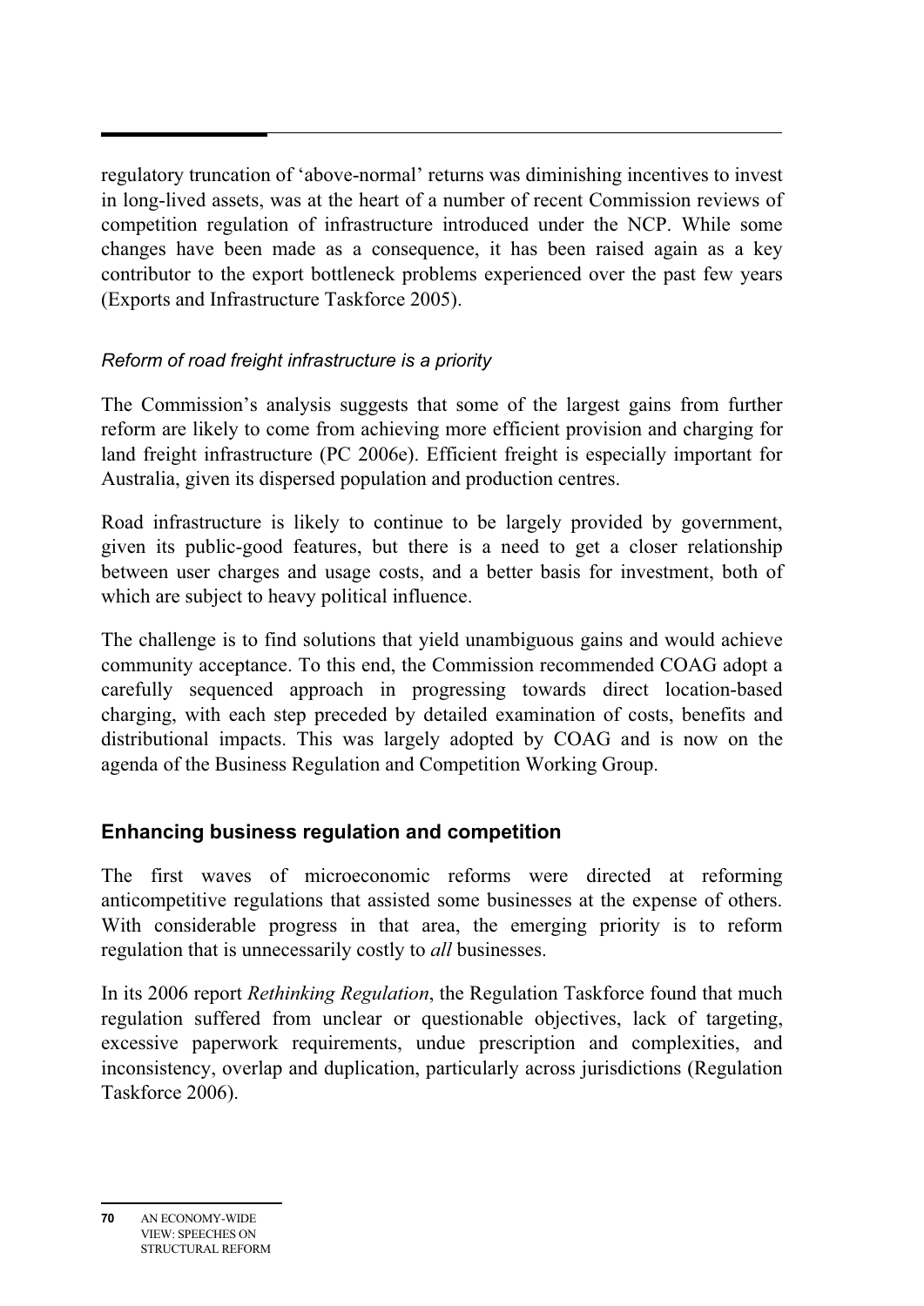regulatory truncation of 'above-normal' returns was diminishing incentives to invest in long-lived assets, was at the heart of a number of recent Commission reviews of competition regulation of infrastructure introduced under the NCP. While some changes have been made as a consequence, it has been raised again as a key contributor to the export bottleneck problems experienced over the past few years (Exports and Infrastructure Taskforce 2005).

*Reform of road freight infrastructure is a priority*

The Commission's analysis suggests that some of the largest gains from further reform are likely to come from achieving more efficient provision and charging for land freight infrastructure (PC 2006e). Efficient freight is especially important for Australia, given its dispersed population and production centres.

Road infrastructure is likely to continue to be largely provided by government, given its public-good features, but there is a need to get a closer relationship between user charges and usage costs, and a better basis for investment, both of which are subject to heavy political influence.

The challenge is to find solutions that yield unambiguous gains and would achieve community acceptance. To this end, the Commission recommended COAG adopt a carefully sequenced approach in progressing towards direct location-based charging, with each step preceded by detailed examination of costs, benefits and distributional impacts. This was largely adopted by COAG and is now on the agenda of the Business Regulation and Competition Working Group.

## Enhancing business regulation and competition

The first waves of microeconomic reforms were directed at reforming anticompetitive regulations that assisted some businesses at the expense of others. With considerable progress in that area, the emerging priority is to reform regulation that is unnecessarily costly to *all* businesses.

In its 2006 report *Rethinking Regulation*, the Regulation Taskforce found that much regulation suffered from unclear or questionable objectives, lack of targeting, excessive paperwork requirements, undue prescription and complexities, and inconsistency, overlap and duplication, particularly across jurisdictions (Regulation Taskforce 2006).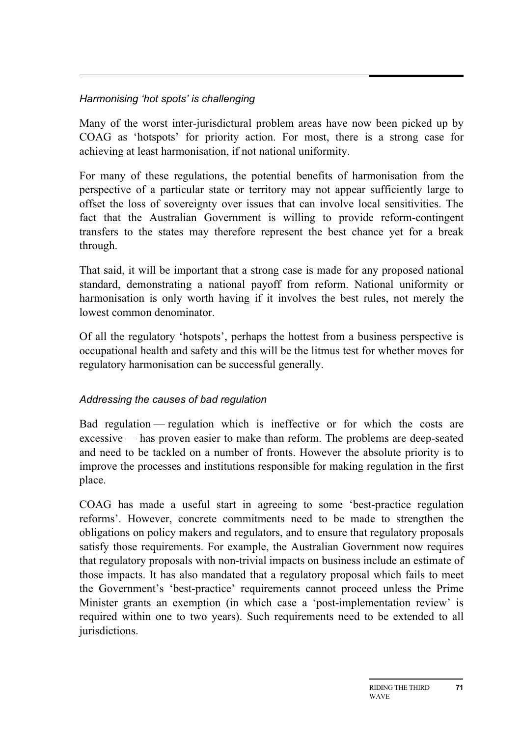*Harmonising 'hot spots' is challenging*

Many of the worst inter-jurisdictural problem areas have now been picked up by COAG as 'hotspots' for priority action. For most, there is a strong case for achieving at least harmonisation, if not national uniformity.

For many of these regulations, the potential benefits of harmonisation from the perspective of a particular state or territory may not appear sufficiently large to offset the loss of sovereignty over issues that can involve local sensitivities. The fact that the Australian Government is willing to provide reform-contingent transfers to the states may therefore represent the best chance yet for a break through.

That said, it will be important that a strong case is made for any proposed national standard, demonstrating a national payoff from reform. National uniformity or harmonisation is only worth having if it involves the best rules, not merely the lowest common denominator.

Of all the regulatory 'hotspots', perhaps the hottest from a business perspective is occupational health and safety and this will be the litmus test for whether moves for regulatory harmonisation can be successful generally.

*Addressing the causes of bad regulation*

Bad regulation — regulation which is ineffective or for which the costs are excessive — has proven easier to make than reform. The problems are deep-seated and need to be tackled on a number of fronts. However the absolute priority is to improve the processes and institutions responsible for making regulation in the first place.

COAG has made a useful start in agreeing to some 'best-practice regulation reforms'. However, concrete commitments need to be made to strengthen the obligations on policy makers and regulators, and to ensure that regulatory proposals satisfy those requirements. For example, the Australian Government now requires that regulatory proposals with non-trivial impacts on business include an estimate of those impacts. It has also mandated that a regulatory proposal which fails to meet the Government's 'best-practice' requirements cannot proceed unless the Prime Minister grants an exemption (in which case a 'post-implementation review' is required within one to two years). Such requirements need to be extended to all jurisdictions.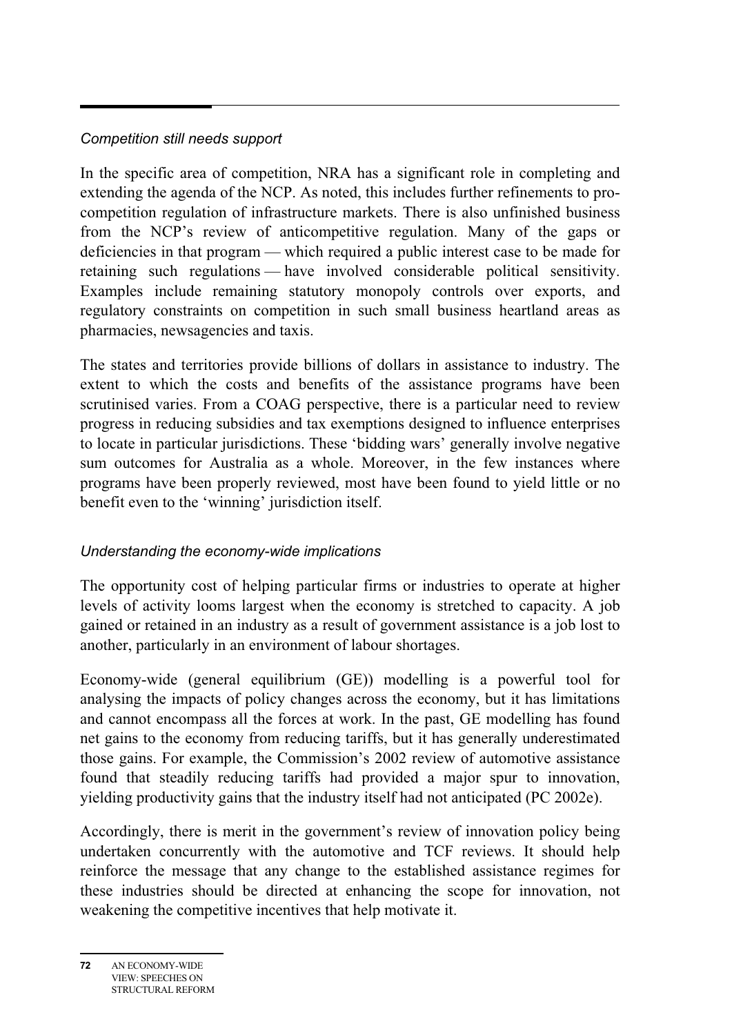*Competition still needs support*

In the specific area of competition, NRA has a significant role in completing and extending the agenda of the NCP. As noted, this includes further refinements to pro-competition regulation of infrastructure markets. There is also unfinished business from the NCP's review of anticompetitive regulation. Many of the gaps or deficiencies in that program — which required a public interest case to be made for retaining such regulations — have involved considerable political sensitivity. Examples include remaining statutory monopoly controls over exports, and regulatory constraints on competition in such small business heartland areas as pharmacies, newsagencies and taxis.

The states and territories provide billions of dollars in assistance to industry. The extent to which the costs and benefits of the assistance programs have been scrutinised varies. From a COAG perspective, there is a particular need to review progress in reducing subsidies and tax exemptions designed to influence enterprises to locate in particular jurisdictions. These 'bidding wars' generally involve negative sum outcomes for Australia as a whole. Moreover, in the few instances where programs have been properly reviewed, most have been found to yield little or no benefit even to the 'winning' jurisdiction itself.

*Understanding the economy-wide implications*

The opportunity cost of helping particular firms or industries to operate at higher levels of activity looms largest when the economy is stretched to capacity. A job gained or retained in an industry as a result of government assistance is a job lost to another, particularly in an environment of labour shortages.

Economy-wide (general equilibrium (GE)) modelling is a powerful tool for analysing the impacts of policy changes across the economy, but it has limitations and cannot encompass all the forces at work. In the past, GE modelling has found net gains to the economy from reducing tariffs, but it has generally underestimated those gains. For example, the Commission's 2002 review of automotive assistance found that steadily reducing tariffs had provided a major spur to innovation, yielding productivity gains that the industry itself had not anticipated (PC 2002e).

Accordingly, there is merit in the government's review of innovation policy being undertaken concurrently with the automotive and TCF reviews. It should help reinforce the message that any change to the established assistance regimes for these industries should be directed at enhancing the scope for innovation, not weakening the competitive incentives that help motivate it.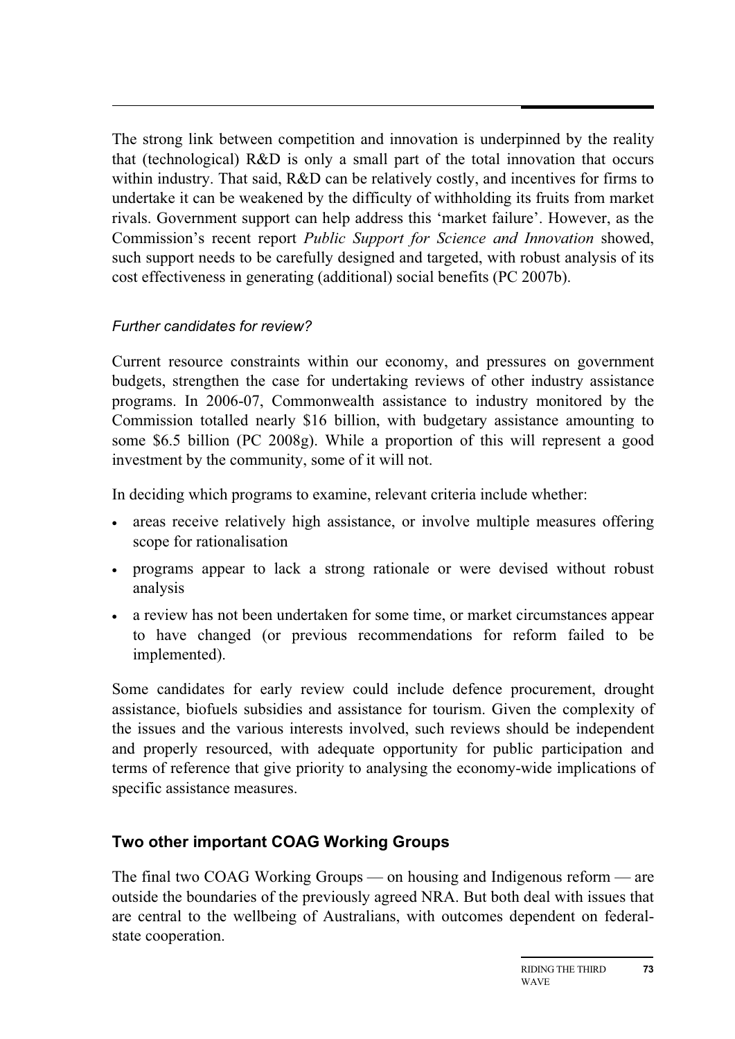The strong link between competition and innovation is underpinned by the reality that (technological) R&D is only a small part of the total innovation that occurs within industry. That said, R&D can be relatively costly, and incentives for firms to undertake it can be weakened by the difficulty of withholding its fruits from market rivals. Government support can help address this 'market failure'. However, as the Commission's recent report *Public Support for Science and Innovation* showed, such support needs to be carefully designed and targeted, with robust analysis of its cost effectiveness in generating (additional) social benefits (PC 2007b).

*Further candidates for review?*

Current resource constraints within our economy, and pressures on government budgets, strengthen the case for undertaking reviews of other industry assistance programs. In 2006-07, Commonwealth assistance to industry monitored by the Commission totalled nearly $16 billion, with budgetary assistance amounting to some $6.5 billion (PC 2008g). While a proportion of this will represent a good investment by the community, some of it will not.

In deciding which programs to examine, relevant criteria include whether:

- areas receive relatively high assistance, or involve multiple measures offering scope for rationalisation
- programs appear to lack a strong rationale or were devised without robust analysis
- a review has not been undertaken for some time, or market circumstances appear to have changed (or previous recommendations for reform failed to be implemented).

Some candidates for early review could include defence procurement, drought assistance, biofuels subsidies and assistance for tourism. Given the complexity of the issues and the various interests involved, such reviews should be independent and properly resourced, with adequate opportunity for public participation and terms of reference that give priority to analysing the economy-wide implications of specific assistance measures.

## Two other important COAG Working Groups

The final two COAG Working Groups — on housing and Indigenous reform — are outside the boundaries of the previously agreed NRA. But both deal with issues that are central to the wellbeing of Australians, with outcomes dependent on federal-state cooperation.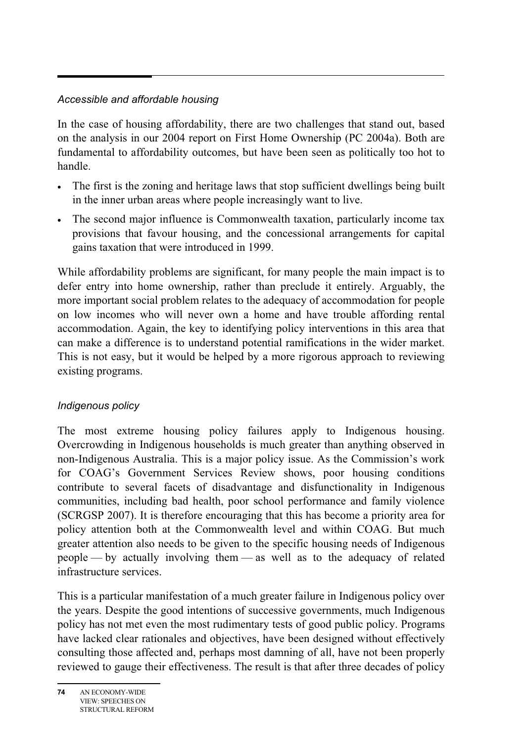*Accessible and affordable housing*

In the case of housing affordability, there are two challenges that stand out, based on the analysis in our 2004 report on First Home Ownership (PC 2004a). Both are fundamental to affordability outcomes, but have been seen as politically too hot to handle.

- The first is the zoning and heritage laws that stop sufficient dwellings being built in the inner urban areas where people increasingly want to live.
- The second major influence is Commonwealth taxation, particularly income tax provisions that favour housing, and the concessional arrangements for capital gains taxation that were introduced in 1999.

While affordability problems are significant, for many people the main impact is to defer entry into home ownership, rather than preclude it entirely. Arguably, the more important social problem relates to the adequacy of accommodation for people on low incomes who will never own a home and have trouble affording rental accommodation. Again, the key to identifying policy interventions in this area that can make a difference is to understand potential ramifications in the wider market. This is not easy, but it would be helped by a more rigorous approach to reviewing existing programs.

*Indigenous policy*

The most extreme housing policy failures apply to Indigenous housing. Overcrowding in Indigenous households is much greater than anything observed in non-Indigenous Australia. This is a major policy issue. As the Commission's work for COAG's Government Services Review shows, poor housing conditions contribute to several facets of disadvantage and disfunctionality in Indigenous communities, including bad health, poor school performance and family violence (SCRGSP 2007). It is therefore encouraging that this has become a priority area for policy attention both at the Commonwealth level and within COAG. But much greater attention also needs to be given to the specific housing needs of Indigenous people — by actually involving them — as well as to the adequacy of related infrastructure services.

This is a particular manifestation of a much greater failure in Indigenous policy over the years. Despite the good intentions of successive governments, much Indigenous policy has not met even the most rudimentary tests of good public policy. Programs have lacked clear rationales and objectives, have been designed without effectively consulting those affected and, perhaps most damning of all, have not been properly reviewed to gauge their effectiveness. The result is that after three decades of policy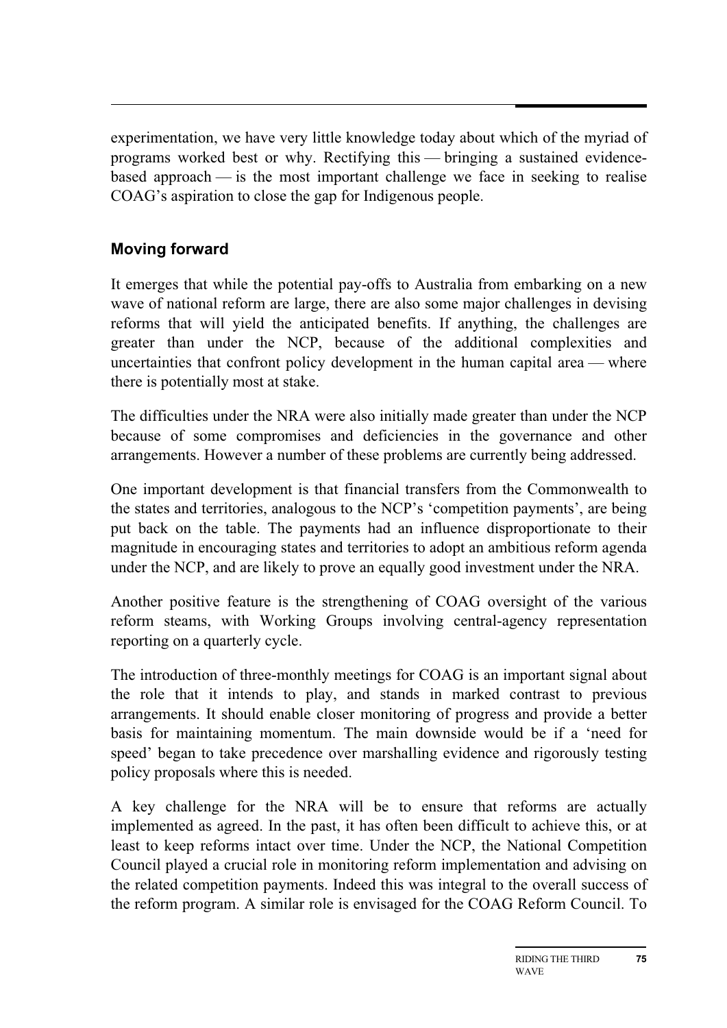experimentation, we have very little knowledge today about which of the myriad of programs worked best or why. Rectifying this — bringing a sustained evidence-based approach — is the most important challenge we face in seeking to realise COAG's aspiration to close the gap for Indigenous people.

### Moving forward

It emerges that while the potential pay-offs to Australia from embarking on a new wave of national reform are large, there are also some major challenges in devising reforms that will yield the anticipated benefits. If anything, the challenges are greater than under the NCP, because of the additional complexities and uncertainties that confront policy development in the human capital area — where there is potentially most at stake.

The difficulties under the NRA were also initially made greater than under the NCP because of some compromises and deficiencies in the governance and other arrangements. However a number of these problems are currently being addressed.

One important development is that financial transfers from the Commonwealth to the states and territories, analogous to the NCP's 'competition payments', are being put back on the table. The payments had an influence disproportionate to their magnitude in encouraging states and territories to adopt an ambitious reform agenda under the NCP, and are likely to prove an equally good investment under the NRA.

Another positive feature is the strengthening of COAG oversight of the various reform steams, with Working Groups involving central-agency representation reporting on a quarterly cycle.

The introduction of three-monthly meetings for COAG is an important signal about the role that it intends to play, and stands in marked contrast to previous arrangements. It should enable closer monitoring of progress and provide a better basis for maintaining momentum. The main downside would be if a 'need for speed' began to take precedence over marshalling evidence and rigorously testing policy proposals where this is needed.

A key challenge for the NRA will be to ensure that reforms are actually implemented as agreed. In the past, it has often been difficult to achieve this, or at least to keep reforms intact over time. Under the NCP, the National Competition Council played a crucial role in monitoring reform implementation and advising on the related competition payments. Indeed this was integral to the overall success of the reform program. A similar role is envisaged for the COAG Reform Council. To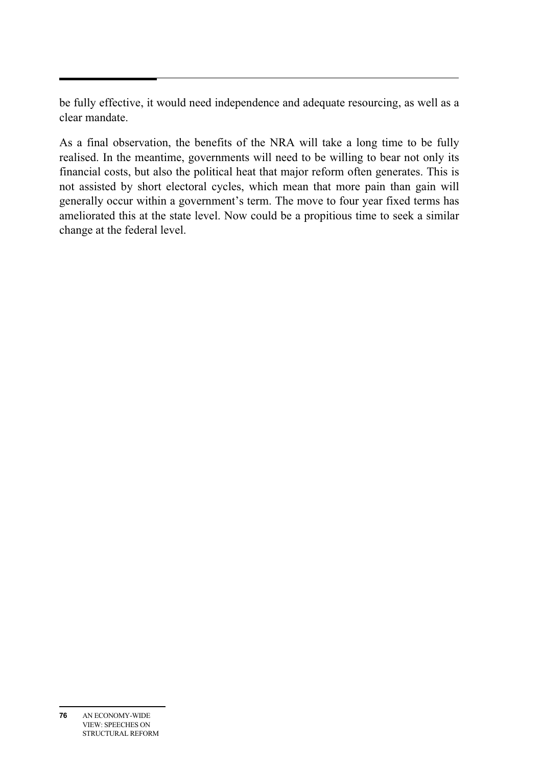be fully effective, it would need independence and adequate resourcing, as well as a clear mandate.

As a final observation, the benefits of the NRA will take a long time to be fully realised. In the meantime, governments will need to be willing to bear not only its financial costs, but also the political heat that major reform often generates. This is not assisted by short electoral cycles, which mean that more pain than gain will generally occur within a government's term. The move to four year fixed terms has ameliorated this at the state level. Now could be a propitious time to seek a similar change at the federal level.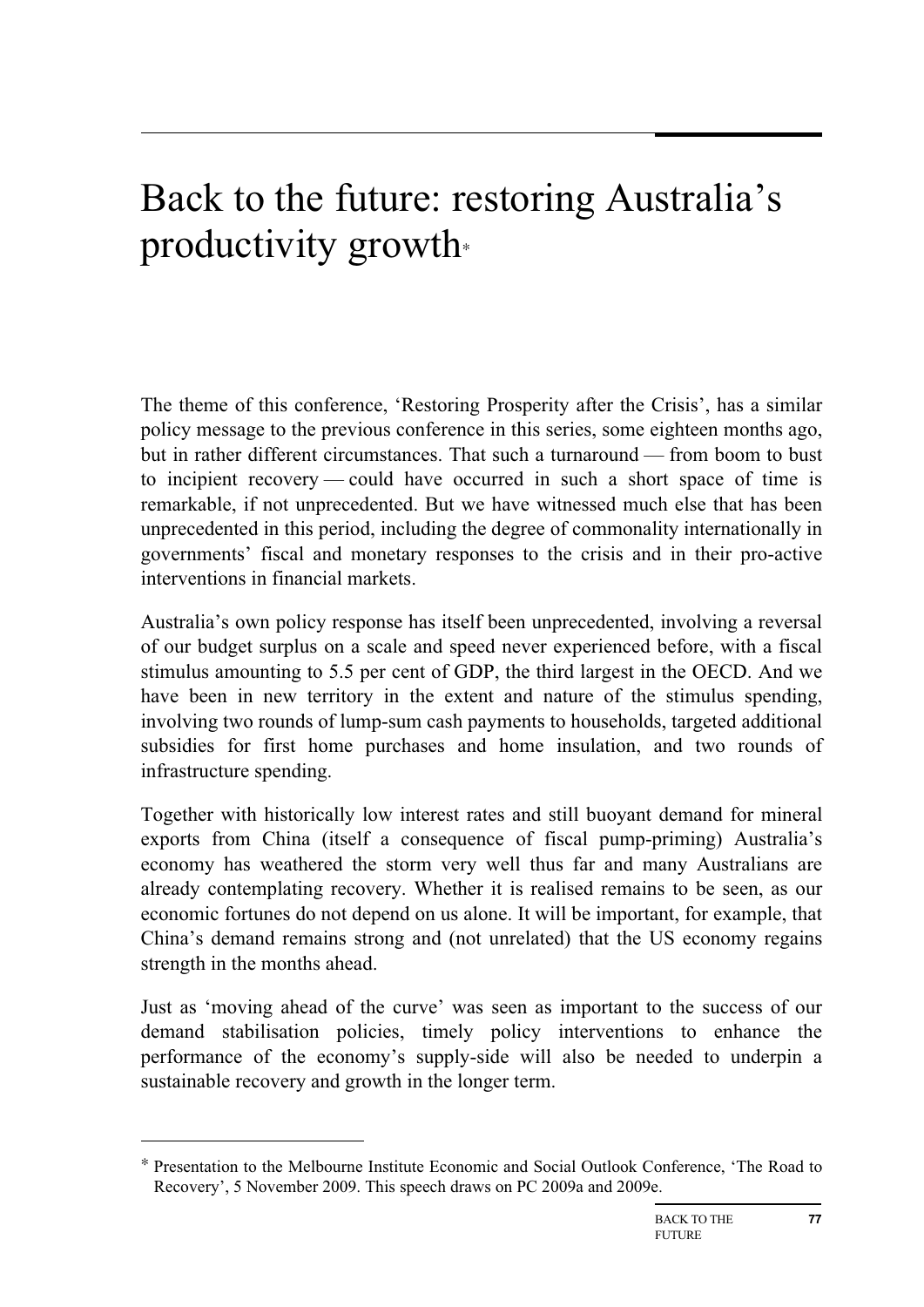# Back to the future: restoring Australia's productivity growth*

The theme of this conference, 'Restoring Prosperity after the Crisis', has a similar policy message to the previous conference in this series, some eighteen months ago, but in rather different circumstances. That such a turnaround — from boom to bust to incipient recovery — could have occurred in such a short space of time is remarkable, if not unprecedented. But we have witnessed much else that has been unprecedented in this period, including the degree of commonality internationally in governments' fiscal and monetary responses to the crisis and in their pro-active interventions in financial markets.

Australia's own policy response has itself been unprecedented, involving a reversal of our budget surplus on a scale and speed never experienced before, with a fiscal stimulus amounting to 5.5 per cent of GDP, the third largest in the OECD. And we have been in new territory in the extent and nature of the stimulus spending, involving two rounds of lump-sum cash payments to households, targeted additional subsidies for first home purchases and home insulation, and two rounds of infrastructure spending.

Together with historically low interest rates and still buoyant demand for mineral exports from China (itself a consequence of fiscal pump-priming) Australia's economy has weathered the storm very well thus far and many Australians are already contemplating recovery. Whether it is realised remains to be seen, as our economic fortunes do not depend on us alone. It will be important, for example, that China's demand remains strong and (not unrelated) that the US economy regains strength in the months ahead.

Just as 'moving ahead of the curve' was seen as important to the success of our demand stabilisation policies, timely policy interventions to enhance the performance of the economy's supply-side will also be needed to underpin a sustainable recovery and growth in the longer term.

---

* Presentation to the Melbourne Institute Economic and Social Outlook Conference, 'The Road to Recovery', 5 November 2009. This speech draws on PC 2009a and 2009e.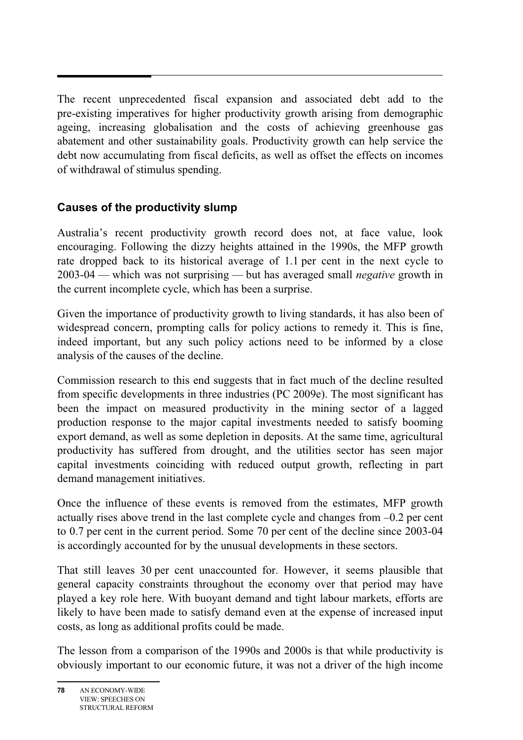The recent unprecedented fiscal expansion and associated debt add to the pre-existing imperatives for higher productivity growth arising from demographic ageing, increasing globalisation and the costs of achieving greenhouse gas abatement and other sustainability goals. Productivity growth can help service the debt now accumulating from fiscal deficits, as well as offset the effects on incomes of withdrawal of stimulus spending.

## Causes of the productivity slump

Australia's recent productivity growth record does not, at face value, look encouraging. Following the dizzy heights attained in the 1990s, the MFP growth rate dropped back to its historical average of 1.1 per cent in the next cycle to 2003-04 — which was not surprising — but has averaged small *negative* growth in the current incomplete cycle, which has been a surprise.

Given the importance of productivity growth to living standards, it has also been of widespread concern, prompting calls for policy actions to remedy it. This is fine, indeed important, but any such policy actions need to be informed by a close analysis of the causes of the decline.

Commission research to this end suggests that in fact much of the decline resulted from specific developments in three industries (PC 2009e). The most significant has been the impact on measured productivity in the mining sector of a lagged production response to the major capital investments needed to satisfy booming export demand, as well as some depletion in deposits. At the same time, agricultural productivity has suffered from drought, and the utilities sector has seen major capital investments coinciding with reduced output growth, reflecting in part demand management initiatives.

Once the influence of these events is removed from the estimates, MFP growth actually rises above trend in the last complete cycle and changes from –0.2 per cent to 0.7 per cent in the current period. Some 70 per cent of the decline since 2003-04 is accordingly accounted for by the unusual developments in these sectors.

That still leaves 30 per cent unaccounted for. However, it seems plausible that general capacity constraints throughout the economy over that period may have played a key role here. With buoyant demand and tight labour markets, efforts are likely to have been made to satisfy demand even at the expense of increased input costs, as long as additional profits could be made.

The lesson from a comparison of the 1990s and 2000s is that while productivity is obviously important to our economic future, it was not a driver of the high income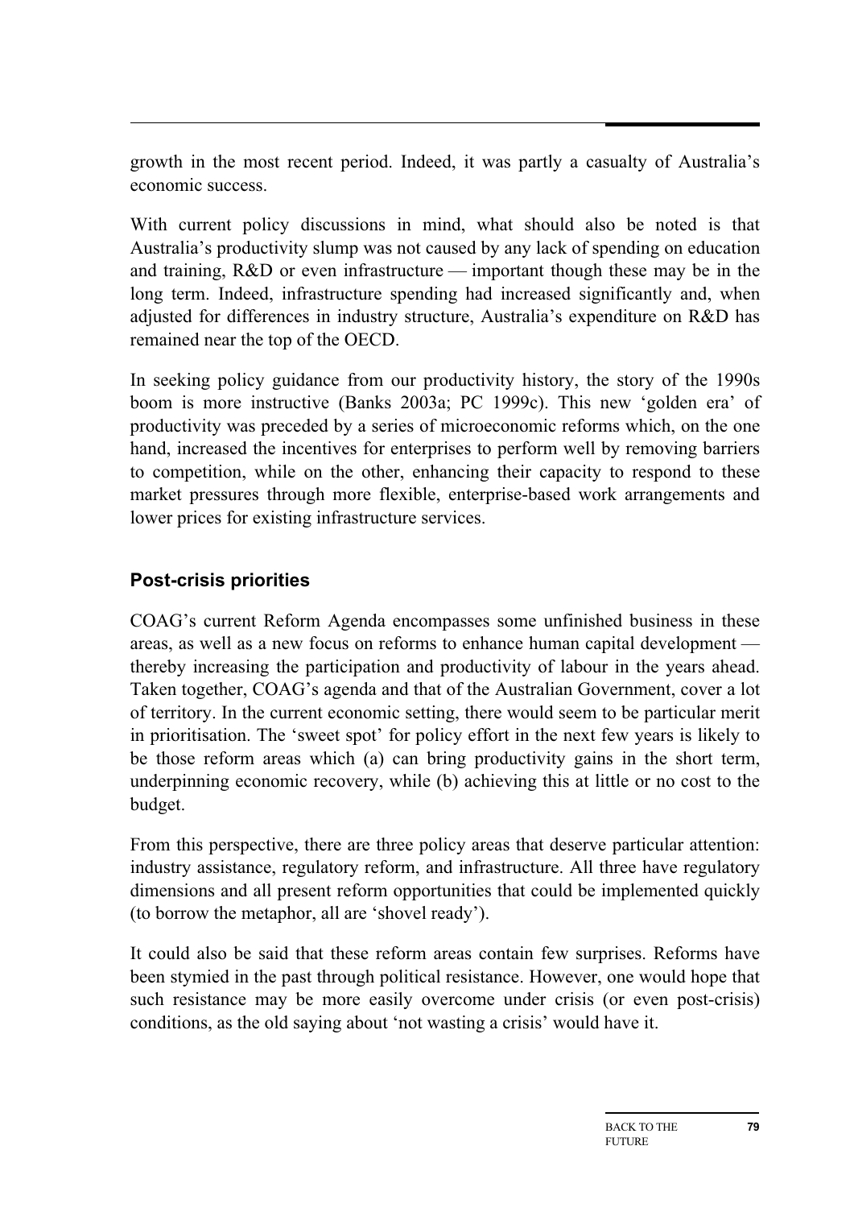growth in the most recent period. Indeed, it was partly a casualty of Australia's economic success.

With current policy discussions in mind, what should also be noted is that Australia's productivity slump was not caused by any lack of spending on education and training, R&D or even infrastructure — important though these may be in the long term. Indeed, infrastructure spending had increased significantly and, when adjusted for differences in industry structure, Australia's expenditure on R&D has remained near the top of the OECD.

In seeking policy guidance from our productivity history, the story of the 1990s boom is more instructive (Banks 2003a; PC 1999c). This new 'golden era' of productivity was preceded by a series of microeconomic reforms which, on the one hand, increased the incentives for enterprises to perform well by removing barriers to competition, while on the other, enhancing their capacity to respond to these market pressures through more flexible, enterprise-based work arrangements and lower prices for existing infrastructure services.

## Post-crisis priorities

COAG's current Reform Agenda encompasses some unfinished business in these areas, as well as a new focus on reforms to enhance human capital development — thereby increasing the participation and productivity of labour in the years ahead. Taken together, COAG's agenda and that of the Australian Government, cover a lot of territory. In the current economic setting, there would seem to be particular merit in prioritisation. The 'sweet spot' for policy effort in the next few years is likely to be those reform areas which (a) can bring productivity gains in the short term, underpinning economic recovery, while (b) achieving this at little or no cost to the budget.

From this perspective, there are three policy areas that deserve particular attention: industry assistance, regulatory reform, and infrastructure. All three have regulatory dimensions and all present reform opportunities that could be implemented quickly (to borrow the metaphor, all are 'shovel ready').

It could also be said that these reform areas contain few surprises. Reforms have been stymied in the past through political resistance. However, one would hope that such resistance may be more easily overcome under crisis (or even post-crisis) conditions, as the old saying about 'not wasting a crisis' would have it.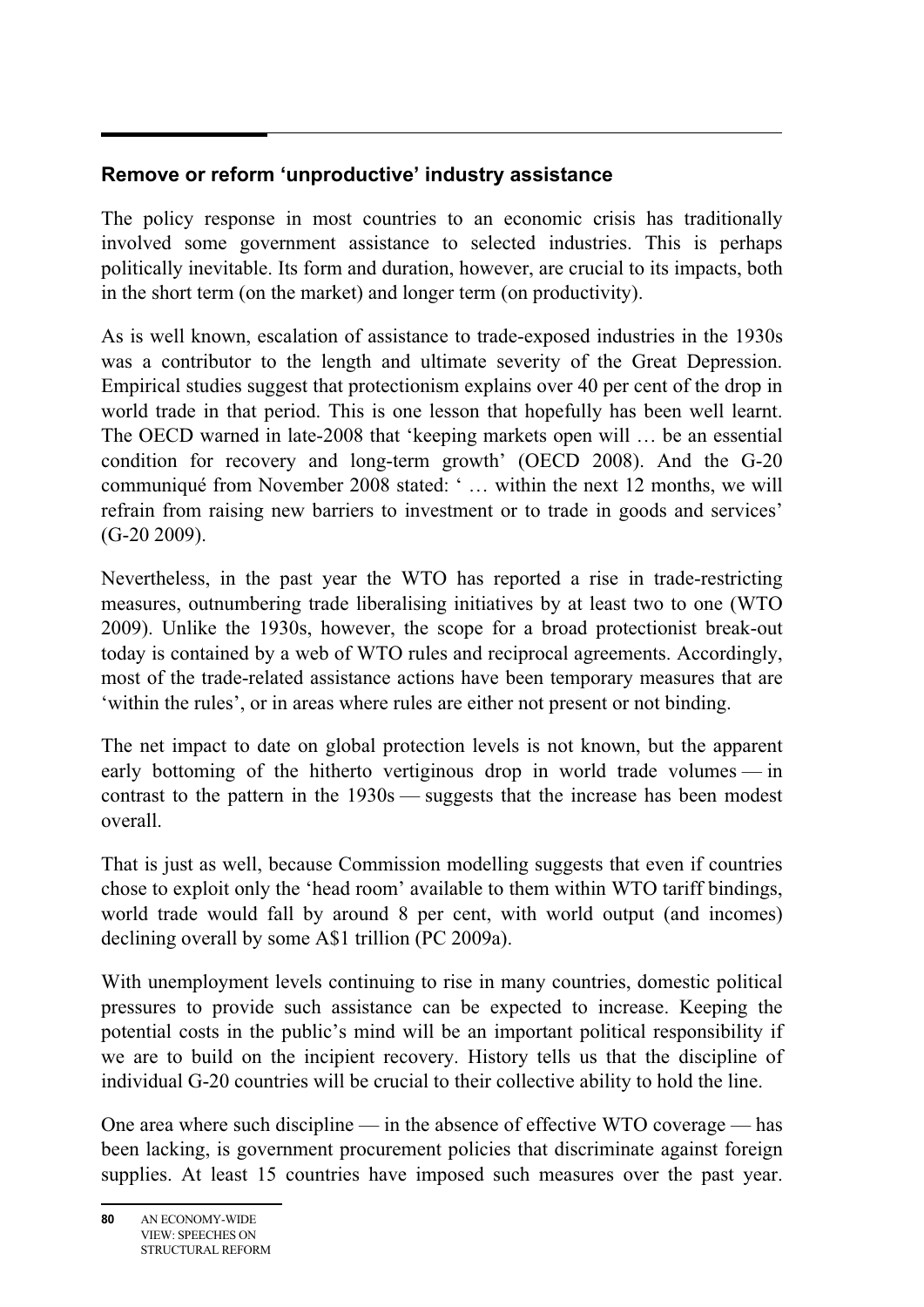## Remove or reform 'unproductive' industry assistance

The policy response in most countries to an economic crisis has traditionally involved some government assistance to selected industries. This is perhaps politically inevitable. Its form and duration, however, are crucial to its impacts, both in the short term (on the market) and longer term (on productivity).

As is well known, escalation of assistance to trade-exposed industries in the 1930s was a contributor to the length and ultimate severity of the Great Depression. Empirical studies suggest that protectionism explains over 40 per cent of the drop in world trade in that period. This is one lesson that hopefully has been well learnt. The OECD warned in late-2008 that 'keeping markets open will … be an essential condition for recovery and long-term growth' (OECD 2008). And the G-20 communiqué from November 2008 stated: ' … within the next 12 months, we will refrain from raising new barriers to investment or to trade in goods and services' (G-20 2009).

Nevertheless, in the past year the WTO has reported a rise in trade-restricting measures, outnumbering trade liberalising initiatives by at least two to one (WTO 2009). Unlike the 1930s, however, the scope for a broad protectionist break-out today is contained by a web of WTO rules and reciprocal agreements. Accordingly, most of the trade-related assistance actions have been temporary measures that are 'within the rules', or in areas where rules are either not present or not binding.

The net impact to date on global protection levels is not known, but the apparent early bottoming of the hitherto vertiginous drop in world trade volumes — in contrast to the pattern in the 1930s — suggests that the increase has been modest overall.

That is just as well, because Commission modelling suggests that even if countries chose to exploit only the 'head room' available to them within WTO tariff bindings, world trade would fall by around 8 per cent, with world output (and incomes) declining overall by some A$1 trillion (PC 2009a).

With unemployment levels continuing to rise in many countries, domestic political pressures to provide such assistance can be expected to increase. Keeping the potential costs in the public's mind will be an important political responsibility if we are to build on the incipient recovery. History tells us that the discipline of individual G-20 countries will be crucial to their collective ability to hold the line.

One area where such discipline — in the absence of effective WTO coverage — has been lacking, is government procurement policies that discriminate against foreign supplies. At least 15 countries have imposed such measures over the past year.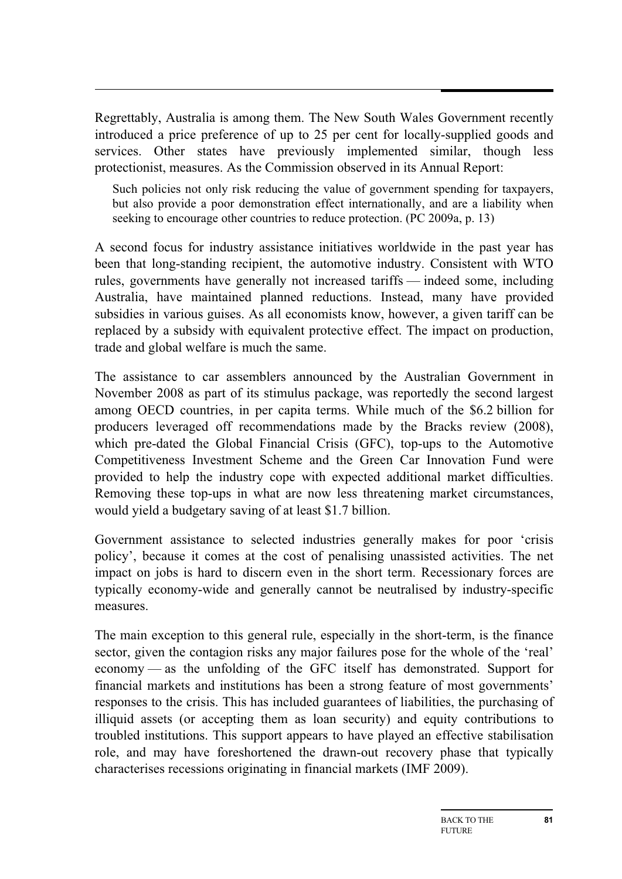Regrettably, Australia is among them. The New South Wales Government recently introduced a price preference of up to 25 per cent for locally-supplied goods and services. Other states have previously implemented similar, though less protectionist, measures. As the Commission observed in its Annual Report:

> Such policies not only risk reducing the value of government spending for taxpayers, but also provide a poor demonstration effect internationally, and are a liability when seeking to encourage other countries to reduce protection. (PC 2009a, p. 13)

A second focus for industry assistance initiatives worldwide in the past year has been that long-standing recipient, the automotive industry. Consistent with WTO rules, governments have generally not increased tariffs — indeed some, including Australia, have maintained planned reductions. Instead, many have provided subsidies in various guises. As all economists know, however, a given tariff can be replaced by a subsidy with equivalent protective effect. The impact on production, trade and global welfare is much the same.

The assistance to car assemblers announced by the Australian Government in November 2008 as part of its stimulus package, was reportedly the second largest among OECD countries, in per capita terms. While much of the $6.2 billion for producers leveraged off recommendations made by the Bracks review (2008), which pre-dated the Global Financial Crisis (GFC), top-ups to the Automotive Competitiveness Investment Scheme and the Green Car Innovation Fund were provided to help the industry cope with expected additional market difficulties. Removing these top-ups in what are now less threatening market circumstances, would yield a budgetary saving of at least $1.7 billion.

Government assistance to selected industries generally makes for poor 'crisis policy', because it comes at the cost of penalising unassisted activities. The net impact on jobs is hard to discern even in the short term. Recessionary forces are typically economy-wide and generally cannot be neutralised by industry-specific measures.

The main exception to this general rule, especially in the short-term, is the finance sector, given the contagion risks any major failures pose for the whole of the 'real' economy — as the unfolding of the GFC itself has demonstrated. Support for financial markets and institutions has been a strong feature of most governments' responses to the crisis. This has included guarantees of liabilities, the purchasing of illiquid assets (or accepting them as loan security) and equity contributions to troubled institutions. This support appears to have played an effective stabilisation role, and may have foreshortened the drawn-out recovery phase that typically characterises recessions originating in financial markets (IMF 2009).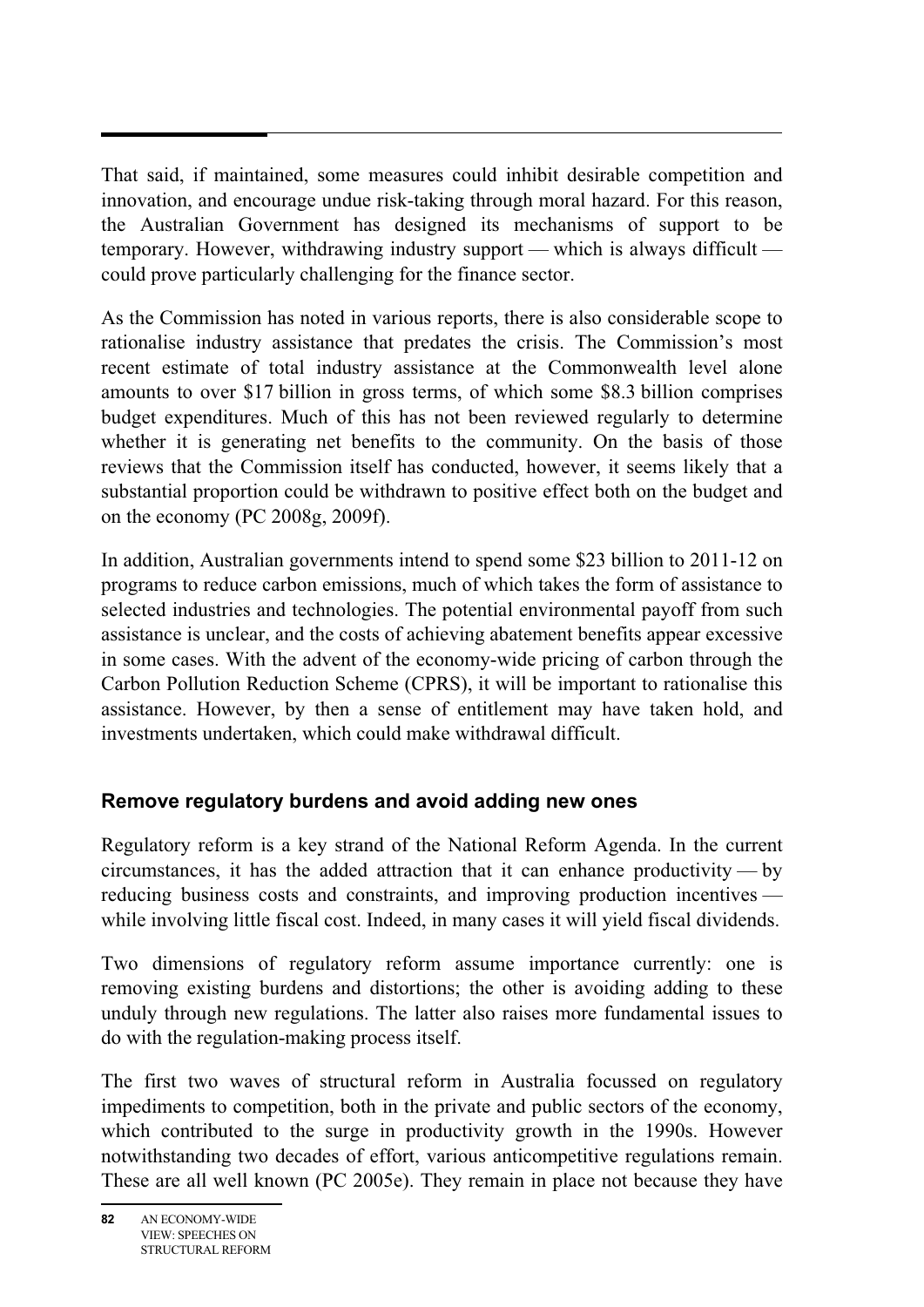That said, if maintained, some measures could inhibit desirable competition and innovation, and encourage undue risk-taking through moral hazard. For this reason, the Australian Government has designed its mechanisms of support to be temporary. However, withdrawing industry support — which is always difficult — could prove particularly challenging for the finance sector.

As the Commission has noted in various reports, there is also considerable scope to rationalise industry assistance that predates the crisis. The Commission's most recent estimate of total industry assistance at the Commonwealth level alone amounts to over \$17 billion in gross terms, of which some \$8.3 billion comprises budget expenditures. Much of this has not been reviewed regularly to determine whether it is generating net benefits to the community. On the basis of those reviews that the Commission itself has conducted, however, it seems likely that a substantial proportion could be withdrawn to positive effect both on the budget and on the economy (PC 2008g, 2009f).

In addition, Australian governments intend to spend some \$23 billion to 2011-12 on programs to reduce carbon emissions, much of which takes the form of assistance to selected industries and technologies. The potential environmental payoff from such assistance is unclear, and the costs of achieving abatement benefits appear excessive in some cases. With the advent of the economy-wide pricing of carbon through the Carbon Pollution Reduction Scheme (CPRS), it will be important to rationalise this assistance. However, by then a sense of entitlement may have taken hold, and investments undertaken, which could make withdrawal difficult.

### Remove regulatory burdens and avoid adding new ones

Regulatory reform is a key strand of the National Reform Agenda. In the current circumstances, it has the added attraction that it can enhance productivity — by reducing business costs and constraints, and improving production incentives — while involving little fiscal cost. Indeed, in many cases it will yield fiscal dividends.

Two dimensions of regulatory reform assume importance currently: one is removing existing burdens and distortions; the other is avoiding adding to these unduly through new regulations. The latter also raises more fundamental issues to do with the regulation-making process itself.

The first two waves of structural reform in Australia focussed on regulatory impediments to competition, both in the private and public sectors of the economy, which contributed to the surge in productivity growth in the 1990s. However notwithstanding two decades of effort, various anticompetitive regulations remain. These are all well known (PC 2005e). They remain in place not because they have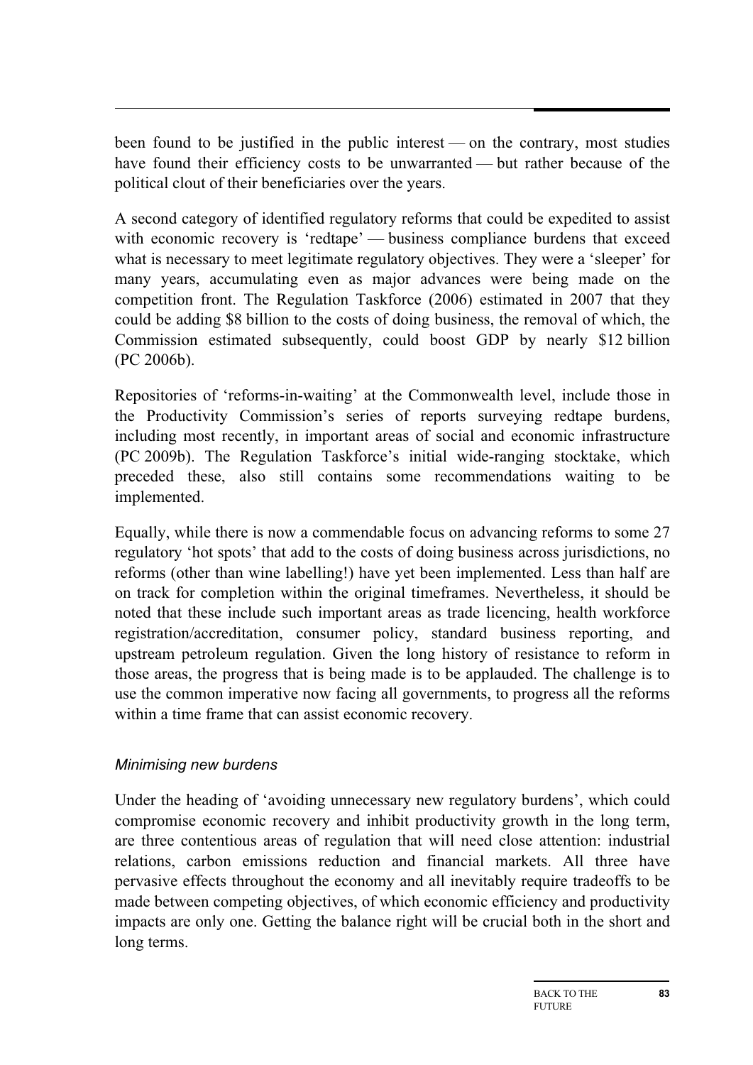been found to be justified in the public interest — on the contrary, most studies have found their efficiency costs to be unwarranted — but rather because of the political clout of their beneficiaries over the years.

A second category of identified regulatory reforms that could be expedited to assist with economic recovery is 'redtape' — business compliance burdens that exceed what is necessary to meet legitimate regulatory objectives. They were a 'sleeper' for many years, accumulating even as major advances were being made on the competition front. The Regulation Taskforce (2006) estimated in 2007 that they could be adding $8 billion to the costs of doing business, the removal of which, the Commission estimated subsequently, could boost GDP by nearly $12 billion (PC 2006b).

Repositories of 'reforms-in-waiting' at the Commonwealth level, include those in the Productivity Commission's series of reports surveying redtape burdens, including most recently, in important areas of social and economic infrastructure (PC 2009b). The Regulation Taskforce's initial wide-ranging stocktake, which preceded these, also still contains some recommendations waiting to be implemented.

Equally, while there is now a commendable focus on advancing reforms to some 27 regulatory 'hot spots' that add to the costs of doing business across jurisdictions, no reforms (other than wine labelling!) have yet been implemented. Less than half are on track for completion within the original timeframes. Nevertheless, it should be noted that these include such important areas as trade licencing, health workforce registration/accreditation, consumer policy, standard business reporting, and upstream petroleum regulation. Given the long history of resistance to reform in those areas, the progress that is being made is to be applauded. The challenge is to use the common imperative now facing all governments, to progress all the reforms within a time frame that can assist economic recovery.

*Minimising new burdens*

Under the heading of 'avoiding unnecessary new regulatory burdens', which could compromise economic recovery and inhibit productivity growth in the long term, are three contentious areas of regulation that will need close attention: industrial relations, carbon emissions reduction and financial markets. All three have pervasive effects throughout the economy and all inevitably require tradeoffs to be made between competing objectives, of which economic efficiency and productivity impacts are only one. Getting the balance right will be crucial both in the short and long terms.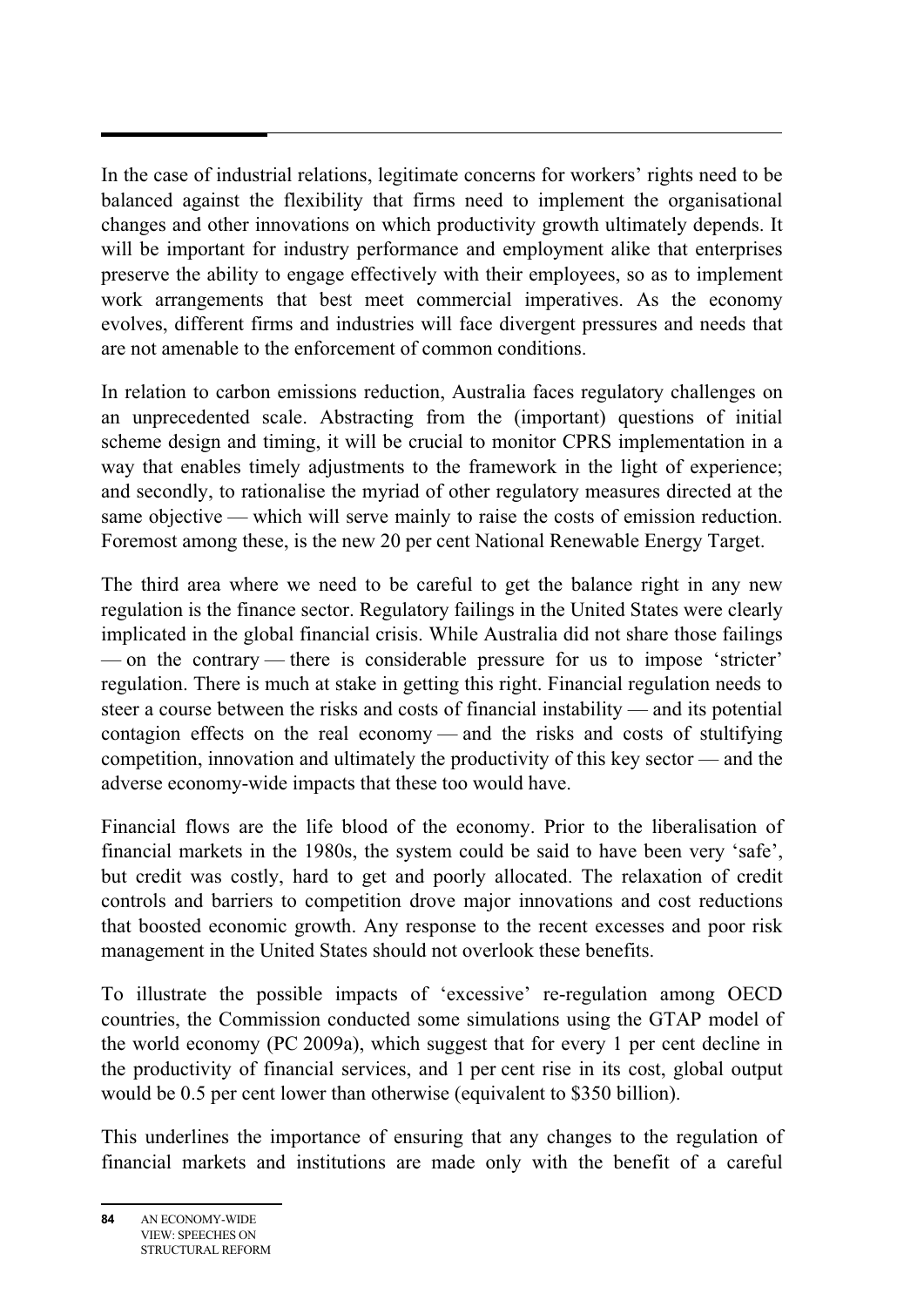In the case of industrial relations, legitimate concerns for workers' rights need to be balanced against the flexibility that firms need to implement the organisational changes and other innovations on which productivity growth ultimately depends. It will be important for industry performance and employment alike that enterprises preserve the ability to engage effectively with their employees, so as to implement work arrangements that best meet commercial imperatives. As the economy evolves, different firms and industries will face divergent pressures and needs that are not amenable to the enforcement of common conditions.

In relation to carbon emissions reduction, Australia faces regulatory challenges on an unprecedented scale. Abstracting from the (important) questions of initial scheme design and timing, it will be crucial to monitor CPRS implementation in a way that enables timely adjustments to the framework in the light of experience; and secondly, to rationalise the myriad of other regulatory measures directed at the same objective — which will serve mainly to raise the costs of emission reduction. Foremost among these, is the new 20 per cent National Renewable Energy Target.

The third area where we need to be careful to get the balance right in any new regulation is the finance sector. Regulatory failings in the United States were clearly implicated in the global financial crisis. While Australia did not share those failings — on the contrary — there is considerable pressure for us to impose 'stricter' regulation. There is much at stake in getting this right. Financial regulation needs to steer a course between the risks and costs of financial instability — and its potential contagion effects on the real economy — and the risks and costs of stultifying competition, innovation and ultimately the productivity of this key sector — and the adverse economy-wide impacts that these too would have.

Financial flows are the life blood of the economy. Prior to the liberalisation of financial markets in the 1980s, the system could be said to have been very 'safe', but credit was costly, hard to get and poorly allocated. The relaxation of credit controls and barriers to competition drove major innovations and cost reductions that boosted economic growth. Any response to the recent excesses and poor risk management in the United States should not overlook these benefits.

To illustrate the possible impacts of 'excessive' re-regulation among OECD countries, the Commission conducted some simulations using the GTAP model of the world economy (PC 2009a), which suggest that for every 1 per cent decline in the productivity of financial services, and 1 per cent rise in its cost, global output would be 0.5 per cent lower than otherwise (equivalent to $350 billion).

This underlines the importance of ensuring that any changes to the regulation of financial markets and institutions are made only with the benefit of a careful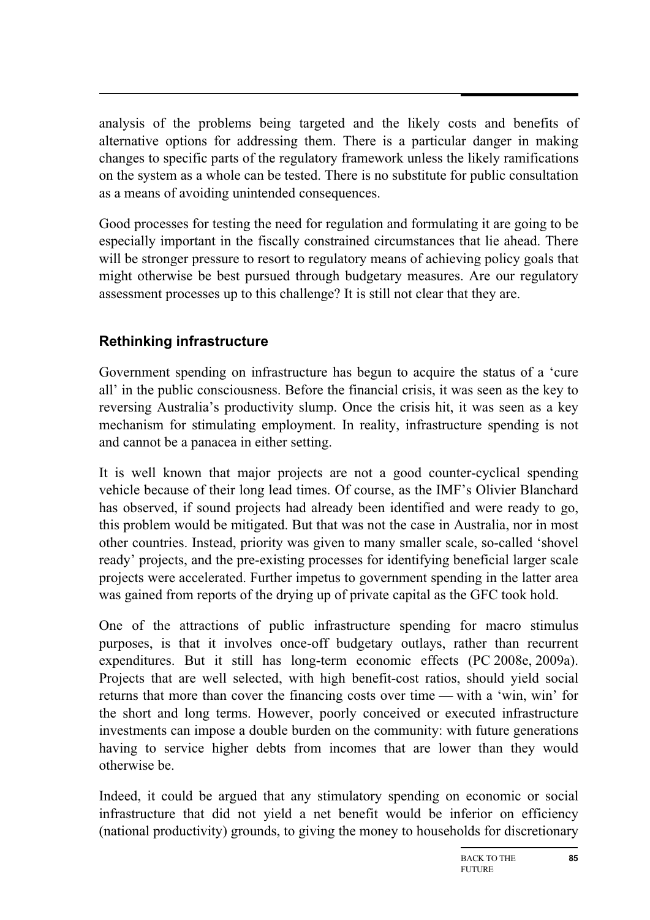analysis of the problems being targeted and the likely costs and benefits of alternative options for addressing them. There is a particular danger in making changes to specific parts of the regulatory framework unless the likely ramifications on the system as a whole can be tested. There is no substitute for public consultation as a means of avoiding unintended consequences.

Good processes for testing the need for regulation and formulating it are going to be especially important in the fiscally constrained circumstances that lie ahead. There will be stronger pressure to resort to regulatory means of achieving policy goals that might otherwise be best pursued through budgetary measures. Are our regulatory assessment processes up to this challenge? It is still not clear that they are.

### Rethinking infrastructure

Government spending on infrastructure has begun to acquire the status of a 'cure all' in the public consciousness. Before the financial crisis, it was seen as the key to reversing Australia's productivity slump. Once the crisis hit, it was seen as a key mechanism for stimulating employment. In reality, infrastructure spending is not and cannot be a panacea in either setting.

It is well known that major projects are not a good counter-cyclical spending vehicle because of their long lead times. Of course, as the IMF's Olivier Blanchard has observed, if sound projects had already been identified and were ready to go, this problem would be mitigated. But that was not the case in Australia, nor in most other countries. Instead, priority was given to many smaller scale, so-called 'shovel ready' projects, and the pre-existing processes for identifying beneficial larger scale projects were accelerated. Further impetus to government spending in the latter area was gained from reports of the drying up of private capital as the GFC took hold.

One of the attractions of public infrastructure spending for macro stimulus purposes, is that it involves once-off budgetary outlays, rather than recurrent expenditures. But it still has long-term economic effects (PC 2008e, 2009a). Projects that are well selected, with high benefit-cost ratios, should yield social returns that more than cover the financing costs over time — with a 'win, win' for the short and long terms. However, poorly conceived or executed infrastructure investments can impose a double burden on the community: with future generations having to service higher debts from incomes that are lower than they would otherwise be.

Indeed, it could be argued that any stimulatory spending on economic or social infrastructure that did not yield a net benefit would be inferior on efficiency (national productivity) grounds, to giving the money to households for discretionary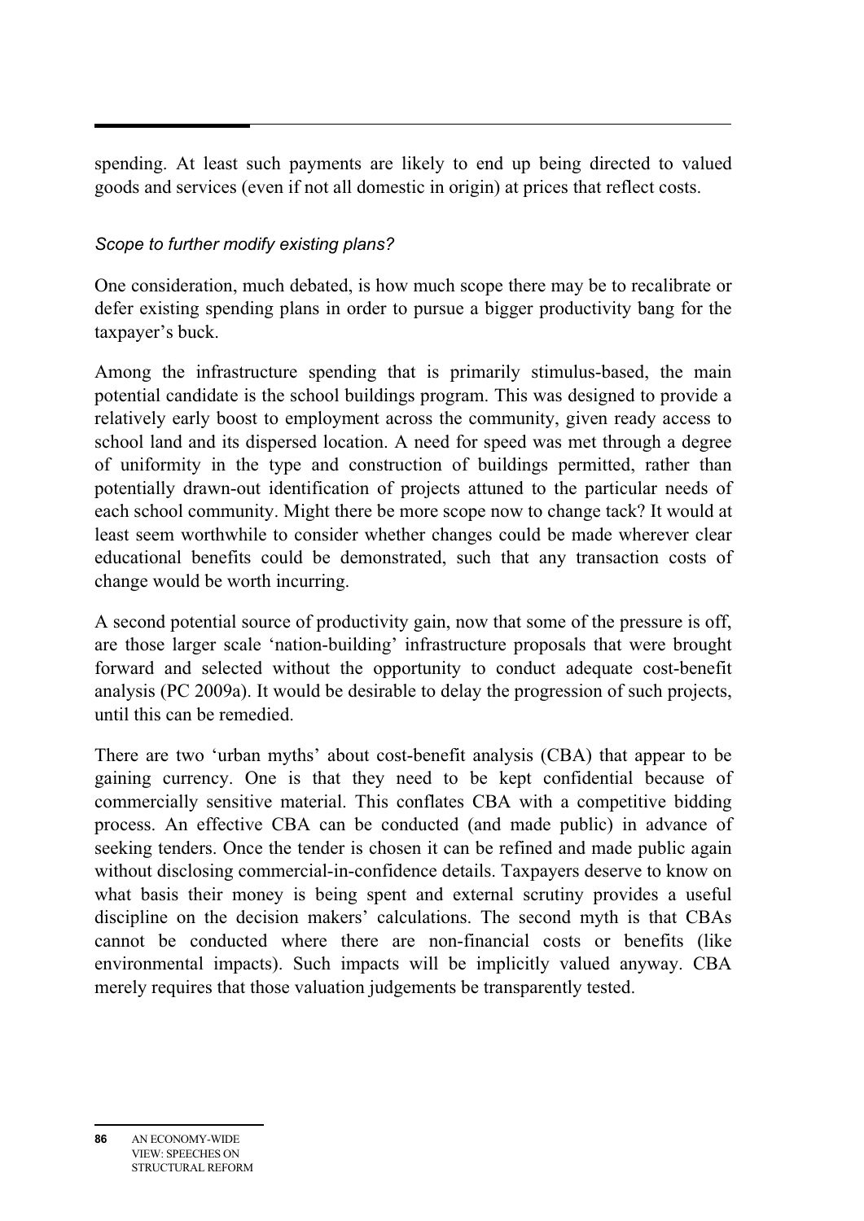spending. At least such payments are likely to end up being directed to valued goods and services (even if not all domestic in origin) at prices that reflect costs.

*Scope to further modify existing plans?*

One consideration, much debated, is how much scope there may be to recalibrate or defer existing spending plans in order to pursue a bigger productivity bang for the taxpayer's buck.

Among the infrastructure spending that is primarily stimulus-based, the main potential candidate is the school buildings program. This was designed to provide a relatively early boost to employment across the community, given ready access to school land and its dispersed location. A need for speed was met through a degree of uniformity in the type and construction of buildings permitted, rather than potentially drawn-out identification of projects attuned to the particular needs of each school community. Might there be more scope now to change tack? It would at least seem worthwhile to consider whether changes could be made wherever clear educational benefits could be demonstrated, such that any transaction costs of change would be worth incurring.

A second potential source of productivity gain, now that some of the pressure is off, are those larger scale 'nation-building' infrastructure proposals that were brought forward and selected without the opportunity to conduct adequate cost-benefit analysis (PC 2009a). It would be desirable to delay the progression of such projects, until this can be remedied.

There are two 'urban myths' about cost-benefit analysis (CBA) that appear to be gaining currency. One is that they need to be kept confidential because of commercially sensitive material. This conflates CBA with a competitive bidding process. An effective CBA can be conducted (and made public) in advance of seeking tenders. Once the tender is chosen it can be refined and made public again without disclosing commercial-in-confidence details. Taxpayers deserve to know on what basis their money is being spent and external scrutiny provides a useful discipline on the decision makers' calculations. The second myth is that CBAs cannot be conducted where there are non-financial costs or benefits (like environmental impacts). Such impacts will be implicitly valued anyway. CBA merely requires that those valuation judgements be transparently tested.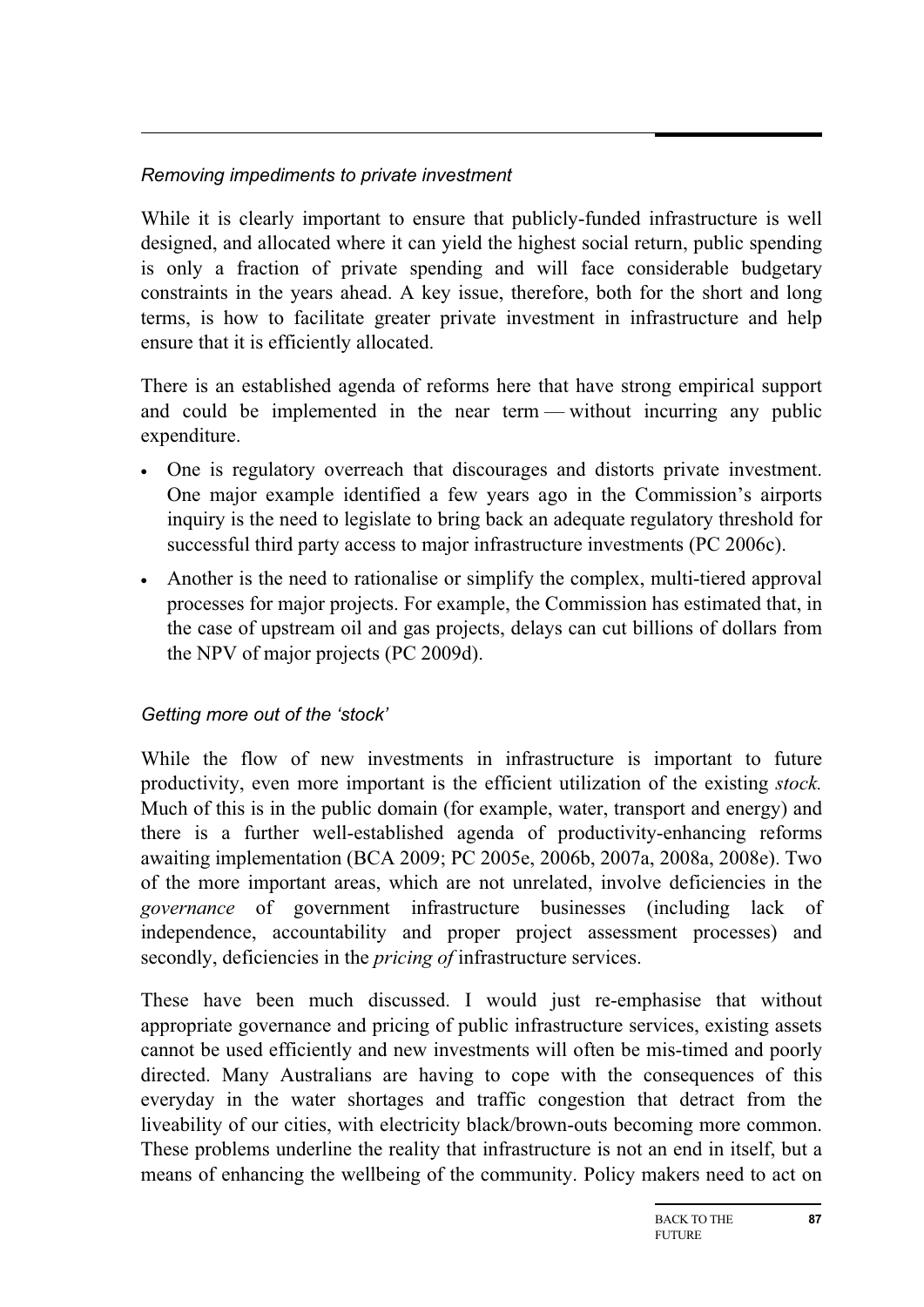*Removing impediments to private investment*

While it is clearly important to ensure that publicly-funded infrastructure is well designed, and allocated where it can yield the highest social return, public spending is only a fraction of private spending and will face considerable budgetary constraints in the years ahead. A key issue, therefore, both for the short and long terms, is how to facilitate greater private investment in infrastructure and help ensure that it is efficiently allocated.

There is an established agenda of reforms here that have strong empirical support and could be implemented in the near term — without incurring any public expenditure.

- One is regulatory overreach that discourages and distorts private investment. One major example identified a few years ago in the Commission's airports inquiry is the need to legislate to bring back an adequate regulatory threshold for successful third party access to major infrastructure investments (PC 2006c).
- Another is the need to rationalise or simplify the complex, multi-tiered approval processes for major projects. For example, the Commission has estimated that, in the case of upstream oil and gas projects, delays can cut billions of dollars from the NPV of major projects (PC 2009d).

*Getting more out of the 'stock'*

While the flow of new investments in infrastructure is important to future productivity, even more important is the efficient utilization of the existing *stock.* Much of this is in the public domain (for example, water, transport and energy) and there is a further well-established agenda of productivity-enhancing reforms awaiting implementation (BCA 2009; PC 2005e, 2006b, 2007a, 2008a, 2008e). Two of the more important areas, which are not unrelated, involve deficiencies in the *governance* of government infrastructure businesses (including lack of independence, accountability and proper project assessment processes) and secondly, deficiencies in the *pricing of* infrastructure services.

These have been much discussed. I would just re-emphasise that without appropriate governance and pricing of public infrastructure services, existing assets cannot be used efficiently and new investments will often be mis-timed and poorly directed. Many Australians are having to cope with the consequences of this everyday in the water shortages and traffic congestion that detract from the liveability of our cities, with electricity black/brown-outs becoming more common. These problems underline the reality that infrastructure is not an end in itself, but a means of enhancing the wellbeing of the community. Policy makers need to act on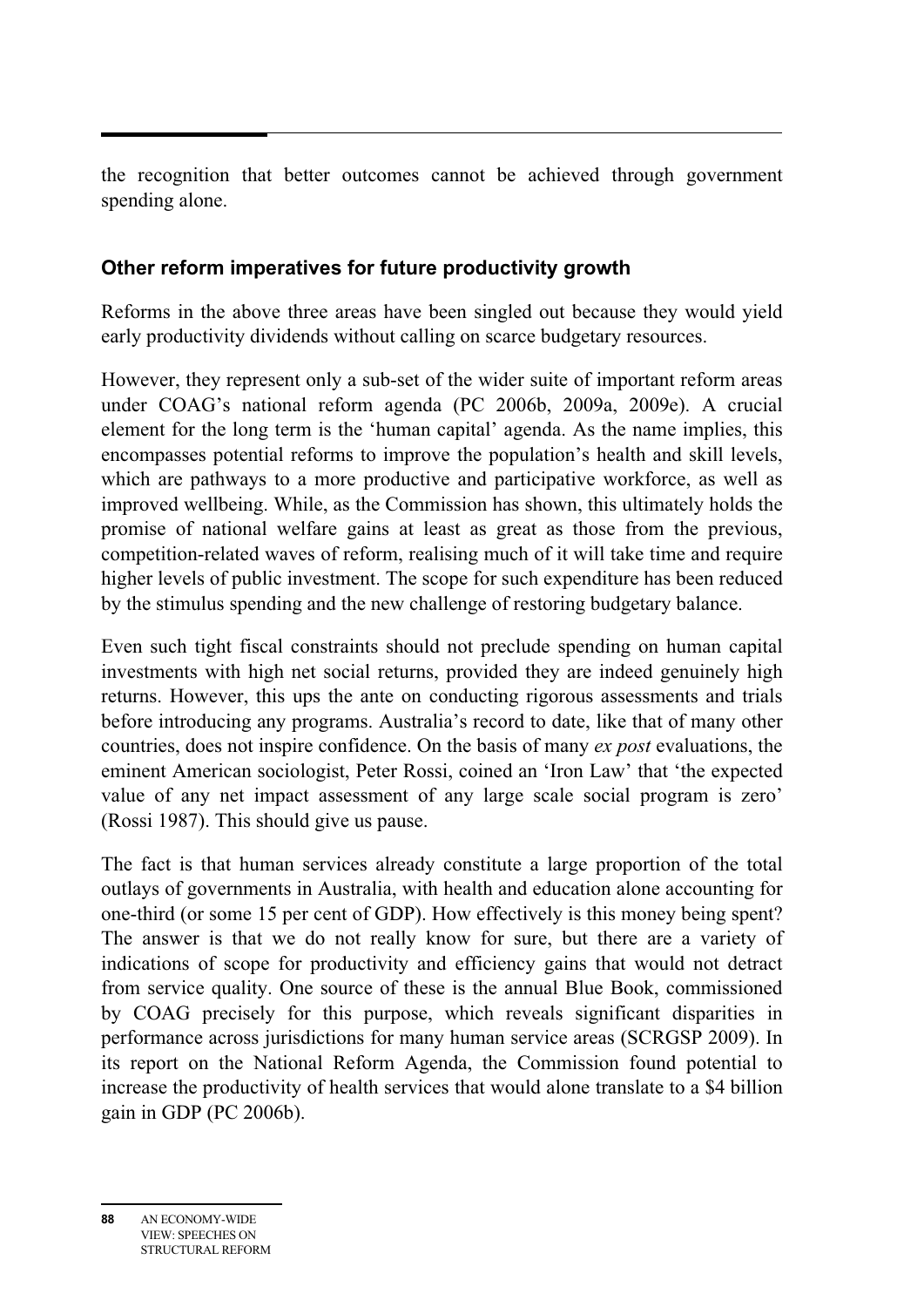the recognition that better outcomes cannot be achieved through government spending alone.

### Other reform imperatives for future productivity growth

Reforms in the above three areas have been singled out because they would yield early productivity dividends without calling on scarce budgetary resources.

However, they represent only a sub-set of the wider suite of important reform areas under COAG's national reform agenda (PC 2006b, 2009a, 2009e). A crucial element for the long term is the 'human capital' agenda. As the name implies, this encompasses potential reforms to improve the population's health and skill levels, which are pathways to a more productive and participative workforce, as well as improved wellbeing. While, as the Commission has shown, this ultimately holds the promise of national welfare gains at least as great as those from the previous, competition-related waves of reform, realising much of it will take time and require higher levels of public investment. The scope for such expenditure has been reduced by the stimulus spending and the new challenge of restoring budgetary balance.

Even such tight fiscal constraints should not preclude spending on human capital investments with high net social returns, provided they are indeed genuinely high returns. However, this ups the ante on conducting rigorous assessments and trials before introducing any programs. Australia's record to date, like that of many other countries, does not inspire confidence. On the basis of many *ex post* evaluations, the eminent American sociologist, Peter Rossi, coined an 'Iron Law' that 'the expected value of any net impact assessment of any large scale social program is zero' (Rossi 1987). This should give us pause.

The fact is that human services already constitute a large proportion of the total outlays of governments in Australia, with health and education alone accounting for one-third (or some 15 per cent of GDP). How effectively is this money being spent? The answer is that we do not really know for sure, but there are a variety of indications of scope for productivity and efficiency gains that would not detract from service quality. One source of these is the annual Blue Book, commissioned by COAG precisely for this purpose, which reveals significant disparities in performance across jurisdictions for many human service areas (SCRGSP 2009). In its report on the National Reform Agenda, the Commission found potential to increase the productivity of health services that would alone translate to a $4 billion gain in GDP (PC 2006b).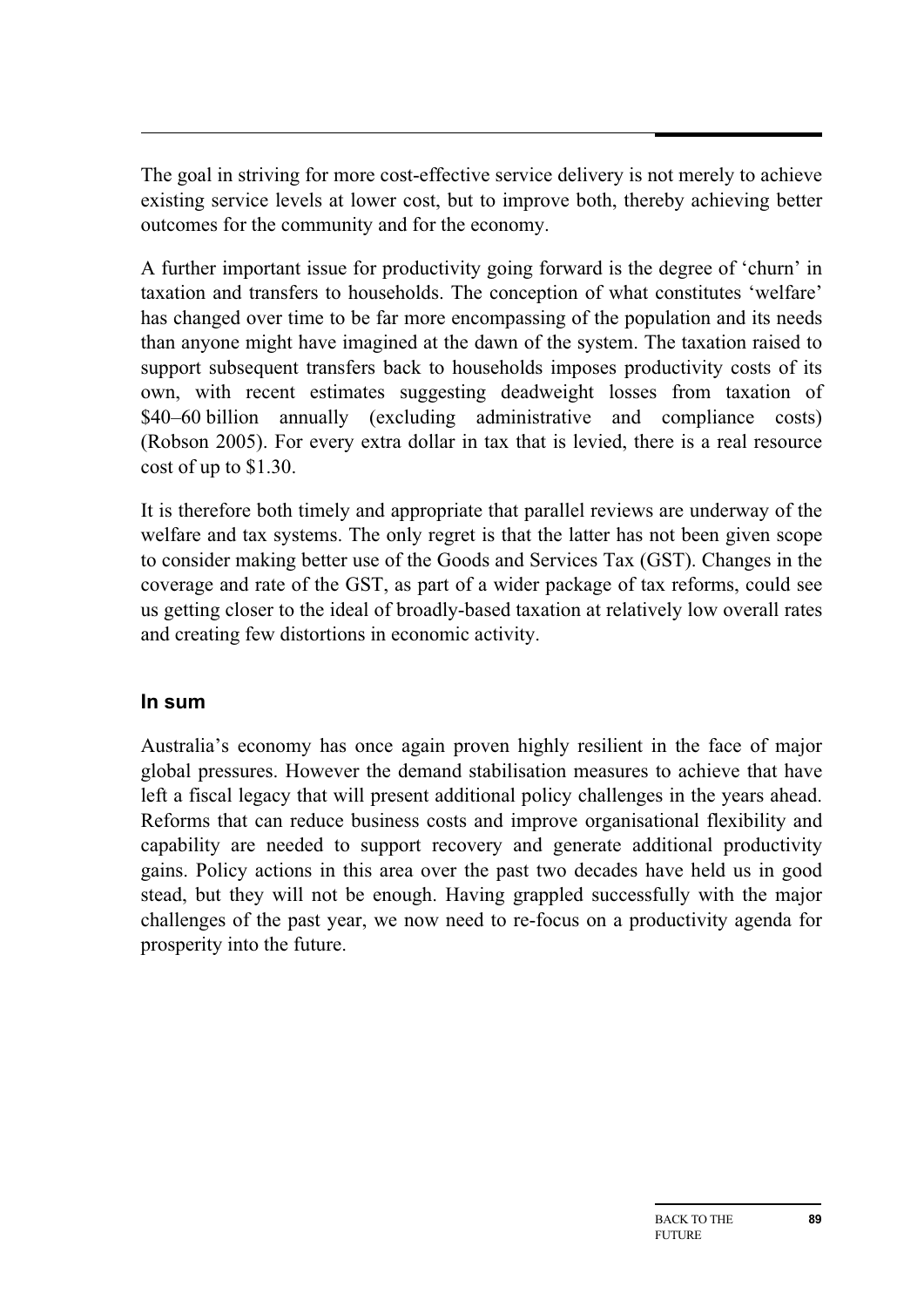The goal in striving for more cost-effective service delivery is not merely to achieve existing service levels at lower cost, but to improve both, thereby achieving better outcomes for the community and for the economy.

A further important issue for productivity going forward is the degree of 'churn' in taxation and transfers to households. The conception of what constitutes 'welfare' has changed over time to be far more encompassing of the population and its needs than anyone might have imagined at the dawn of the system. The taxation raised to support subsequent transfers back to households imposes productivity costs of its own, with recent estimates suggesting deadweight losses from taxation of $40–60 billion annually (excluding administrative and compliance costs) (Robson 2005). For every extra dollar in tax that is levied, there is a real resource cost of up to $1.30.

It is therefore both timely and appropriate that parallel reviews are underway of the welfare and tax systems. The only regret is that the latter has not been given scope to consider making better use of the Goods and Services Tax (GST). Changes in the coverage and rate of the GST, as part of a wider package of tax reforms, could see us getting closer to the ideal of broadly-based taxation at relatively low overall rates and creating few distortions in economic activity.

### In sum

Australia's economy has once again proven highly resilient in the face of major global pressures. However the demand stabilisation measures to achieve that have left a fiscal legacy that will present additional policy challenges in the years ahead. Reforms that can reduce business costs and improve organisational flexibility and capability are needed to support recovery and generate additional productivity gains. Policy actions in this area over the past two decades have held us in good stead, but they will not be enough. Having grappled successfully with the major challenges of the past year, we now need to re-focus on a productivity agenda for prosperity into the future.